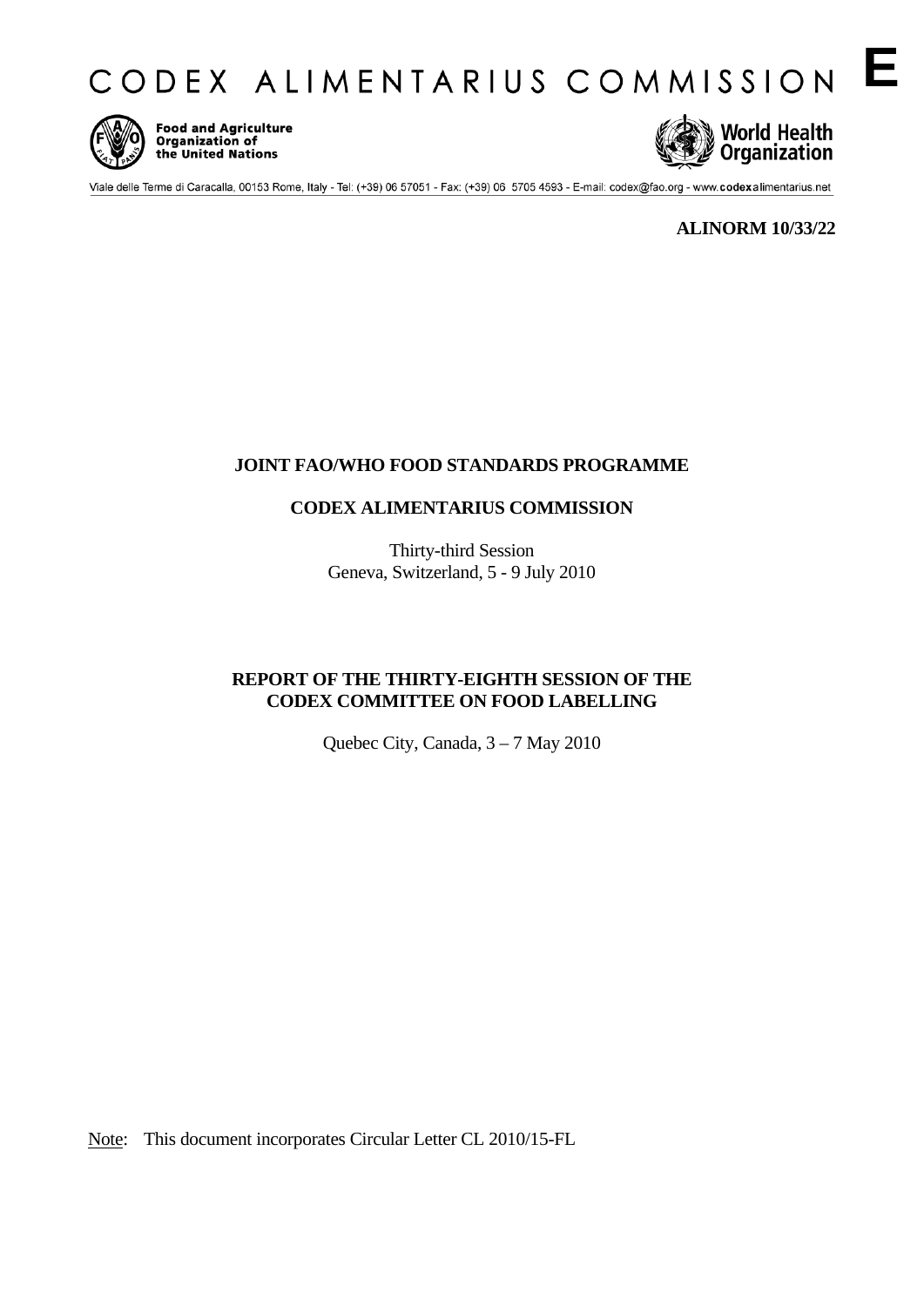# CODEX ALIMENTARIUS COMMISSION

**E**

Food and Agriculture Organization of the United Nations

World Health Organization

Viale delle Terme di Caracalla, 00153 Rome, Italy - Tel: (+39) 06 57051 - Fax: (+39) 06 5705 4593 - E-mail: codex@fao.org - www.codexalimentarius.net

**ALINORM 10/33/22**

**JOINT FAO/WHO FOOD STANDARDS PROGRAMME**

**CODEX ALIMENTARIUS COMMISSION**

Thirty-third Session
Geneva, Switzerland, 5 - 9 July 2010

**REPORT OF THE THIRTY-EIGHTH SESSION OF THE CODEX COMMITTEE ON FOOD LABELLING**

Quebec City, Canada, 3 – 7 May 2010

Note: This document incorporates Circular Letter CL 2010/15-FL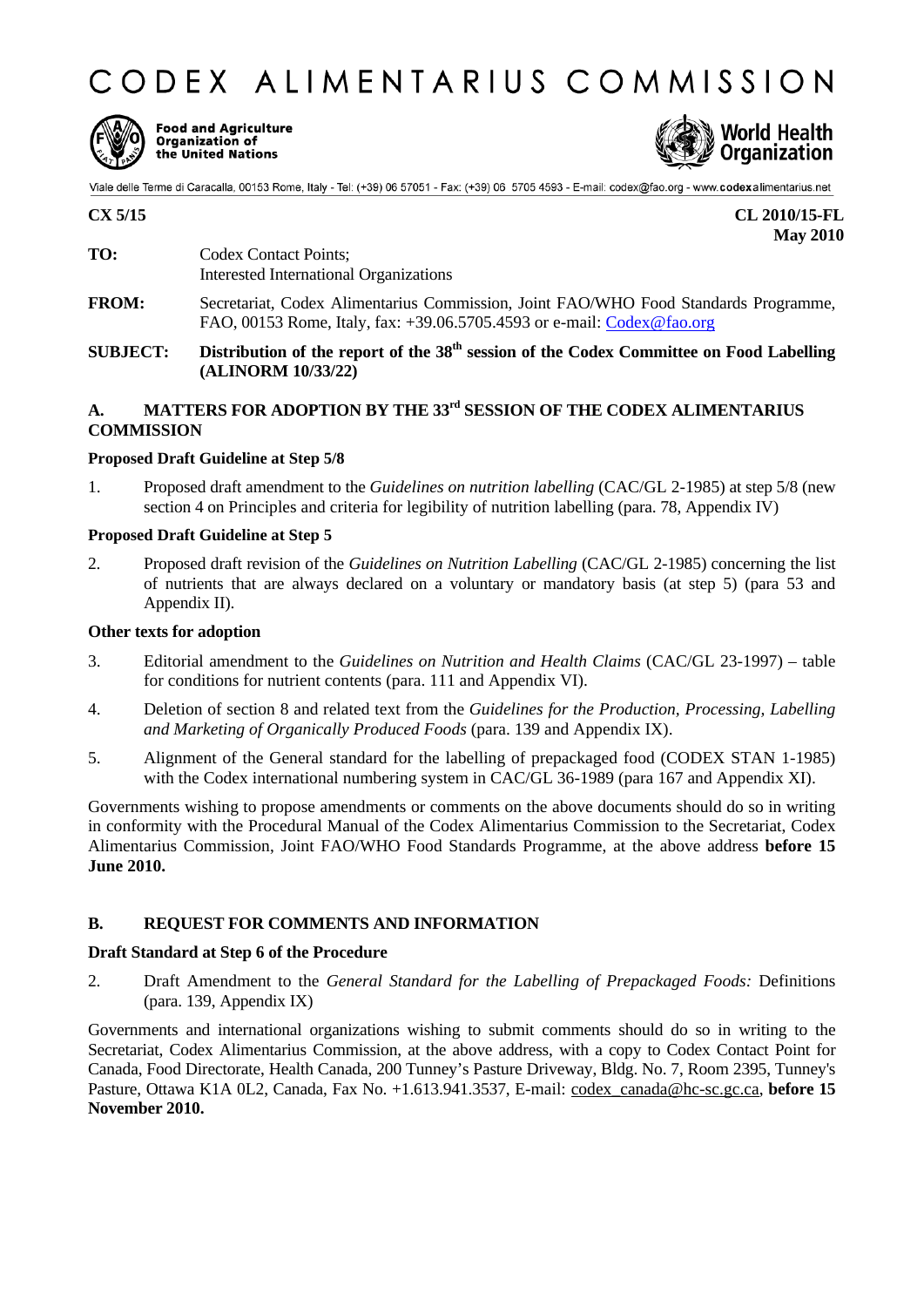# CODEX ALIMENTARIUS COMMISSION

Food and Agriculture Organization of the United Nations

World Health Organization

Viale delle Terme di Caracalla, 00153 Rome, Italy - Tel: (+39) 06 57051 - Fax: (+39) 06 5705 4593 - E-mail: codex@fao.org - www.codexalimentarius.net

**CX 5/15** **CL 2010/15-FL**
**May 2010**

**TO:** Codex Contact Points;
Interested International Organizations

**FROM:** Secretariat, Codex Alimentarius Commission, Joint FAO/WHO Food Standards Programme, FAO, 00153 Rome, Italy, fax: +39.06.5705.4593 or e-mail: Codex@fao.org

**SUBJECT:** **Distribution of the report of the 38th session of the Codex Committee on Food Labelling (ALINORM 10/33/22)**

## A. MATTERS FOR ADOPTION BY THE 33rd SESSION OF THE CODEX ALIMENTARIUS COMMISSION

### Proposed Draft Guideline at Step 5/8

1. Proposed draft amendment to the *Guidelines on nutrition labelling* (CAC/GL 2-1985) at step 5/8 (new section 4 on Principles and criteria for legibility of nutrition labelling (para. 78, Appendix IV)

### Proposed Draft Guideline at Step 5

2. Proposed draft revision of the *Guidelines on Nutrition Labelling* (CAC/GL 2-1985) concerning the list of nutrients that are always declared on a voluntary or mandatory basis (at step 5) (para 53 and Appendix II).

### Other texts for adoption

3. Editorial amendment to the *Guidelines on Nutrition and Health Claims* (CAC/GL 23-1997) – table for conditions for nutrient contents (para. 111 and Appendix VI).

4. Deletion of section 8 and related text from the *Guidelines for the Production, Processing, Labelling and Marketing of Organically Produced Foods* (para. 139 and Appendix IX).

5. Alignment of the General standard for the labelling of prepackaged food (CODEX STAN 1-1985) with the Codex international numbering system in CAC/GL 36-1989 (para 167 and Appendix XI).

Governments wishing to propose amendments or comments on the above documents should do so in writing in conformity with the Procedural Manual of the Codex Alimentarius Commission to the Secretariat, Codex Alimentarius Commission, Joint FAO/WHO Food Standards Programme, at the above address **before 15 June 2010.**

## B. REQUEST FOR COMMENTS AND INFORMATION

### Draft Standard at Step 6 of the Procedure

2. Draft Amendment to the *General Standard for the Labelling of Prepackaged Foods:* Definitions (para. 139, Appendix IX)

Governments and international organizations wishing to submit comments should do so in writing to the Secretariat, Codex Alimentarius Commission, at the above address, with a copy to Codex Contact Point for Canada, Food Directorate, Health Canada, 200 Tunney's Pasture Driveway, Bldg. No. 7, Room 2395, Tunney's Pasture, Ottawa K1A 0L2, Canada, Fax No. +1.613.941.3537, E-mail: codex_canada@hc-sc.gc.ca, **before 15 November 2010.**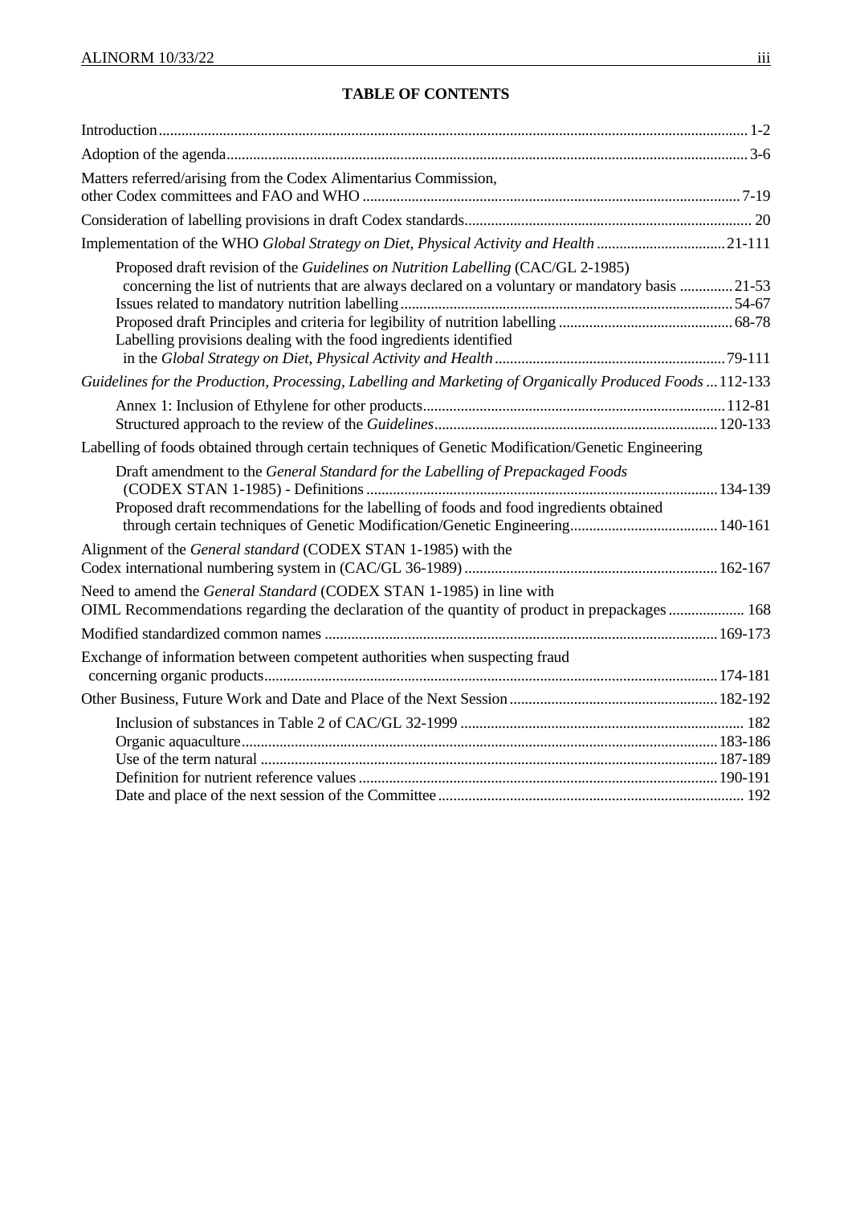**TABLE OF CONTENTS**

| | |
|---|---|
| Introduction | 1-2 |
| Adoption of the agenda | 3-6 |
| Matters referred/arising from the Codex Alimentarius Commission, other Codex committees and FAO and WHO | 7-19 |
| Consideration of labelling provisions in draft Codex standards | 20 |
| Implementation of the WHO *Global Strategy on Diet, Physical Activity and Health* | 21-111 |
| Proposed draft revision of the *Guidelines on Nutrition Labelling* (CAC/GL 2-1985) concerning the list of nutrients that are always declared on a voluntary or mandatory basis | 21-53 |
| Issues related to mandatory nutrition labelling | 54-67 |
| Proposed draft Principles and criteria for legibility of nutrition labelling | 68-78 |
| Labelling provisions dealing with the food ingredients identified in the *Global Strategy on Diet, Physical Activity and Health* | 79-111 |
| *Guidelines for the Production, Processing, Labelling and Marketing of Organically Produced Foods* | 112-133 |
| Annex 1: Inclusion of Ethylene for other products | 112-81 |
| Structured approach to the review of the *Guidelines* | 120-133 |
| Labelling of foods obtained through certain techniques of Genetic Modification/Genetic Engineering | |
| Draft amendment to the *General Standard for the Labelling of Prepackaged Foods* (CODEX STAN 1-1985) - Definitions | 134-139 |
| Proposed draft recommendations for the labelling of foods and food ingredients obtained through certain techniques of Genetic Modification/Genetic Engineering | 140-161 |
| Alignment of the *General standard* (CODEX STAN 1-1985) with the Codex international numbering system in (CAC/GL 36-1989) | 162-167 |
| Need to amend the *General Standard* (CODEX STAN 1-1985) in line with OIML Recommendations regarding the declaration of the quantity of product in prepackages | 168 |
| Modified standardized common names | 169-173 |
| Exchange of information between competent authorities when suspecting fraud concerning organic products | 174-181 |
| Other Business, Future Work and Date and Place of the Next Session | 182-192 |
| Inclusion of substances in Table 2 of CAC/GL 32-1999 | 182 |
| Organic aquaculture | 183-186 |
| Use of the term natural | 187-189 |
| Definition for nutrient reference values | 190-191 |
| Date and place of the next session of the Committee | 192 |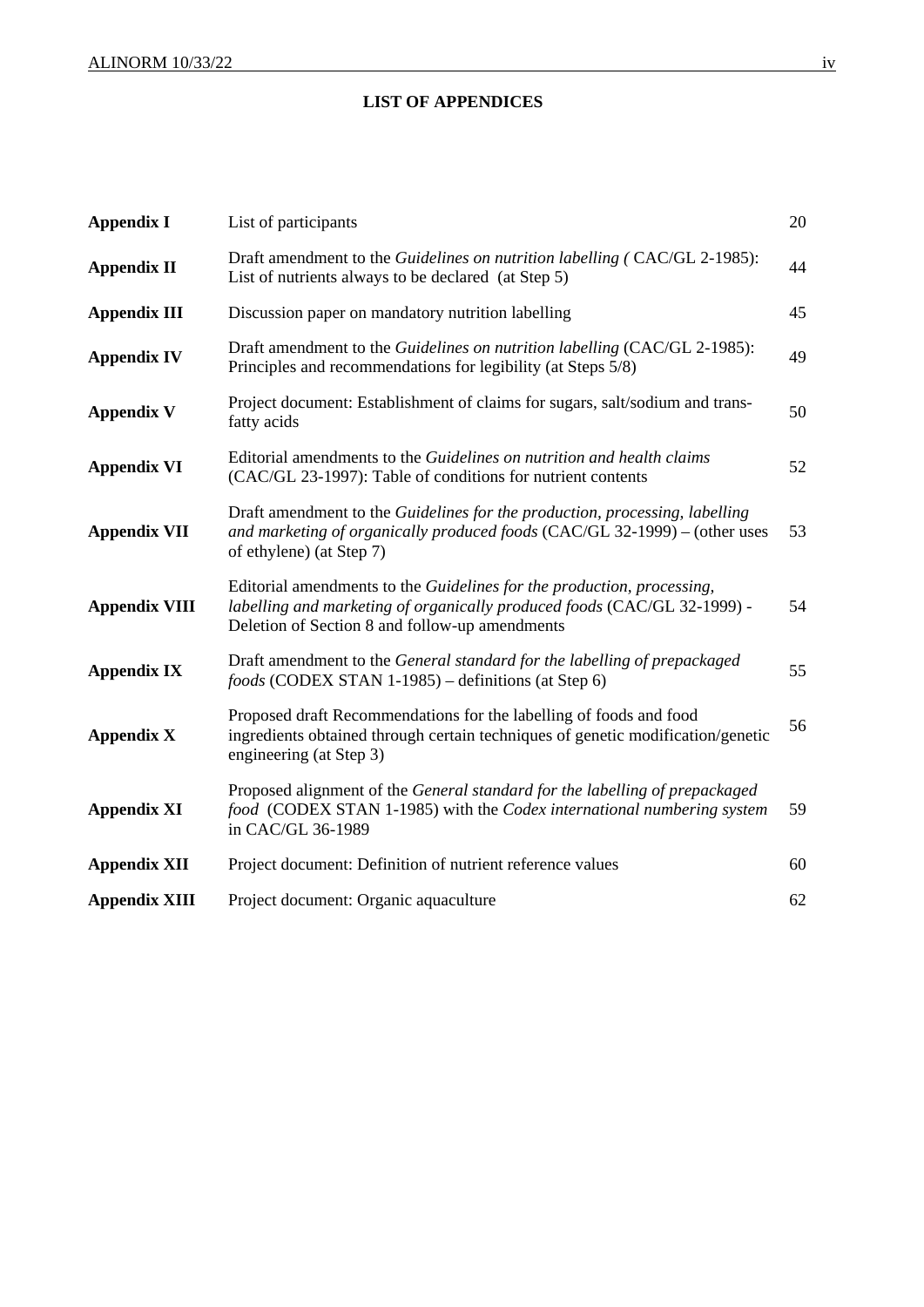## LIST OF APPENDICES

| | | |
|---|---|---|
| **Appendix I** | List of participants | 20 |
| **Appendix II** | Draft amendment to the *Guidelines on nutrition labelling (* CAC/GL 2-1985): List of nutrients always to be declared (at Step 5) | 44 |
| **Appendix III** | Discussion paper on mandatory nutrition labelling | 45 |
| **Appendix IV** | Draft amendment to the *Guidelines on nutrition labelling* (CAC/GL 2-1985): Principles and recommendations for legibility (at Steps 5/8) | 49 |
| **Appendix V** | Project document: Establishment of claims for sugars, salt/sodium and trans-fatty acids | 50 |
| **Appendix VI** | Editorial amendments to the *Guidelines on nutrition and health claims* (CAC/GL 23-1997): Table of conditions for nutrient contents | 52 |
| **Appendix VII** | Draft amendment to the *Guidelines for the production, processing, labelling and marketing of organically produced foods* (CAC/GL 32-1999) – (other uses of ethylene) (at Step 7) | 53 |
| **Appendix VIII** | Editorial amendments to the *Guidelines for the production, processing, labelling and marketing of organically produced foods* (CAC/GL 32-1999) - Deletion of Section 8 and follow-up amendments | 54 |
| **Appendix IX** | Draft amendment to the *General standard for the labelling of prepackaged foods* (CODEX STAN 1-1985) – definitions (at Step 6) | 55 |
| **Appendix X** | Proposed draft Recommendations for the labelling of foods and food ingredients obtained through certain techniques of genetic modification/genetic engineering (at Step 3) | 56 |
| **Appendix XI** | Proposed alignment of the *General standard for the labelling of prepackaged food* (CODEX STAN 1-1985) with the *Codex international numbering system* in CAC/GL 36-1989 | 59 |
| **Appendix XII** | Project document: Definition of nutrient reference values | 60 |
| **Appendix XIII** | Project document: Organic aquaculture | 62 |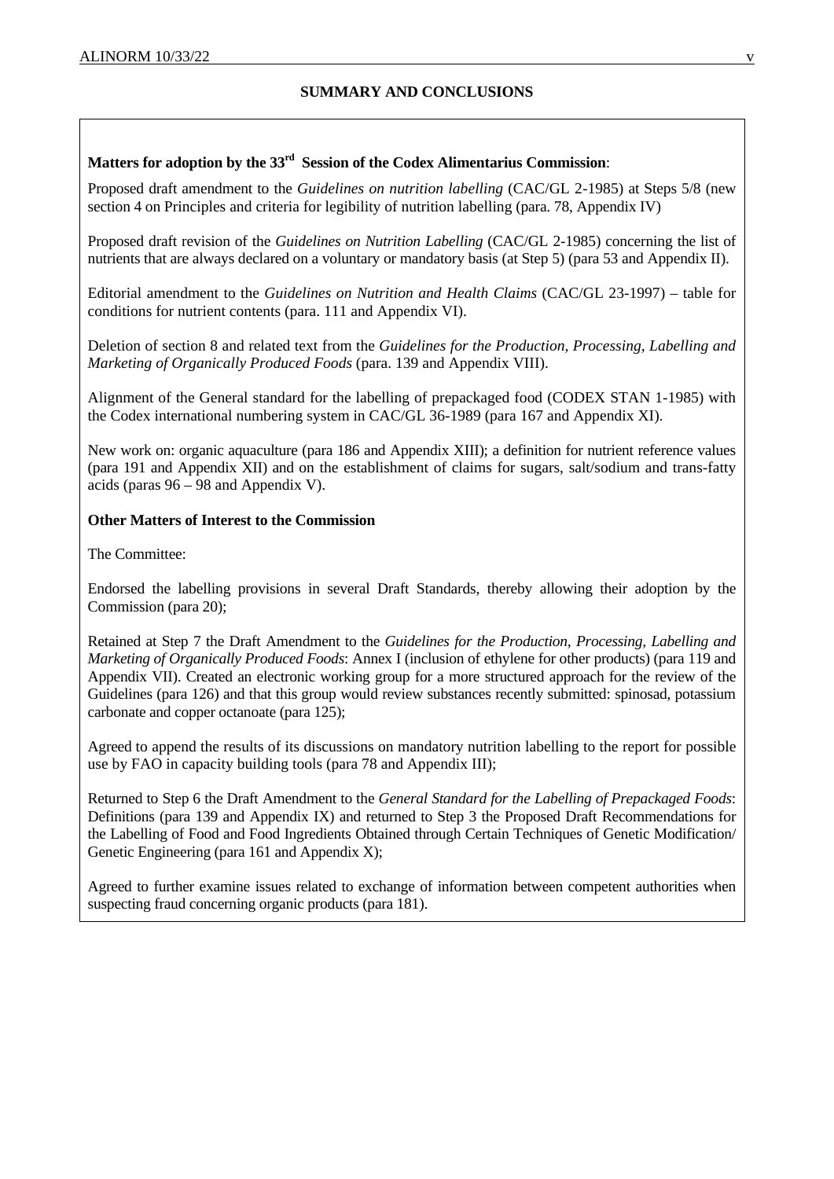## SUMMARY AND CONCLUSIONS

**Matters for adoption by the 33rd Session of the Codex Alimentarius Commission**:

Proposed draft amendment to the *Guidelines on nutrition labelling* (CAC/GL 2-1985) at Steps 5/8 (new section 4 on Principles and criteria for legibility of nutrition labelling (para. 78, Appendix IV)

Proposed draft revision of the *Guidelines on Nutrition Labelling* (CAC/GL 2-1985) concerning the list of nutrients that are always declared on a voluntary or mandatory basis (at Step 5) (para 53 and Appendix II).

Editorial amendment to the *Guidelines on Nutrition and Health Claims* (CAC/GL 23-1997) – table for conditions for nutrient contents (para. 111 and Appendix VI).

Deletion of section 8 and related text from the *Guidelines for the Production, Processing, Labelling and Marketing of Organically Produced Foods* (para. 139 and Appendix VIII).

Alignment of the General standard for the labelling of prepackaged food (CODEX STAN 1-1985) with the Codex international numbering system in CAC/GL 36-1989 (para 167 and Appendix XI).

New work on: organic aquaculture (para 186 and Appendix XIII); a definition for nutrient reference values (para 191 and Appendix XII) and on the establishment of claims for sugars, salt/sodium and trans-fatty acids (paras 96 – 98 and Appendix V).

**Other Matters of Interest to the Commission**

The Committee:

Endorsed the labelling provisions in several Draft Standards, thereby allowing their adoption by the Commission (para 20);

Retained at Step 7 the Draft Amendment to the *Guidelines for the Production, Processing, Labelling and Marketing of Organically Produced Foods*: Annex I (inclusion of ethylene for other products) (para 119 and Appendix VII). Created an electronic working group for a more structured approach for the review of the Guidelines (para 126) and that this group would review substances recently submitted: spinosad, potassium carbonate and copper octanoate (para 125);

Agreed to append the results of its discussions on mandatory nutrition labelling to the report for possible use by FAO in capacity building tools (para 78 and Appendix III);

Returned to Step 6 the Draft Amendment to the *General Standard for the Labelling of Prepackaged Foods*: Definitions (para 139 and Appendix IX) and returned to Step 3 the Proposed Draft Recommendations for the Labelling of Food and Food Ingredients Obtained through Certain Techniques of Genetic Modification/ Genetic Engineering (para 161 and Appendix X);

Agreed to further examine issues related to exchange of information between competent authorities when suspecting fraud concerning organic products (para 181).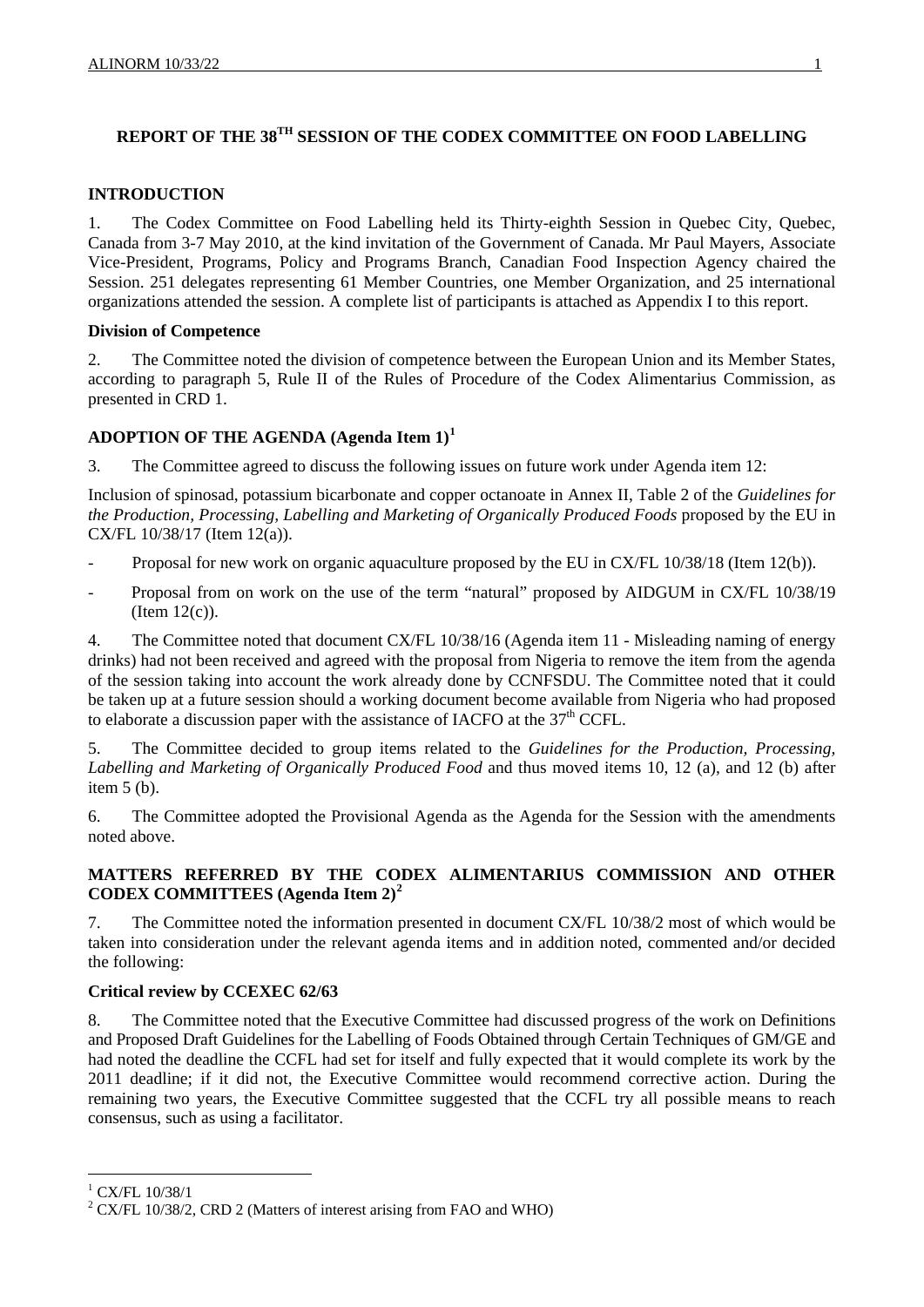# REPORT OF THE 38$^{TH}$ SESSION OF THE CODEX COMMITTEE ON FOOD LABELLING

## INTRODUCTION

1. The Codex Committee on Food Labelling held its Thirty-eighth Session in Quebec City, Quebec, Canada from 3-7 May 2010, at the kind invitation of the Government of Canada. Mr Paul Mayers, Associate Vice-President, Programs, Policy and Programs Branch, Canadian Food Inspection Agency chaired the Session. 251 delegates representing 61 Member Countries, one Member Organization, and 25 international organizations attended the session. A complete list of participants is attached as Appendix I to this report.

### Division of Competence

2. The Committee noted the division of competence between the European Union and its Member States, according to paragraph 5, Rule II of the Rules of Procedure of the Codex Alimentarius Commission, as presented in CRD 1.

## ADOPTION OF THE AGENDA (Agenda Item 1)[1]

3. The Committee agreed to discuss the following issues on future work under Agenda item 12:

Inclusion of spinosad, potassium bicarbonate and copper octanoate in Annex II, Table 2 of the *Guidelines for the Production, Processing, Labelling and Marketing of Organically Produced Foods* proposed by the EU in CX/FL 10/38/17 (Item 12(a)).

- Proposal for new work on organic aquaculture proposed by the EU in CX/FL 10/38/18 (Item 12(b)).
- Proposal from on work on the use of the term "natural" proposed by AIDGUM in CX/FL 10/38/19 (Item 12(c)).

4. The Committee noted that document CX/FL 10/38/16 (Agenda item 11 - Misleading naming of energy drinks) had not been received and agreed with the proposal from Nigeria to remove the item from the agenda of the session taking into account the work already done by CCNFSDU. The Committee noted that it could be taken up at a future session should a working document become available from Nigeria who had proposed to elaborate a discussion paper with the assistance of IACFO at the 37$^{th}$ CCFL.

5. The Committee decided to group items related to the *Guidelines for the Production, Processing, Labelling and Marketing of Organically Produced Food* and thus moved items 10, 12 (a), and 12 (b) after item 5 (b).

6. The Committee adopted the Provisional Agenda as the Agenda for the Session with the amendments noted above.

## MATTERS REFERRED BY THE CODEX ALIMENTARIUS COMMISSION AND OTHER CODEX COMMITTEES (Agenda Item 2)[2]

7. The Committee noted the information presented in document CX/FL 10/38/2 most of which would be taken into consideration under the relevant agenda items and in addition noted, commented and/or decided the following:

### Critical review by CCEXEC 62/63

8. The Committee noted that the Executive Committee had discussed progress of the work on Definitions and Proposed Draft Guidelines for the Labelling of Foods Obtained through Certain Techniques of GM/GE and had noted the deadline the CCFL had set for itself and fully expected that it would complete its work by the 2011 deadline; if it did not, the Executive Committee would recommend corrective action. During the remaining two years, the Executive Committee suggested that the CCFL try all possible means to reach consensus, such as using a facilitator.

---

[1] CX/FL 10/38/1

[2] CX/FL 10/38/2, CRD 2 (Matters of interest arising from FAO and WHO)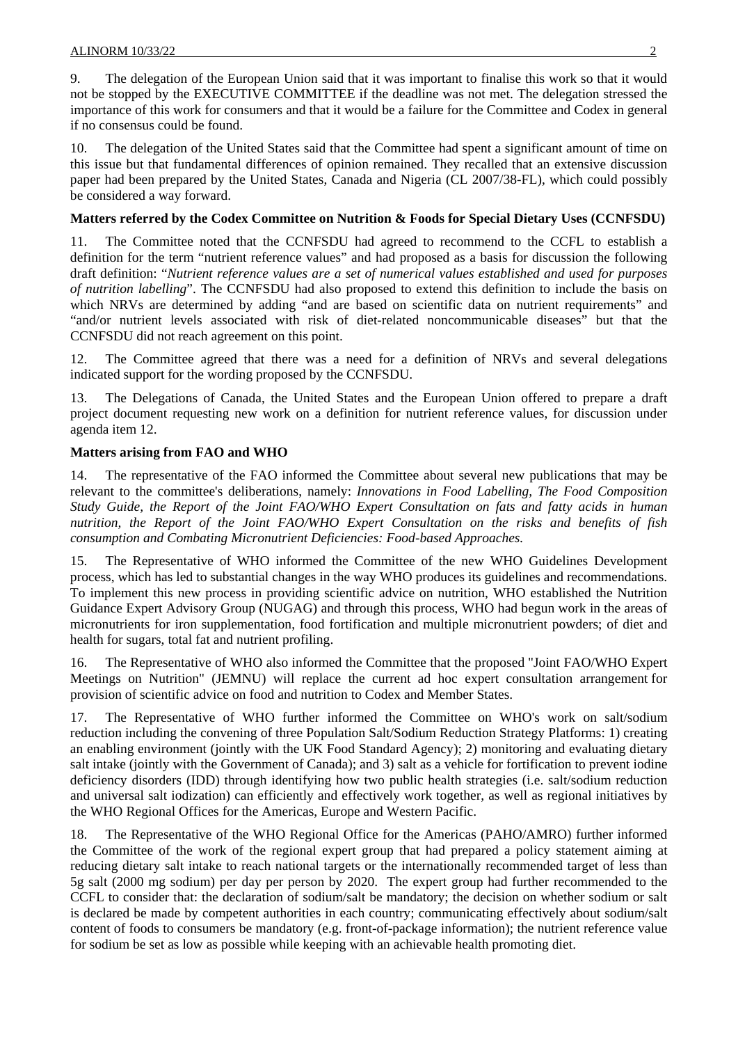9. The delegation of the European Union said that it was important to finalise this work so that it would not be stopped by the EXECUTIVE COMMITTEE if the deadline was not met. The delegation stressed the importance of this work for consumers and that it would be a failure for the Committee and Codex in general if no consensus could be found.

10. The delegation of the United States said that the Committee had spent a significant amount of time on this issue but that fundamental differences of opinion remained. They recalled that an extensive discussion paper had been prepared by the United States, Canada and Nigeria (CL 2007/38-FL), which could possibly be considered a way forward.

**Matters referred by the Codex Committee on Nutrition & Foods for Special Dietary Uses (CCNFSDU)**

11. The Committee noted that the CCNFSDU had agreed to recommend to the CCFL to establish a definition for the term "nutrient reference values" and had proposed as a basis for discussion the following draft definition: "*Nutrient reference values are a set of numerical values established and used for purposes of nutrition labelling*". The CCNFSDU had also proposed to extend this definition to include the basis on which NRVs are determined by adding "and are based on scientific data on nutrient requirements" and "and/or nutrient levels associated with risk of diet-related noncommunicable diseases" but that the CCNFSDU did not reach agreement on this point.

12. The Committee agreed that there was a need for a definition of NRVs and several delegations indicated support for the wording proposed by the CCNFSDU.

13. The Delegations of Canada, the United States and the European Union offered to prepare a draft project document requesting new work on a definition for nutrient reference values, for discussion under agenda item 12.

**Matters arising from FAO and WHO**

14. The representative of the FAO informed the Committee about several new publications that may be relevant to the committee's deliberations, namely: *Innovations in Food Labelling, The Food Composition Study Guide, the Report of the Joint FAO/WHO Expert Consultation on fats and fatty acids in human nutrition, the Report of the Joint FAO/WHO Expert Consultation on the risks and benefits of fish consumption and Combating Micronutrient Deficiencies: Food-based Approaches.*

15. The Representative of WHO informed the Committee of the new WHO Guidelines Development process, which has led to substantial changes in the way WHO produces its guidelines and recommendations. To implement this new process in providing scientific advice on nutrition, WHO established the Nutrition Guidance Expert Advisory Group (NUGAG) and through this process, WHO had begun work in the areas of micronutrients for iron supplementation, food fortification and multiple micronutrient powders; of diet and health for sugars, total fat and nutrient profiling.

16. The Representative of WHO also informed the Committee that the proposed "Joint FAO/WHO Expert Meetings on Nutrition" (JEMNU) will replace the current ad hoc expert consultation arrangement for provision of scientific advice on food and nutrition to Codex and Member States.

17. The Representative of WHO further informed the Committee on WHO's work on salt/sodium reduction including the convening of three Population Salt/Sodium Reduction Strategy Platforms: 1) creating an enabling environment (jointly with the UK Food Standard Agency); 2) monitoring and evaluating dietary salt intake (jointly with the Government of Canada); and 3) salt as a vehicle for fortification to prevent iodine deficiency disorders (IDD) through identifying how two public health strategies (i.e. salt/sodium reduction and universal salt iodization) can efficiently and effectively work together, as well as regional initiatives by the WHO Regional Offices for the Americas, Europe and Western Pacific.

18. The Representative of the WHO Regional Office for the Americas (PAHO/AMRO) further informed the Committee of the work of the regional expert group that had prepared a policy statement aiming at reducing dietary salt intake to reach national targets or the internationally recommended target of less than 5g salt (2000 mg sodium) per day per person by 2020. The expert group had further recommended to the CCFL to consider that: the declaration of sodium/salt be mandatory; the decision on whether sodium or salt is declared be made by competent authorities in each country; communicating effectively about sodium/salt content of foods to consumers be mandatory (e.g. front-of-package information); the nutrient reference value for sodium be set as low as possible while keeping with an achievable health promoting diet.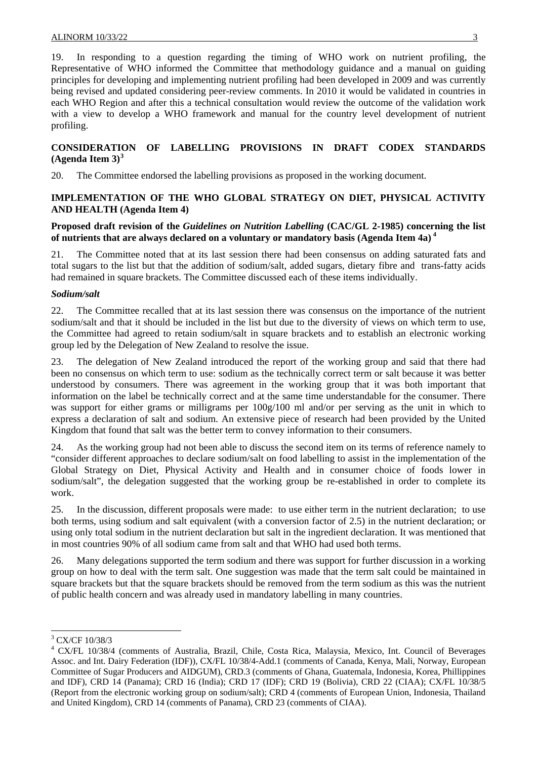19. In responding to a question regarding the timing of WHO work on nutrient profiling, the Representative of WHO informed the Committee that methodology guidance and a manual on guiding principles for developing and implementing nutrient profiling had been developed in 2009 and was currently being revised and updated considering peer-review comments. In 2010 it would be validated in countries in each WHO Region and after this a technical consultation would review the outcome of the validation work with a view to develop a WHO framework and manual for the country level development of nutrient profiling.

## CONSIDERATION OF LABELLING PROVISIONS IN DRAFT CODEX STANDARDS (Agenda Item 3)[3]

20. The Committee endorsed the labelling provisions as proposed in the working document.

## IMPLEMENTATION OF THE WHO GLOBAL STRATEGY ON DIET, PHYSICAL ACTIVITY AND HEALTH (Agenda Item 4)

### Proposed draft revision of the *Guidelines on Nutrition Labelling* (CAC/GL 2-1985) concerning the list of nutrients that are always declared on a voluntary or mandatory basis (Agenda Item 4a)[4]

21. The Committee noted that at its last session there had been consensus on adding saturated fats and total sugars to the list but that the addition of sodium/salt, added sugars, dietary fibre and trans-fatty acids had remained in square brackets. The Committee discussed each of these items individually.

***Sodium/salt***

22. The Committee recalled that at its last session there was consensus on the importance of the nutrient sodium/salt and that it should be included in the list but due to the diversity of views on which term to use, the Committee had agreed to retain sodium/salt in square brackets and to establish an electronic working group led by the Delegation of New Zealand to resolve the issue.

23. The delegation of New Zealand introduced the report of the working group and said that there had been no consensus on which term to use: sodium as the technically correct term or salt because it was better understood by consumers. There was agreement in the working group that it was both important that information on the label be technically correct and at the same time understandable for the consumer. There was support for either grams or milligrams per 100g/100 ml and/or per serving as the unit in which to express a declaration of salt and sodium. An extensive piece of research had been provided by the United Kingdom that found that salt was the better term to convey information to their consumers.

24. As the working group had not been able to discuss the second item on its terms of reference namely to "consider different approaches to declare sodium/salt on food labelling to assist in the implementation of the Global Strategy on Diet, Physical Activity and Health and in consumer choice of foods lower in sodium/salt", the delegation suggested that the working group be re-established in order to complete its work.

25. In the discussion, different proposals were made: to use either term in the nutrient declaration; to use both terms, using sodium and salt equivalent (with a conversion factor of 2.5) in the nutrient declaration; or using only total sodium in the nutrient declaration but salt in the ingredient declaration. It was mentioned that in most countries 90% of all sodium came from salt and that WHO had used both terms.

26. Many delegations supported the term sodium and there was support for further discussion in a working group on how to deal with the term salt. One suggestion was made that the term salt could be maintained in square brackets but that the square brackets should be removed from the term sodium as this was the nutrient of public health concern and was already used in mandatory labelling in many countries.

---

[3] CX/CF 10/38/3

[4] CX/FL 10/38/4 (comments of Australia, Brazil, Chile, Costa Rica, Malaysia, Mexico, Int. Council of Beverages Assoc. and Int. Dairy Federation (IDF)), CX/FL 10/38/4-Add.1 (comments of Canada, Kenya, Mali, Norway, European Committee of Sugar Producers and AIDGUM), CRD.3 (comments of Ghana, Guatemala, Indonesia, Korea, Phillippines and IDF), CRD 14 (Panama); CRD 16 (India); CRD 17 (IDF); CRD 19 (Bolivia), CRD 22 (CIAA); CX/FL 10/38/5 (Report from the electronic working group on sodium/salt); CRD 4 (comments of European Union, Indonesia, Thailand and United Kingdom), CRD 14 (comments of Panama), CRD 23 (comments of CIAA).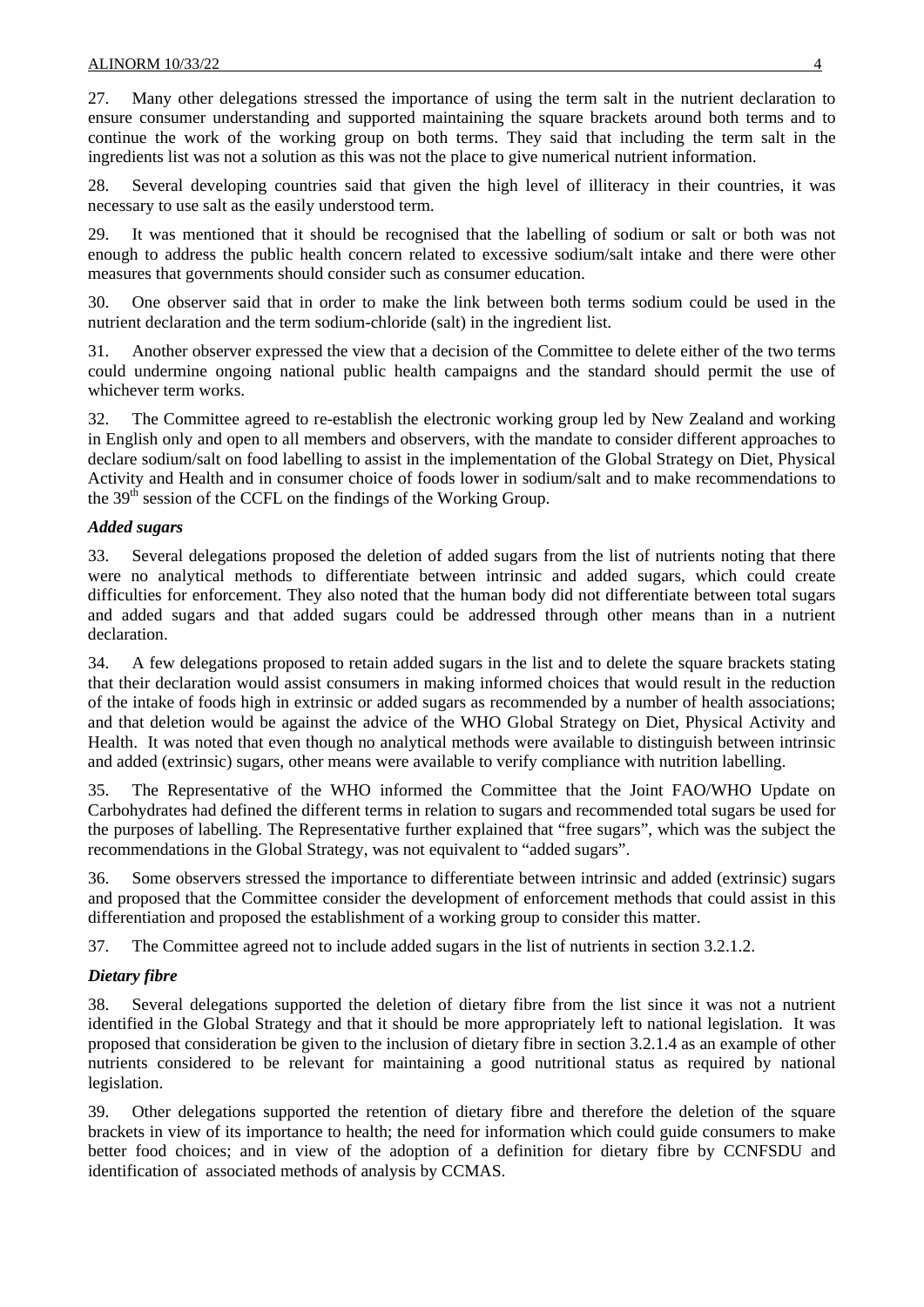27. Many other delegations stressed the importance of using the term salt in the nutrient declaration to ensure consumer understanding and supported maintaining the square brackets around both terms and to continue the work of the working group on both terms. They said that including the term salt in the ingredients list was not a solution as this was not the place to give numerical nutrient information.

28. Several developing countries said that given the high level of illiteracy in their countries, it was necessary to use salt as the easily understood term.

29. It was mentioned that it should be recognised that the labelling of sodium or salt or both was not enough to address the public health concern related to excessive sodium/salt intake and there were other measures that governments should consider such as consumer education.

30. One observer said that in order to make the link between both terms sodium could be used in the nutrient declaration and the term sodium-chloride (salt) in the ingredient list.

31. Another observer expressed the view that a decision of the Committee to delete either of the two terms could undermine ongoing national public health campaigns and the standard should permit the use of whichever term works.

32. The Committee agreed to re-establish the electronic working group led by New Zealand and working in English only and open to all members and observers, with the mandate to consider different approaches to declare sodium/salt on food labelling to assist in the implementation of the Global Strategy on Diet, Physical Activity and Health and in consumer choice of foods lower in sodium/salt and to make recommendations to the 39th session of the CCFL on the findings of the Working Group.

### *Added sugars*

33. Several delegations proposed the deletion of added sugars from the list of nutrients noting that there were no analytical methods to differentiate between intrinsic and added sugars, which could create difficulties for enforcement. They also noted that the human body did not differentiate between total sugars and added sugars and that added sugars could be addressed through other means than in a nutrient declaration.

34. A few delegations proposed to retain added sugars in the list and to delete the square brackets stating that their declaration would assist consumers in making informed choices that would result in the reduction of the intake of foods high in extrinsic or added sugars as recommended by a number of health associations; and that deletion would be against the advice of the WHO Global Strategy on Diet, Physical Activity and Health. It was noted that even though no analytical methods were available to distinguish between intrinsic and added (extrinsic) sugars, other means were available to verify compliance with nutrition labelling.

35. The Representative of the WHO informed the Committee that the Joint FAO/WHO Update on Carbohydrates had defined the different terms in relation to sugars and recommended total sugars be used for the purposes of labelling. The Representative further explained that "free sugars", which was the subject the recommendations in the Global Strategy, was not equivalent to "added sugars".

36. Some observers stressed the importance to differentiate between intrinsic and added (extrinsic) sugars and proposed that the Committee consider the development of enforcement methods that could assist in this differentiation and proposed the establishment of a working group to consider this matter.

37. The Committee agreed not to include added sugars in the list of nutrients in section 3.2.1.2.

### *Dietary fibre*

38. Several delegations supported the deletion of dietary fibre from the list since it was not a nutrient identified in the Global Strategy and that it should be more appropriately left to national legislation. It was proposed that consideration be given to the inclusion of dietary fibre in section 3.2.1.4 as an example of other nutrients considered to be relevant for maintaining a good nutritional status as required by national legislation.

39. Other delegations supported the retention of dietary fibre and therefore the deletion of the square brackets in view of its importance to health; the need for information which could guide consumers to make better food choices; and in view of the adoption of a definition for dietary fibre by CCNFSDU and identification of associated methods of analysis by CCMAS.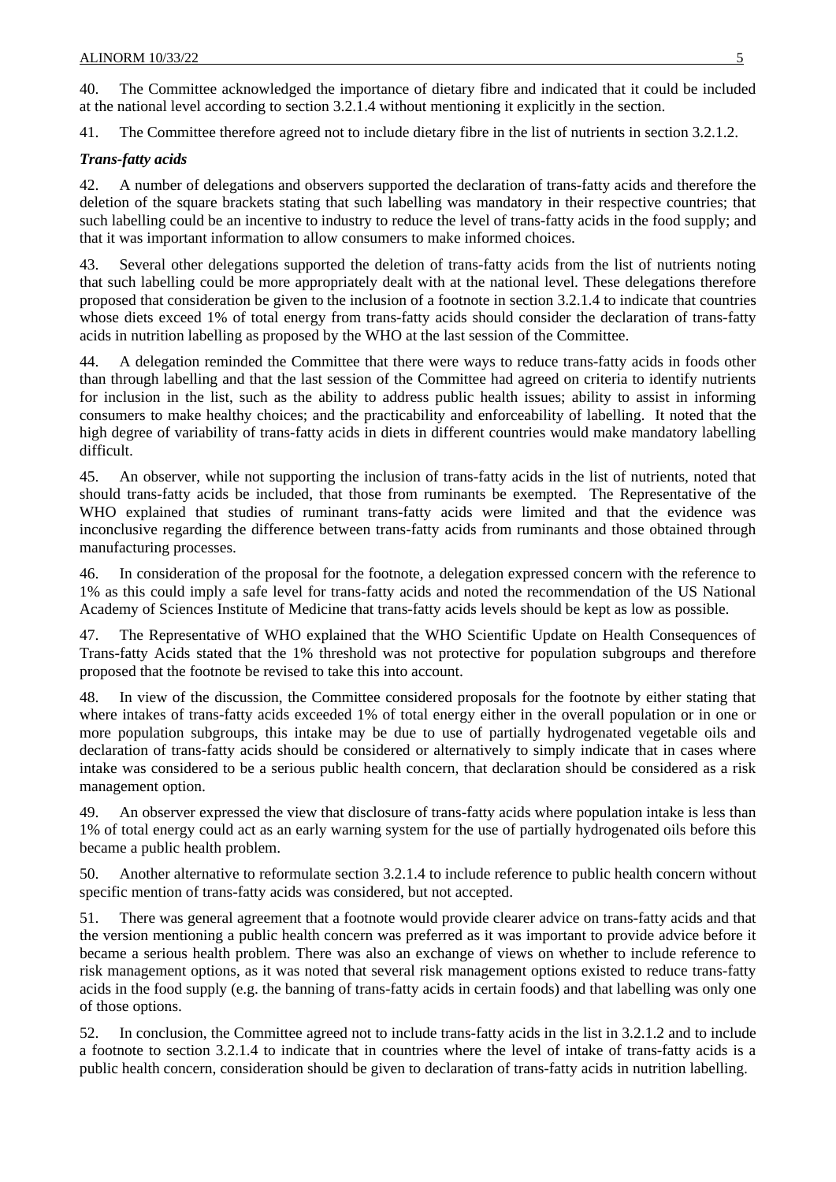40. The Committee acknowledged the importance of dietary fibre and indicated that it could be included at the national level according to section 3.2.1.4 without mentioning it explicitly in the section.

41. The Committee therefore agreed not to include dietary fibre in the list of nutrients in section 3.2.1.2.

***Trans-fatty acids***

42. A number of delegations and observers supported the declaration of trans-fatty acids and therefore the deletion of the square brackets stating that such labelling was mandatory in their respective countries; that such labelling could be an incentive to industry to reduce the level of trans-fatty acids in the food supply; and that it was important information to allow consumers to make informed choices.

43. Several other delegations supported the deletion of trans-fatty acids from the list of nutrients noting that such labelling could be more appropriately dealt with at the national level. These delegations therefore proposed that consideration be given to the inclusion of a footnote in section 3.2.1.4 to indicate that countries whose diets exceed 1% of total energy from trans-fatty acids should consider the declaration of trans-fatty acids in nutrition labelling as proposed by the WHO at the last session of the Committee.

44. A delegation reminded the Committee that there were ways to reduce trans-fatty acids in foods other than through labelling and that the last session of the Committee had agreed on criteria to identify nutrients for inclusion in the list, such as the ability to address public health issues; ability to assist in informing consumers to make healthy choices; and the practicability and enforceability of labelling. It noted that the high degree of variability of trans-fatty acids in diets in different countries would make mandatory labelling difficult.

45. An observer, while not supporting the inclusion of trans-fatty acids in the list of nutrients, noted that should trans-fatty acids be included, that those from ruminants be exempted. The Representative of the WHO explained that studies of ruminant trans-fatty acids were limited and that the evidence was inconclusive regarding the difference between trans-fatty acids from ruminants and those obtained through manufacturing processes.

46. In consideration of the proposal for the footnote, a delegation expressed concern with the reference to 1% as this could imply a safe level for trans-fatty acids and noted the recommendation of the US National Academy of Sciences Institute of Medicine that trans-fatty acids levels should be kept as low as possible.

47. The Representative of WHO explained that the WHO Scientific Update on Health Consequences of Trans-fatty Acids stated that the 1% threshold was not protective for population subgroups and therefore proposed that the footnote be revised to take this into account.

48. In view of the discussion, the Committee considered proposals for the footnote by either stating that where intakes of trans-fatty acids exceeded 1% of total energy either in the overall population or in one or more population subgroups, this intake may be due to use of partially hydrogenated vegetable oils and declaration of trans-fatty acids should be considered or alternatively to simply indicate that in cases where intake was considered to be a serious public health concern, that declaration should be considered as a risk management option.

49. An observer expressed the view that disclosure of trans-fatty acids where population intake is less than 1% of total energy could act as an early warning system for the use of partially hydrogenated oils before this became a public health problem.

50. Another alternative to reformulate section 3.2.1.4 to include reference to public health concern without specific mention of trans-fatty acids was considered, but not accepted.

51. There was general agreement that a footnote would provide clearer advice on trans-fatty acids and that the version mentioning a public health concern was preferred as it was important to provide advice before it became a serious health problem. There was also an exchange of views on whether to include reference to risk management options, as it was noted that several risk management options existed to reduce trans-fatty acids in the food supply (e.g. the banning of trans-fatty acids in certain foods) and that labelling was only one of those options.

52. In conclusion, the Committee agreed not to include trans-fatty acids in the list in 3.2.1.2 and to include a footnote to section 3.2.1.4 to indicate that in countries where the level of intake of trans-fatty acids is a public health concern, consideration should be given to declaration of trans-fatty acids in nutrition labelling.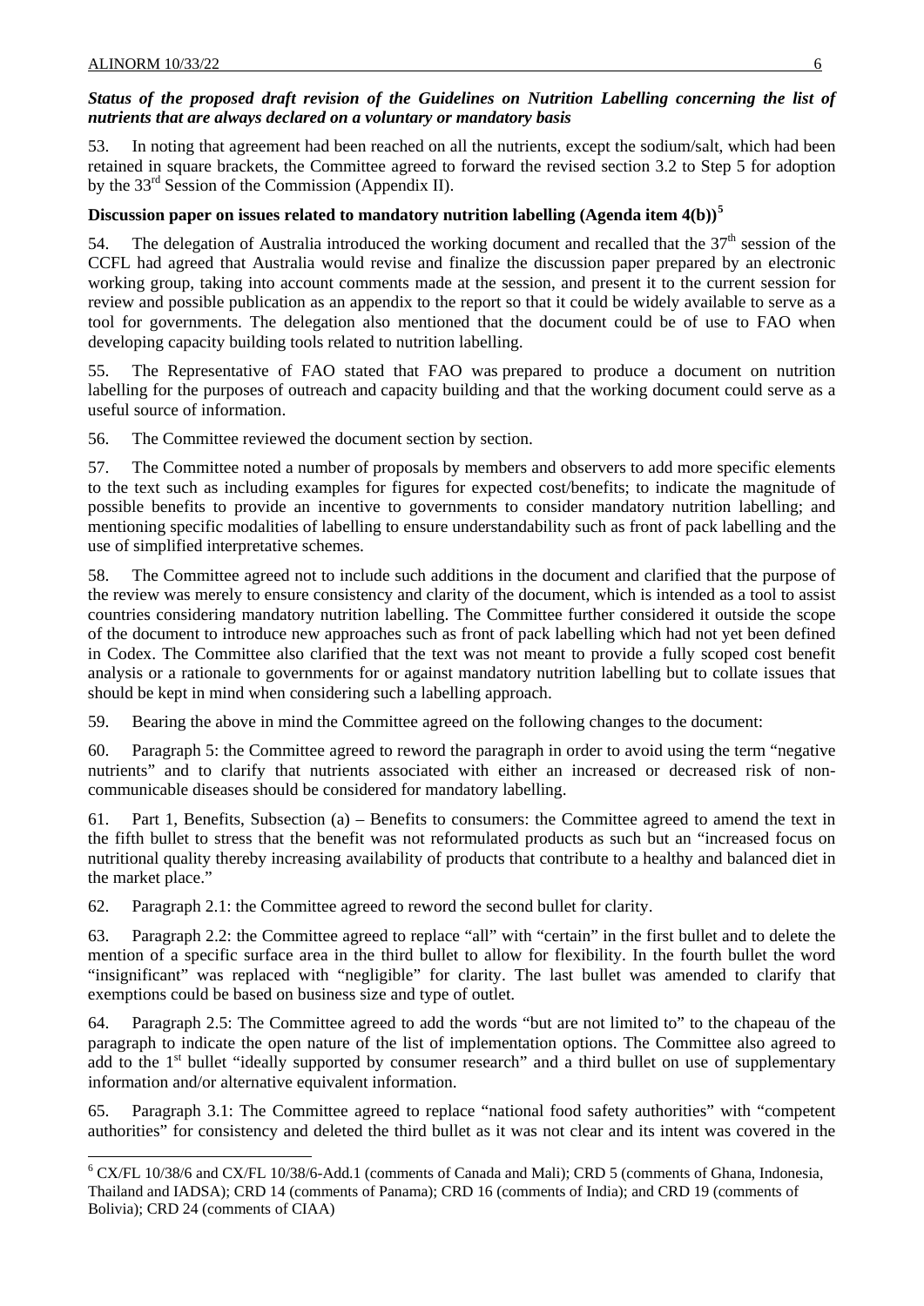***Status of the proposed draft revision of the Guidelines on Nutrition Labelling concerning the list of nutrients that are always declared on a voluntary or mandatory basis***

53. In noting that agreement had been reached on all the nutrients, except the sodium/salt, which had been retained in square brackets, the Committee agreed to forward the revised section 3.2 to Step 5 for adoption by the 33rd Session of the Commission (Appendix II).

**Discussion paper on issues related to mandatory nutrition labelling (Agenda item 4(b))**[5]

54. The delegation of Australia introduced the working document and recalled that the 37th session of the CCFL had agreed that Australia would revise and finalize the discussion paper prepared by an electronic working group, taking into account comments made at the session, and present it to the current session for review and possible publication as an appendix to the report so that it could be widely available to serve as a tool for governments. The delegation also mentioned that the document could be of use to FAO when developing capacity building tools related to nutrition labelling.

55. The Representative of FAO stated that FAO was prepared to produce a document on nutrition labelling for the purposes of outreach and capacity building and that the working document could serve as a useful source of information.

56. The Committee reviewed the document section by section.

57. The Committee noted a number of proposals by members and observers to add more specific elements to the text such as including examples for figures for expected cost/benefits; to indicate the magnitude of possible benefits to provide an incentive to governments to consider mandatory nutrition labelling; and mentioning specific modalities of labelling to ensure understandability such as front of pack labelling and the use of simplified interpretative schemes.

58. The Committee agreed not to include such additions in the document and clarified that the purpose of the review was merely to ensure consistency and clarity of the document, which is intended as a tool to assist countries considering mandatory nutrition labelling. The Committee further considered it outside the scope of the document to introduce new approaches such as front of pack labelling which had not yet been defined in Codex. The Committee also clarified that the text was not meant to provide a fully scoped cost benefit analysis or a rationale to governments for or against mandatory nutrition labelling but to collate issues that should be kept in mind when considering such a labelling approach.

59. Bearing the above in mind the Committee agreed on the following changes to the document:

60. Paragraph 5: the Committee agreed to reword the paragraph in order to avoid using the term "negative nutrients" and to clarify that nutrients associated with either an increased or decreased risk of non-communicable diseases should be considered for mandatory labelling.

61. Part 1, Benefits, Subsection (a) – Benefits to consumers: the Committee agreed to amend the text in the fifth bullet to stress that the benefit was not reformulated products as such but an "increased focus on nutritional quality thereby increasing availability of products that contribute to a healthy and balanced diet in the market place."

62. Paragraph 2.1: the Committee agreed to reword the second bullet for clarity.

63. Paragraph 2.2: the Committee agreed to replace "all" with "certain" in the first bullet and to delete the mention of a specific surface area in the third bullet to allow for flexibility. In the fourth bullet the word "insignificant" was replaced with "negligible" for clarity. The last bullet was amended to clarify that exemptions could be based on business size and type of outlet.

64. Paragraph 2.5: The Committee agreed to add the words "but are not limited to" to the chapeau of the paragraph to indicate the open nature of the list of implementation options. The Committee also agreed to add to the 1st bullet "ideally supported by consumer research" and a third bullet on use of supplementary information and/or alternative equivalent information.

65. Paragraph 3.1: The Committee agreed to replace "national food safety authorities" with "competent authorities" for consistency and deleted the third bullet as it was not clear and its intent was covered in the

---

[6] CX/FL 10/38/6 and CX/FL 10/38/6-Add.1 (comments of Canada and Mali); CRD 5 (comments of Ghana, Indonesia, Thailand and IADSA); CRD 14 (comments of Panama); CRD 16 (comments of India); and CRD 19 (comments of Bolivia); CRD 24 (comments of CIAA)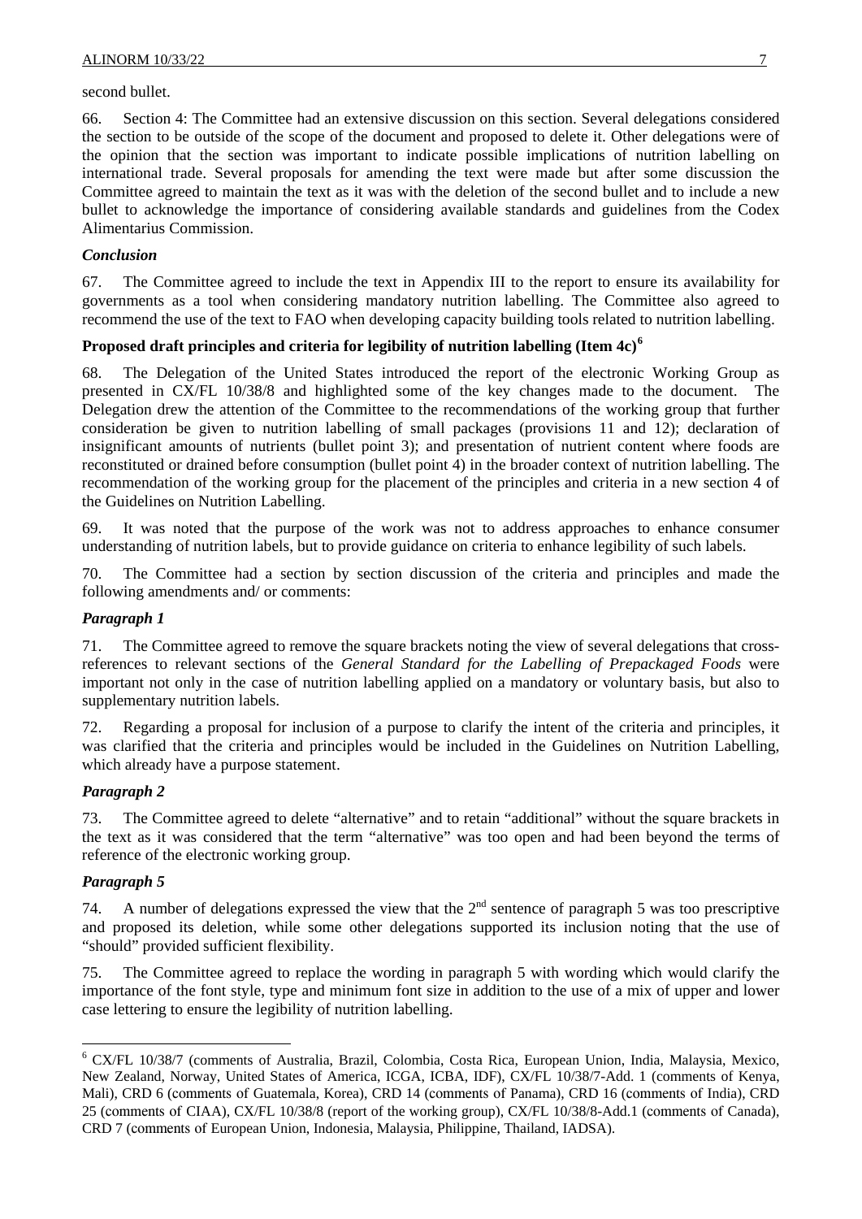second bullet.

66. Section 4: The Committee had an extensive discussion on this section. Several delegations considered the section to be outside of the scope of the document and proposed to delete it. Other delegations were of the opinion that the section was important to indicate possible implications of nutrition labelling on international trade. Several proposals for amending the text were made but after some discussion the Committee agreed to maintain the text as it was with the deletion of the second bullet and to include a new bullet to acknowledge the importance of considering available standards and guidelines from the Codex Alimentarius Commission.

### *Conclusion*

67. The Committee agreed to include the text in Appendix III to the report to ensure its availability for governments as a tool when considering mandatory nutrition labelling. The Committee also agreed to recommend the use of the text to FAO when developing capacity building tools related to nutrition labelling.

## Proposed draft principles and criteria for legibility of nutrition labelling (Item 4c)[6]

68. The Delegation of the United States introduced the report of the electronic Working Group as presented in CX/FL 10/38/8 and highlighted some of the key changes made to the document. The Delegation drew the attention of the Committee to the recommendations of the working group that further consideration be given to nutrition labelling of small packages (provisions 11 and 12); declaration of insignificant amounts of nutrients (bullet point 3); and presentation of nutrient content where foods are reconstituted or drained before consumption (bullet point 4) in the broader context of nutrition labelling. The recommendation of the working group for the placement of the principles and criteria in a new section 4 of the Guidelines on Nutrition Labelling.

69. It was noted that the purpose of the work was not to address approaches to enhance consumer understanding of nutrition labels, but to provide guidance on criteria to enhance legibility of such labels.

70. The Committee had a section by section discussion of the criteria and principles and made the following amendments and/ or comments:

### *Paragraph 1*

71. The Committee agreed to remove the square brackets noting the view of several delegations that cross-references to relevant sections of the *General Standard for the Labelling of Prepackaged Foods* were important not only in the case of nutrition labelling applied on a mandatory or voluntary basis, but also to supplementary nutrition labels.

72. Regarding a proposal for inclusion of a purpose to clarify the intent of the criteria and principles, it was clarified that the criteria and principles would be included in the Guidelines on Nutrition Labelling, which already have a purpose statement.

### *Paragraph 2*

73. The Committee agreed to delete "alternative" and to retain "additional" without the square brackets in the text as it was considered that the term "alternative" was too open and had been beyond the terms of reference of the electronic working group.

### *Paragraph 5*

74. A number of delegations expressed the view that the 2nd sentence of paragraph 5 was too prescriptive and proposed its deletion, while some other delegations supported its inclusion noting that the use of "should" provided sufficient flexibility.

75. The Committee agreed to replace the wording in paragraph 5 with wording which would clarify the importance of the font style, type and minimum font size in addition to the use of a mix of upper and lower case lettering to ensure the legibility of nutrition labelling.

---

[6] CX/FL 10/38/7 (comments of Australia, Brazil, Colombia, Costa Rica, European Union, India, Malaysia, Mexico, New Zealand, Norway, United States of America, ICGA, ICBA, IDF), CX/FL 10/38/7-Add. 1 (comments of Kenya, Mali), CRD 6 (comments of Guatemala, Korea), CRD 14 (comments of Panama), CRD 16 (comments of India), CRD 25 (comments of CIAA), CX/FL 10/38/8 (report of the working group), CX/FL 10/38/8-Add.1 (comments of Canada), CRD 7 (comments of European Union, Indonesia, Malaysia, Philippine, Thailand, IADSA).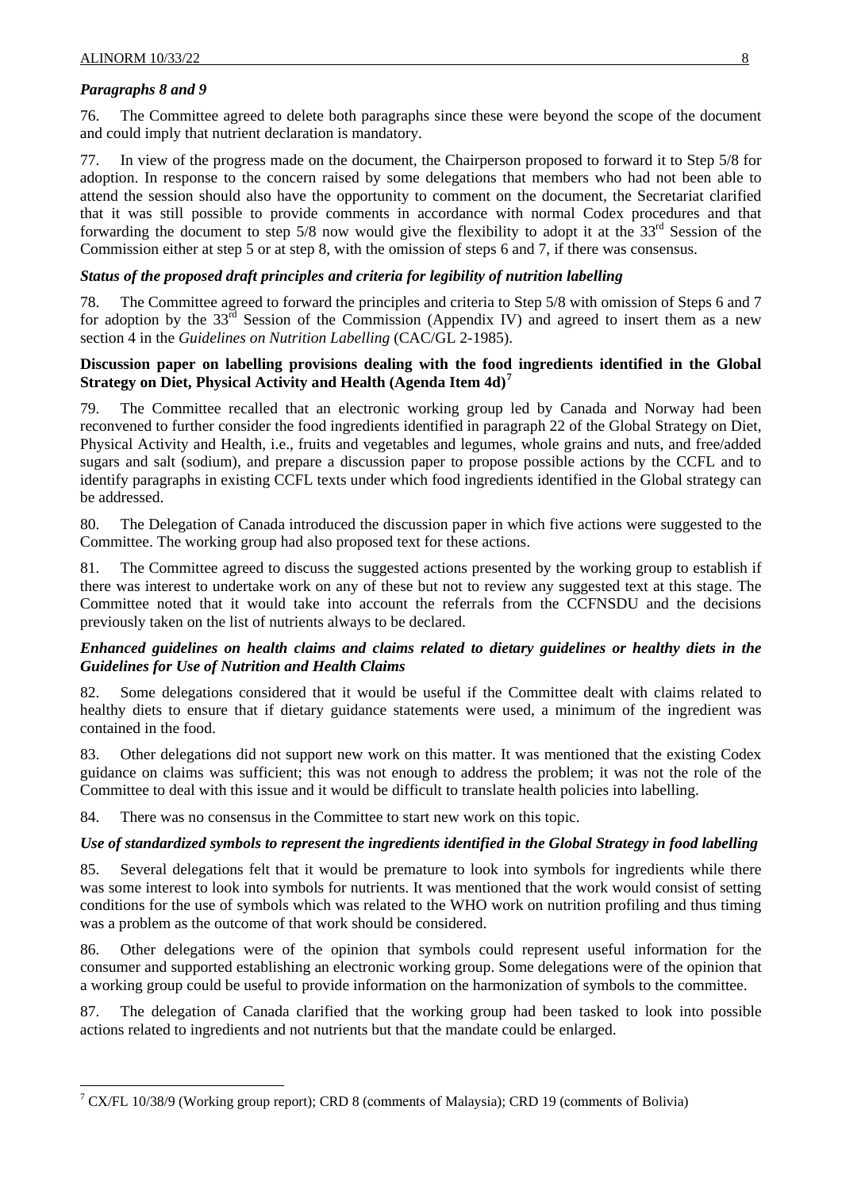### *Paragraphs 8 and 9*

76. The Committee agreed to delete both paragraphs since these were beyond the scope of the document and could imply that nutrient declaration is mandatory.

77. In view of the progress made on the document, the Chairperson proposed to forward it to Step 5/8 for adoption. In response to the concern raised by some delegations that members who had not been able to attend the session should also have the opportunity to comment on the document, the Secretariat clarified that it was still possible to provide comments in accordance with normal Codex procedures and that forwarding the document to step 5/8 now would give the flexibility to adopt it at the 33rd Session of the Commission either at step 5 or at step 8, with the omission of steps 6 and 7, if there was consensus.

### *Status of the proposed draft principles and criteria for legibility of nutrition labelling*

78. The Committee agreed to forward the principles and criteria to Step 5/8 with omission of Steps 6 and 7 for adoption by the 33rd Session of the Commission (Appendix IV) and agreed to insert them as a new section 4 in the *Guidelines on Nutrition Labelling* (CAC/GL 2-1985).

### Discussion paper on labelling provisions dealing with the food ingredients identified in the Global Strategy on Diet, Physical Activity and Health (Agenda Item 4d)[7]

79. The Committee recalled that an electronic working group led by Canada and Norway had been reconvened to further consider the food ingredients identified in paragraph 22 of the Global Strategy on Diet, Physical Activity and Health, i.e., fruits and vegetables and legumes, whole grains and nuts, and free/added sugars and salt (sodium), and prepare a discussion paper to propose possible actions by the CCFL and to identify paragraphs in existing CCFL texts under which food ingredients identified in the Global strategy can be addressed.

80. The Delegation of Canada introduced the discussion paper in which five actions were suggested to the Committee. The working group had also proposed text for these actions.

81. The Committee agreed to discuss the suggested actions presented by the working group to establish if there was interest to undertake work on any of these but not to review any suggested text at this stage. The Committee noted that it would take into account the referrals from the CCFNSDU and the decisions previously taken on the list of nutrients always to be declared.

### *Enhanced guidelines on health claims and claims related to dietary guidelines or healthy diets in the Guidelines for Use of Nutrition and Health Claims*

82. Some delegations considered that it would be useful if the Committee dealt with claims related to healthy diets to ensure that if dietary guidance statements were used, a minimum of the ingredient was contained in the food.

83. Other delegations did not support new work on this matter. It was mentioned that the existing Codex guidance on claims was sufficient; this was not enough to address the problem; it was not the role of the Committee to deal with this issue and it would be difficult to translate health policies into labelling.

84. There was no consensus in the Committee to start new work on this topic.

### *Use of standardized symbols to represent the ingredients identified in the Global Strategy in food labelling*

85. Several delegations felt that it would be premature to look into symbols for ingredients while there was some interest to look into symbols for nutrients. It was mentioned that the work would consist of setting conditions for the use of symbols which was related to the WHO work on nutrition profiling and thus timing was a problem as the outcome of that work should be considered.

86. Other delegations were of the opinion that symbols could represent useful information for the consumer and supported establishing an electronic working group. Some delegations were of the opinion that a working group could be useful to provide information on the harmonization of symbols to the committee.

87. The delegation of Canada clarified that the working group had been tasked to look into possible actions related to ingredients and not nutrients but that the mandate could be enlarged.

---

[7] CX/FL 10/38/9 (Working group report); CRD 8 (comments of Malaysia); CRD 19 (comments of Bolivia)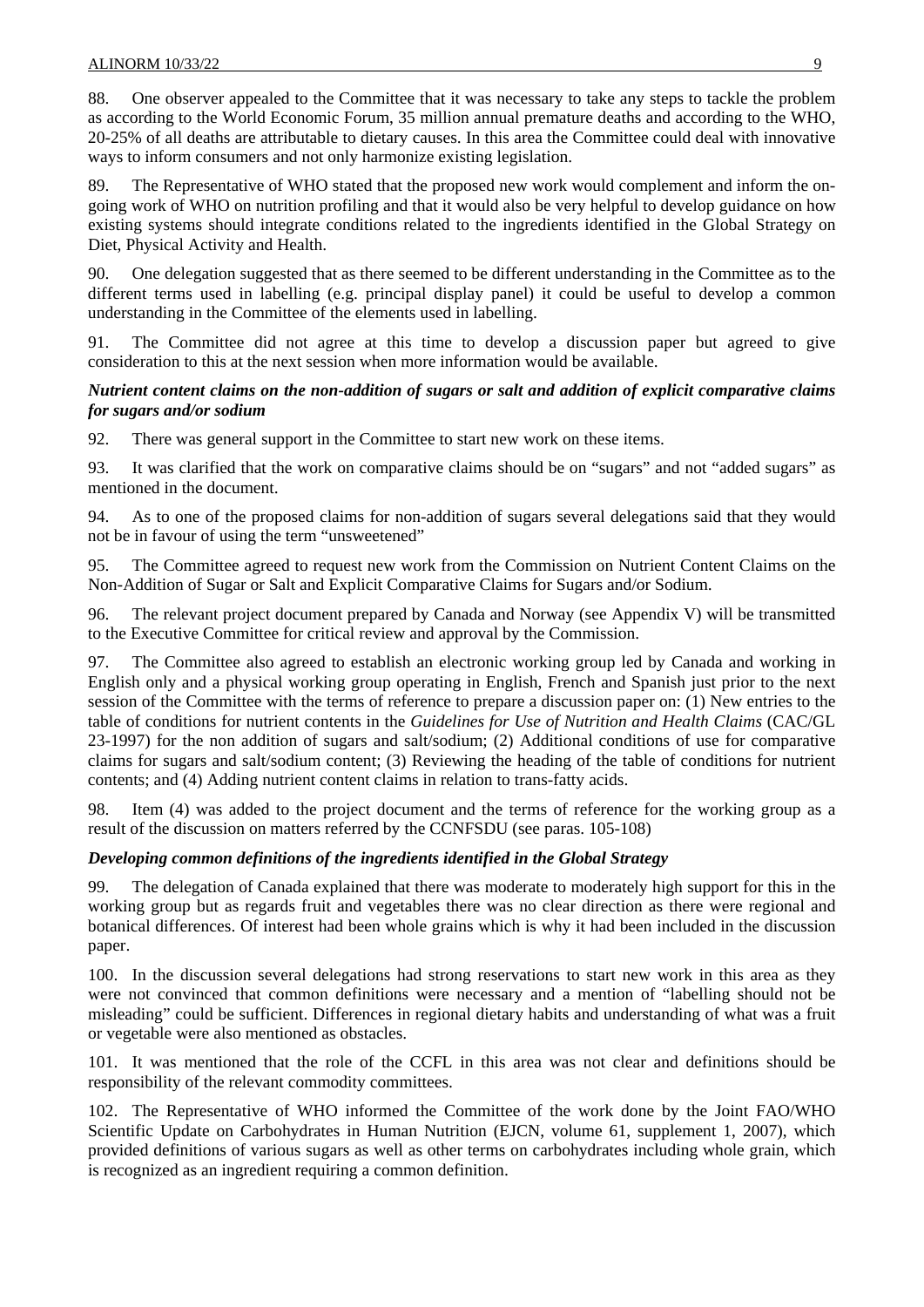88. One observer appealed to the Committee that it was necessary to take any steps to tackle the problem as according to the World Economic Forum, 35 million annual premature deaths and according to the WHO, 20-25% of all deaths are attributable to dietary causes. In this area the Committee could deal with innovative ways to inform consumers and not only harmonize existing legislation.

89. The Representative of WHO stated that the proposed new work would complement and inform the on-going work of WHO on nutrition profiling and that it would also be very helpful to develop guidance on how existing systems should integrate conditions related to the ingredients identified in the Global Strategy on Diet, Physical Activity and Health.

90. One delegation suggested that as there seemed to be different understanding in the Committee as to the different terms used in labelling (e.g. principal display panel) it could be useful to develop a common understanding in the Committee of the elements used in labelling.

91. The Committee did not agree at this time to develop a discussion paper but agreed to give consideration to this at the next session when more information would be available.

***Nutrient content claims on the non-addition of sugars or salt and addition of explicit comparative claims for sugars and/or sodium***

92. There was general support in the Committee to start new work on these items.

93. It was clarified that the work on comparative claims should be on "sugars" and not "added sugars" as mentioned in the document.

94. As to one of the proposed claims for non-addition of sugars several delegations said that they would not be in favour of using the term "unsweetened"

95. The Committee agreed to request new work from the Commission on Nutrient Content Claims on the Non-Addition of Sugar or Salt and Explicit Comparative Claims for Sugars and/or Sodium.

96. The relevant project document prepared by Canada and Norway (see Appendix V) will be transmitted to the Executive Committee for critical review and approval by the Commission.

97. The Committee also agreed to establish an electronic working group led by Canada and working in English only and a physical working group operating in English, French and Spanish just prior to the next session of the Committee with the terms of reference to prepare a discussion paper on: (1) New entries to the table of conditions for nutrient contents in the *Guidelines for Use of Nutrition and Health Claims* (CAC/GL 23-1997) for the non addition of sugars and salt/sodium; (2) Additional conditions of use for comparative claims for sugars and salt/sodium content; (3) Reviewing the heading of the table of conditions for nutrient contents; and (4) Adding nutrient content claims in relation to trans-fatty acids.

98. Item (4) was added to the project document and the terms of reference for the working group as a result of the discussion on matters referred by the CCNFSDU (see paras. 105-108)

***Developing common definitions of the ingredients identified in the Global Strategy***

99. The delegation of Canada explained that there was moderate to moderately high support for this in the working group but as regards fruit and vegetables there was no clear direction as there were regional and botanical differences. Of interest had been whole grains which is why it had been included in the discussion paper.

100. In the discussion several delegations had strong reservations to start new work in this area as they were not convinced that common definitions were necessary and a mention of "labelling should not be misleading" could be sufficient. Differences in regional dietary habits and understanding of what was a fruit or vegetable were also mentioned as obstacles.

101. It was mentioned that the role of the CCFL in this area was not clear and definitions should be responsibility of the relevant commodity committees.

102. The Representative of WHO informed the Committee of the work done by the Joint FAO/WHO Scientific Update on Carbohydrates in Human Nutrition (EJCN, volume 61, supplement 1, 2007), which provided definitions of various sugars as well as other terms on carbohydrates including whole grain, which is recognized as an ingredient requiring a common definition.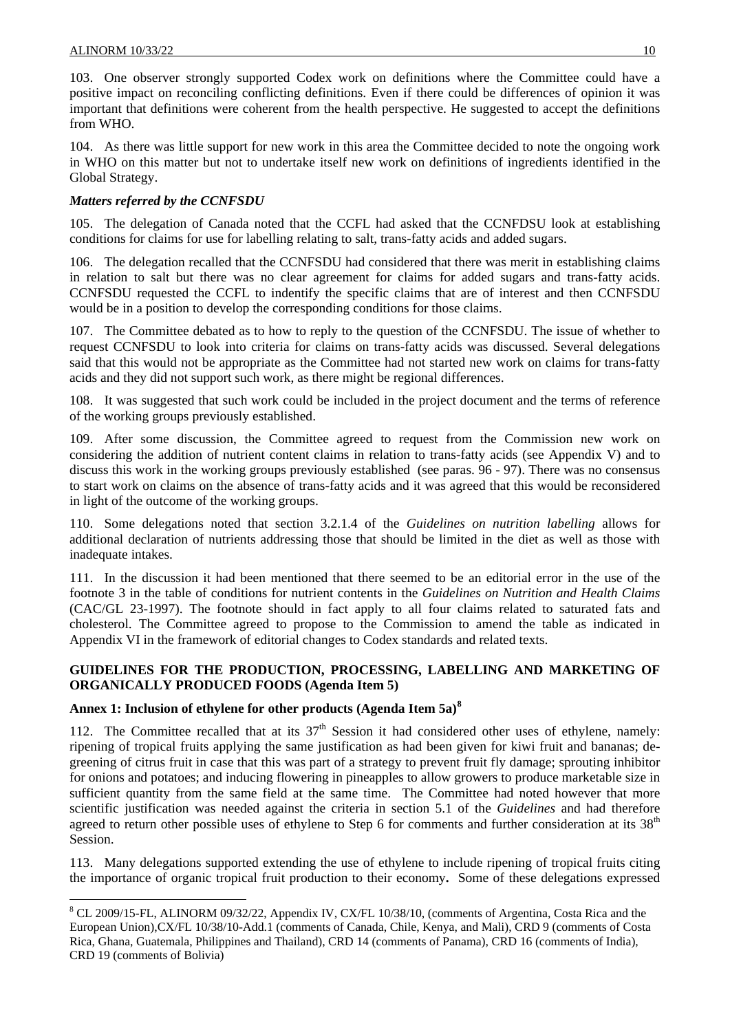103. One observer strongly supported Codex work on definitions where the Committee could have a positive impact on reconciling conflicting definitions. Even if there could be differences of opinion it was important that definitions were coherent from the health perspective. He suggested to accept the definitions from WHO.

104. As there was little support for new work in this area the Committee decided to note the ongoing work in WHO on this matter but not to undertake itself new work on definitions of ingredients identified in the Global Strategy.

### *Matters referred by the CCNFSDU*

105. The delegation of Canada noted that the CCFL had asked that the CCNFDSU look at establishing conditions for claims for use for labelling relating to salt, trans-fatty acids and added sugars.

106. The delegation recalled that the CCNFSDU had considered that there was merit in establishing claims in relation to salt but there was no clear agreement for claims for added sugars and trans-fatty acids. CCNFSDU requested the CCFL to indentify the specific claims that are of interest and then CCNFSDU would be in a position to develop the corresponding conditions for those claims.

107. The Committee debated as to how to reply to the question of the CCNFSDU. The issue of whether to request CCNFSDU to look into criteria for claims on trans-fatty acids was discussed. Several delegations said that this would not be appropriate as the Committee had not started new work on claims for trans-fatty acids and they did not support such work, as there might be regional differences.

108. It was suggested that such work could be included in the project document and the terms of reference of the working groups previously established.

109. After some discussion, the Committee agreed to request from the Commission new work on considering the addition of nutrient content claims in relation to trans-fatty acids (see Appendix V) and to discuss this work in the working groups previously established (see paras. 96 - 97). There was no consensus to start work on claims on the absence of trans-fatty acids and it was agreed that this would be reconsidered in light of the outcome of the working groups.

110. Some delegations noted that section 3.2.1.4 of the *Guidelines on nutrition labelling* allows for additional declaration of nutrients addressing those that should be limited in the diet as well as those with inadequate intakes.

111. In the discussion it had been mentioned that there seemed to be an editorial error in the use of the footnote 3 in the table of conditions for nutrient contents in the *Guidelines on Nutrition and Health Claims* (CAC/GL 23-1997). The footnote should in fact apply to all four claims related to saturated fats and cholesterol. The Committee agreed to propose to the Commission to amend the table as indicated in Appendix VI in the framework of editorial changes to Codex standards and related texts.

## GUIDELINES FOR THE PRODUCTION, PROCESSING, LABELLING AND MARKETING OF ORGANICALLY PRODUCED FOODS (Agenda Item 5)

### Annex 1: Inclusion of ethylene for other products (Agenda Item 5a)[8]

112. The Committee recalled that at its 37th Session it had considered other uses of ethylene, namely: ripening of tropical fruits applying the same justification as had been given for kiwi fruit and bananas; de-greening of citrus fruit in case that this was part of a strategy to prevent fruit fly damage; sprouting inhibitor for onions and potatoes; and inducing flowering in pineapples to allow growers to produce marketable size in sufficient quantity from the same field at the same time. The Committee had noted however that more scientific justification was needed against the criteria in section 5.1 of the *Guidelines* and had therefore agreed to return other possible uses of ethylene to Step 6 for comments and further consideration at its 38th Session.

113. Many delegations supported extending the use of ethylene to include ripening of tropical fruits citing the importance of organic tropical fruit production to their economy**.** Some of these delegations expressed

[8] CL 2009/15-FL, ALINORM 09/32/22, Appendix IV, CX/FL 10/38/10, (comments of Argentina, Costa Rica and the European Union),CX/FL 10/38/10-Add.1 (comments of Canada, Chile, Kenya, and Mali), CRD 9 (comments of Costa Rica, Ghana, Guatemala, Philippines and Thailand), CRD 14 (comments of Panama), CRD 16 (comments of India), CRD 19 (comments of Bolivia)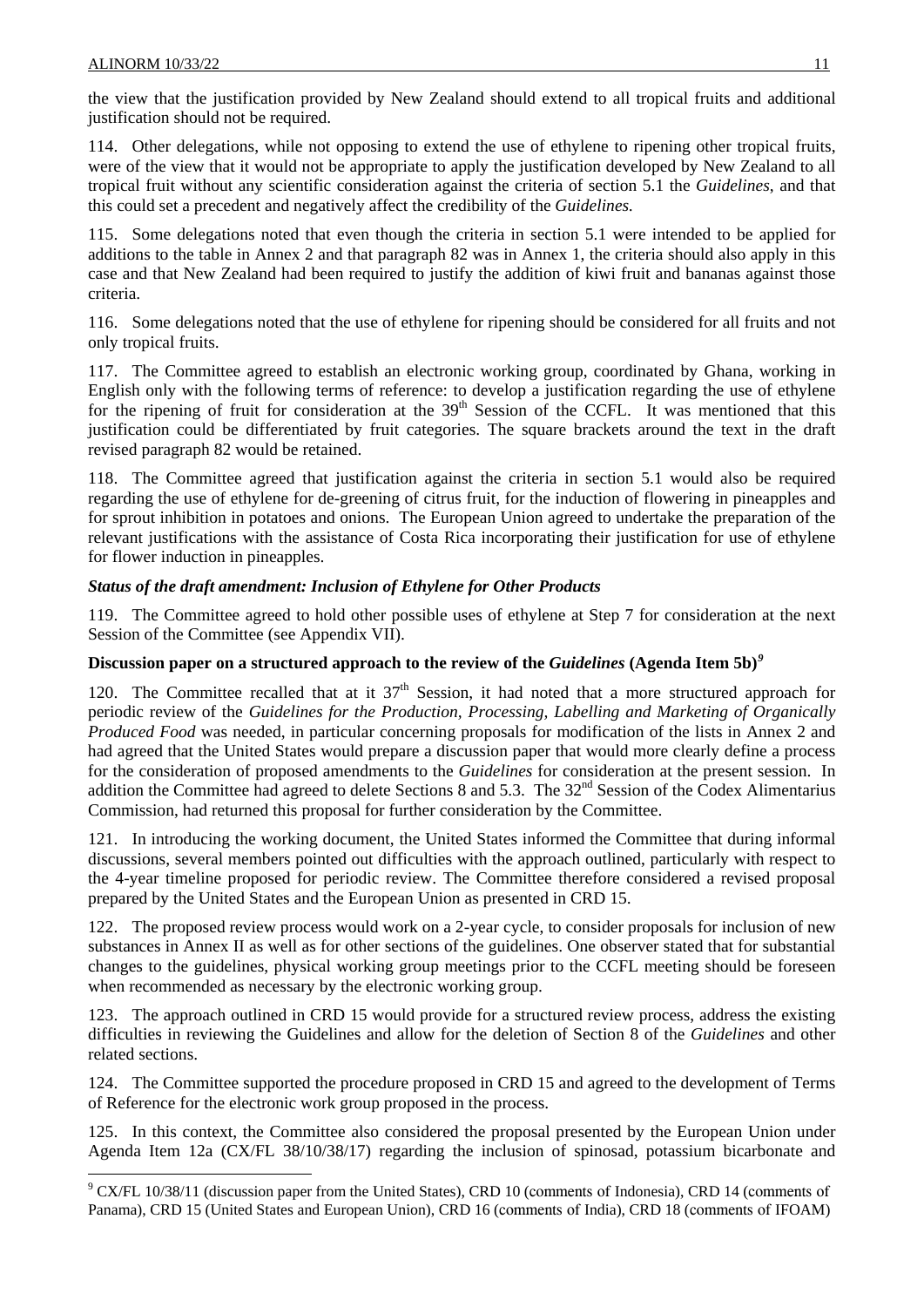the view that the justification provided by New Zealand should extend to all tropical fruits and additional justification should not be required.

114. Other delegations, while not opposing to extend the use of ethylene to ripening other tropical fruits, were of the view that it would not be appropriate to apply the justification developed by New Zealand to all tropical fruit without any scientific consideration against the criteria of section 5.1 the *Guidelines*, and that this could set a precedent and negatively affect the credibility of the *Guidelines.*

115. Some delegations noted that even though the criteria in section 5.1 were intended to be applied for additions to the table in Annex 2 and that paragraph 82 was in Annex 1, the criteria should also apply in this case and that New Zealand had been required to justify the addition of kiwi fruit and bananas against those criteria.

116. Some delegations noted that the use of ethylene for ripening should be considered for all fruits and not only tropical fruits.

117. The Committee agreed to establish an electronic working group, coordinated by Ghana, working in English only with the following terms of reference: to develop a justification regarding the use of ethylene for the ripening of fruit for consideration at the 39th Session of the CCFL. It was mentioned that this justification could be differentiated by fruit categories. The square brackets around the text in the draft revised paragraph 82 would be retained.

118. The Committee agreed that justification against the criteria in section 5.1 would also be required regarding the use of ethylene for de-greening of citrus fruit, for the induction of flowering in pineapples and for sprout inhibition in potatoes and onions. The European Union agreed to undertake the preparation of the relevant justifications with the assistance of Costa Rica incorporating their justification for use of ethylene for flower induction in pineapples.

### *Status of the draft amendment: Inclusion of Ethylene for Other Products*

119. The Committee agreed to hold other possible uses of ethylene at Step 7 for consideration at the next Session of the Committee (see Appendix VII).

### Discussion paper on a structured approach to the review of the *Guidelines* (Agenda Item 5b)[9]

120. The Committee recalled that at it 37th Session, it had noted that a more structured approach for periodic review of the *Guidelines for the Production, Processing, Labelling and Marketing of Organically Produced Food* was needed, in particular concerning proposals for modification of the lists in Annex 2 and had agreed that the United States would prepare a discussion paper that would more clearly define a process for the consideration of proposed amendments to the *Guidelines* for consideration at the present session. In addition the Committee had agreed to delete Sections 8 and 5.3. The 32nd Session of the Codex Alimentarius Commission, had returned this proposal for further consideration by the Committee.

121. In introducing the working document, the United States informed the Committee that during informal discussions, several members pointed out difficulties with the approach outlined, particularly with respect to the 4-year timeline proposed for periodic review. The Committee therefore considered a revised proposal prepared by the United States and the European Union as presented in CRD 15.

122. The proposed review process would work on a 2-year cycle, to consider proposals for inclusion of new substances in Annex II as well as for other sections of the guidelines. One observer stated that for substantial changes to the guidelines, physical working group meetings prior to the CCFL meeting should be foreseen when recommended as necessary by the electronic working group.

123. The approach outlined in CRD 15 would provide for a structured review process, address the existing difficulties in reviewing the Guidelines and allow for the deletion of Section 8 of the *Guidelines* and other related sections.

124. The Committee supported the procedure proposed in CRD 15 and agreed to the development of Terms of Reference for the electronic work group proposed in the process.

125. In this context, the Committee also considered the proposal presented by the European Union under Agenda Item 12a (CX/FL 38/10/38/17) regarding the inclusion of spinosad, potassium bicarbonate and

---

[9] CX/FL 10/38/11 (discussion paper from the United States), CRD 10 (comments of Indonesia), CRD 14 (comments of Panama), CRD 15 (United States and European Union), CRD 16 (comments of India), CRD 18 (comments of IFOAM)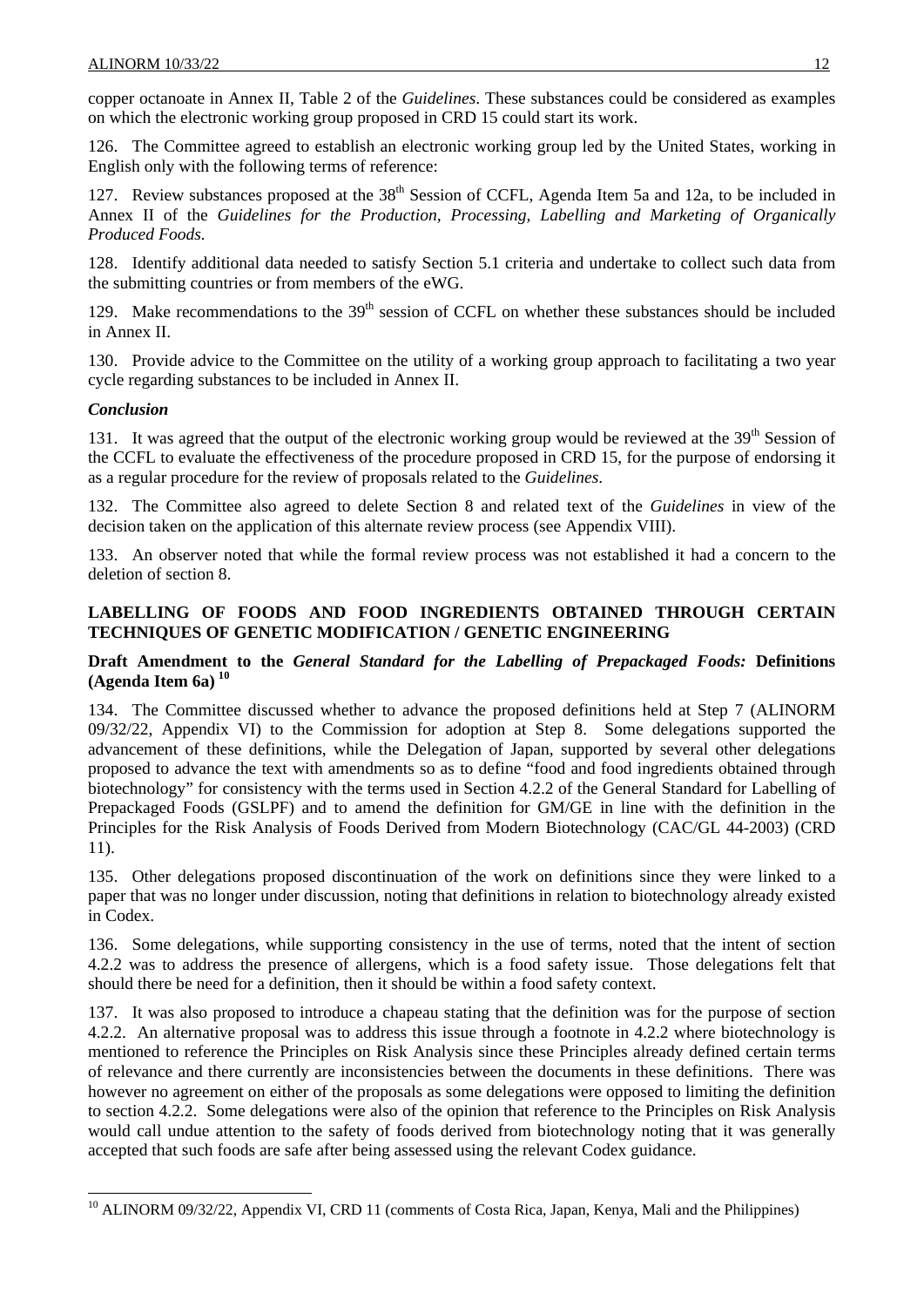copper octanoate in Annex II, Table 2 of the *Guidelines*. These substances could be considered as examples on which the electronic working group proposed in CRD 15 could start its work.

126. The Committee agreed to establish an electronic working group led by the United States, working in English only with the following terms of reference:

127. Review substances proposed at the 38th Session of CCFL, Agenda Item 5a and 12a, to be included in Annex II of the *Guidelines for the Production, Processing, Labelling and Marketing of Organically Produced Foods.*

128. Identify additional data needed to satisfy Section 5.1 criteria and undertake to collect such data from the submitting countries or from members of the eWG.

129. Make recommendations to the 39th session of CCFL on whether these substances should be included in Annex II.

130. Provide advice to the Committee on the utility of a working group approach to facilitating a two year cycle regarding substances to be included in Annex II.

***Conclusion***

131. It was agreed that the output of the electronic working group would be reviewed at the 39th Session of the CCFL to evaluate the effectiveness of the procedure proposed in CRD 15, for the purpose of endorsing it as a regular procedure for the review of proposals related to the *Guidelines*.

132. The Committee also agreed to delete Section 8 and related text of the *Guidelines* in view of the decision taken on the application of this alternate review process (see Appendix VIII).

133. An observer noted that while the formal review process was not established it had a concern to the deletion of section 8.

## LABELLING OF FOODS AND FOOD INGREDIENTS OBTAINED THROUGH CERTAIN TECHNIQUES OF GENETIC MODIFICATION / GENETIC ENGINEERING

### Draft Amendment to the *General Standard for the Labelling of Prepackaged Foods:* Definitions (Agenda Item 6a) [10]

134. The Committee discussed whether to advance the proposed definitions held at Step 7 (ALINORM 09/32/22, Appendix VI) to the Commission for adoption at Step 8. Some delegations supported the advancement of these definitions, while the Delegation of Japan, supported by several other delegations proposed to advance the text with amendments so as to define "food and food ingredients obtained through biotechnology" for consistency with the terms used in Section 4.2.2 of the General Standard for Labelling of Prepackaged Foods (GSLPF) and to amend the definition for GM/GE in line with the definition in the Principles for the Risk Analysis of Foods Derived from Modern Biotechnology (CAC/GL 44-2003) (CRD 11).

135. Other delegations proposed discontinuation of the work on definitions since they were linked to a paper that was no longer under discussion, noting that definitions in relation to biotechnology already existed in Codex.

136. Some delegations, while supporting consistency in the use of terms, noted that the intent of section 4.2.2 was to address the presence of allergens, which is a food safety issue. Those delegations felt that should there be need for a definition, then it should be within a food safety context.

137. It was also proposed to introduce a chapeau stating that the definition was for the purpose of section 4.2.2. An alternative proposal was to address this issue through a footnote in 4.2.2 where biotechnology is mentioned to reference the Principles on Risk Analysis since these Principles already defined certain terms of relevance and there currently are inconsistencies between the documents in these definitions. There was however no agreement on either of the proposals as some delegations were opposed to limiting the definition to section 4.2.2. Some delegations were also of the opinion that reference to the Principles on Risk Analysis would call undue attention to the safety of foods derived from biotechnology noting that it was generally accepted that such foods are safe after being assessed using the relevant Codex guidance.

---

[10] ALINORM 09/32/22, Appendix VI, CRD 11 (comments of Costa Rica, Japan, Kenya, Mali and the Philippines)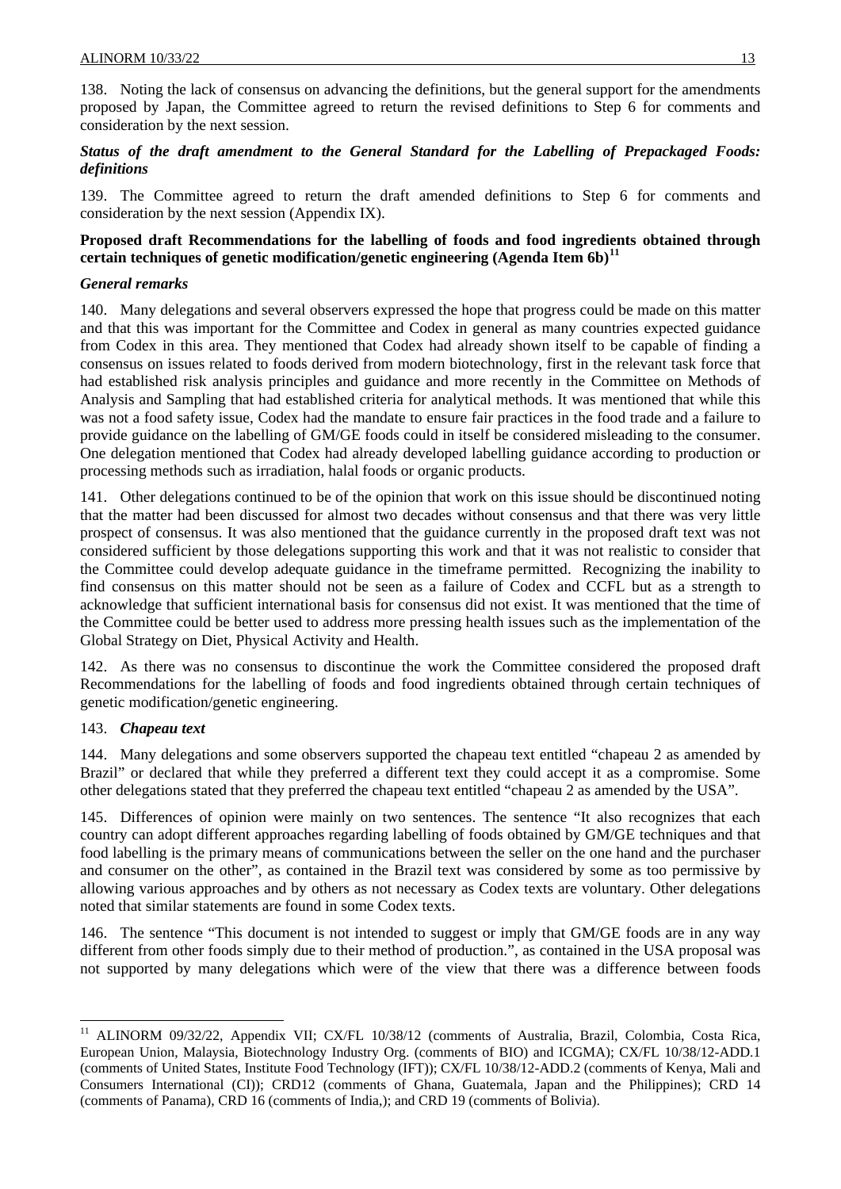138. Noting the lack of consensus on advancing the definitions, but the general support for the amendments proposed by Japan, the Committee agreed to return the revised definitions to Step 6 for comments and consideration by the next session.

***Status of the draft amendment to the General Standard for the Labelling of Prepackaged Foods: definitions***

139. The Committee agreed to return the draft amended definitions to Step 6 for comments and consideration by the next session (Appendix IX).

**Proposed draft Recommendations for the labelling of foods and food ingredients obtained through certain techniques of genetic modification/genetic engineering (Agenda Item 6b)[11]**

***General remarks***

140. Many delegations and several observers expressed the hope that progress could be made on this matter and that this was important for the Committee and Codex in general as many countries expected guidance from Codex in this area. They mentioned that Codex had already shown itself to be capable of finding a consensus on issues related to foods derived from modern biotechnology, first in the relevant task force that had established risk analysis principles and guidance and more recently in the Committee on Methods of Analysis and Sampling that had established criteria for analytical methods. It was mentioned that while this was not a food safety issue, Codex had the mandate to ensure fair practices in the food trade and a failure to provide guidance on the labelling of GM/GE foods could in itself be considered misleading to the consumer. One delegation mentioned that Codex had already developed labelling guidance according to production or processing methods such as irradiation, halal foods or organic products.

141. Other delegations continued to be of the opinion that work on this issue should be discontinued noting that the matter had been discussed for almost two decades without consensus and that there was very little prospect of consensus. It was also mentioned that the guidance currently in the proposed draft text was not considered sufficient by those delegations supporting this work and that it was not realistic to consider that the Committee could develop adequate guidance in the timeframe permitted. Recognizing the inability to find consensus on this matter should not be seen as a failure of Codex and CCFL but as a strength to acknowledge that sufficient international basis for consensus did not exist. It was mentioned that the time of the Committee could be better used to address more pressing health issues such as the implementation of the Global Strategy on Diet, Physical Activity and Health.

142. As there was no consensus to discontinue the work the Committee considered the proposed draft Recommendations for the labelling of foods and food ingredients obtained through certain techniques of genetic modification/genetic engineering.

143. ***Chapeau text***

144. Many delegations and some observers supported the chapeau text entitled "chapeau 2 as amended by Brazil" or declared that while they preferred a different text they could accept it as a compromise. Some other delegations stated that they preferred the chapeau text entitled "chapeau 2 as amended by the USA".

145. Differences of opinion were mainly on two sentences. The sentence "It also recognizes that each country can adopt different approaches regarding labelling of foods obtained by GM/GE techniques and that food labelling is the primary means of communications between the seller on the one hand and the purchaser and consumer on the other", as contained in the Brazil text was considered by some as too permissive by allowing various approaches and by others as not necessary as Codex texts are voluntary. Other delegations noted that similar statements are found in some Codex texts.

146. The sentence "This document is not intended to suggest or imply that GM/GE foods are in any way different from other foods simply due to their method of production.", as contained in the USA proposal was not supported by many delegations which were of the view that there was a difference between foods

---

[11] ALINORM 09/32/22, Appendix VII; CX/FL 10/38/12 (comments of Australia, Brazil, Colombia, Costa Rica, European Union, Malaysia, Biotechnology Industry Org. (comments of BIO) and ICGMA); CX/FL 10/38/12-ADD.1 (comments of United States, Institute Food Technology (IFT)); CX/FL 10/38/12-ADD.2 (comments of Kenya, Mali and Consumers International (CI)); CRD12 (comments of Ghana, Guatemala, Japan and the Philippines); CRD 14 (comments of Panama), CRD 16 (comments of India,); and CRD 19 (comments of Bolivia).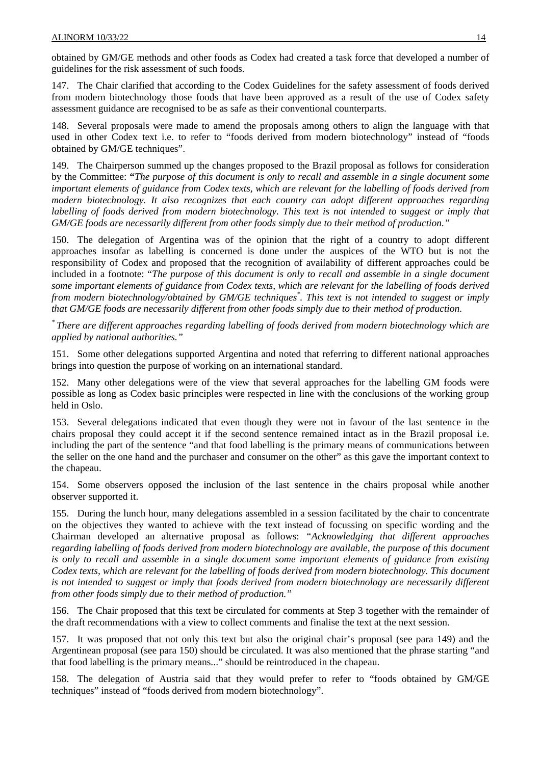obtained by GM/GE methods and other foods as Codex had created a task force that developed a number of guidelines for the risk assessment of such foods.

147. The Chair clarified that according to the Codex Guidelines for the safety assessment of foods derived from modern biotechnology those foods that have been approved as a result of the use of Codex safety assessment guidance are recognised to be as safe as their conventional counterparts.

148. Several proposals were made to amend the proposals among others to align the language with that used in other Codex text i.e. to refer to "foods derived from modern biotechnology" instead of "foods obtained by GM/GE techniques".

149. The Chairperson summed up the changes proposed to the Brazil proposal as follows for consideration by the Committee: **"***The purpose of this document is only to recall and assemble in a single document some important elements of guidance from Codex texts, which are relevant for the labelling of foods derived from modern biotechnology. It also recognizes that each country can adopt different approaches regarding labelling of foods derived from modern biotechnology. This text is not intended to suggest or imply that GM/GE foods are necessarily different from other foods simply due to their method of production."*

150. The delegation of Argentina was of the opinion that the right of a country to adopt different approaches insofar as labelling is concerned is done under the auspices of the WTO but is not the responsibility of Codex and proposed that the recognition of availability of different approaches could be included in a footnote: "*The purpose of this document is only to recall and assemble in a single document some important elements of guidance from Codex texts, which are relevant for the labelling of foods derived from modern biotechnology/obtained by GM/GE techniques*[*]*. This text is not intended to suggest or imply that GM/GE foods are necessarily different from other foods simply due to their method of production.*

[*] *There are different approaches regarding labelling of foods derived from modern biotechnology which are applied by national authorities."*

151. Some other delegations supported Argentina and noted that referring to different national approaches brings into question the purpose of working on an international standard.

152. Many other delegations were of the view that several approaches for the labelling GM foods were possible as long as Codex basic principles were respected in line with the conclusions of the working group held in Oslo.

153. Several delegations indicated that even though they were not in favour of the last sentence in the chairs proposal they could accept it if the second sentence remained intact as in the Brazil proposal i.e. including the part of the sentence "and that food labelling is the primary means of communications between the seller on the one hand and the purchaser and consumer on the other" as this gave the important context to the chapeau.

154. Some observers opposed the inclusion of the last sentence in the chairs proposal while another observer supported it.

155. During the lunch hour, many delegations assembled in a session facilitated by the chair to concentrate on the objectives they wanted to achieve with the text instead of focussing on specific wording and the Chairman developed an alternative proposal as follows: "*Acknowledging that different approaches regarding labelling of foods derived from modern biotechnology are available, the purpose of this document is only to recall and assemble in a single document some important elements of guidance from existing Codex texts, which are relevant for the labelling of foods derived from modern biotechnology. This document is not intended to suggest or imply that foods derived from modern biotechnology are necessarily different from other foods simply due to their method of production."*

156. The Chair proposed that this text be circulated for comments at Step 3 together with the remainder of the draft recommendations with a view to collect comments and finalise the text at the next session.

157. It was proposed that not only this text but also the original chair's proposal (see para 149) and the Argentinean proposal (see para 150) should be circulated. It was also mentioned that the phrase starting "and that food labelling is the primary means..." should be reintroduced in the chapeau.

158. The delegation of Austria said that they would prefer to refer to "foods obtained by GM/GE techniques" instead of "foods derived from modern biotechnology".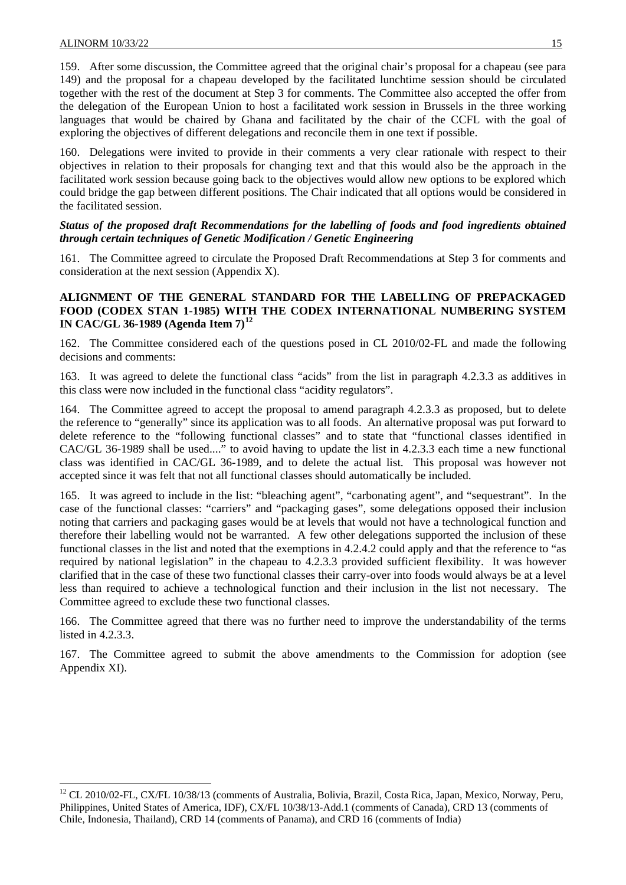159. After some discussion, the Committee agreed that the original chair's proposal for a chapeau (see para 149) and the proposal for a chapeau developed by the facilitated lunchtime session should be circulated together with the rest of the document at Step 3 for comments. The Committee also accepted the offer from the delegation of the European Union to host a facilitated work session in Brussels in the three working languages that would be chaired by Ghana and facilitated by the chair of the CCFL with the goal of exploring the objectives of different delegations and reconcile them in one text if possible.

160. Delegations were invited to provide in their comments a very clear rationale with respect to their objectives in relation to their proposals for changing text and that this would also be the approach in the facilitated work session because going back to the objectives would allow new options to be explored which could bridge the gap between different positions. The Chair indicated that all options would be considered in the facilitated session.

***Status of the proposed draft Recommendations for the labelling of foods and food ingredients obtained through certain techniques of Genetic Modification / Genetic Engineering***

161. The Committee agreed to circulate the Proposed Draft Recommendations at Step 3 for comments and consideration at the next session (Appendix X).

**ALIGNMENT OF THE GENERAL STANDARD FOR THE LABELLING OF PREPACKAGED FOOD (CODEX STAN 1-1985) WITH THE CODEX INTERNATIONAL NUMBERING SYSTEM IN CAC/GL 36-1989 (Agenda Item 7)[12]**

162. The Committee considered each of the questions posed in CL 2010/02-FL and made the following decisions and comments:

163. It was agreed to delete the functional class "acids" from the list in paragraph 4.2.3.3 as additives in this class were now included in the functional class "acidity regulators".

164. The Committee agreed to accept the proposal to amend paragraph 4.2.3.3 as proposed, but to delete the reference to "generally" since its application was to all foods. An alternative proposal was put forward to delete reference to the "following functional classes" and to state that "functional classes identified in CAC/GL 36-1989 shall be used...." to avoid having to update the list in 4.2.3.3 each time a new functional class was identified in CAC/GL 36-1989, and to delete the actual list. This proposal was however not accepted since it was felt that not all functional classes should automatically be included.

165. It was agreed to include in the list: "bleaching agent", "carbonating agent", and "sequestrant". In the case of the functional classes: "carriers" and "packaging gases", some delegations opposed their inclusion noting that carriers and packaging gases would be at levels that would not have a technological function and therefore their labelling would not be warranted. A few other delegations supported the inclusion of these functional classes in the list and noted that the exemptions in 4.2.4.2 could apply and that the reference to "as required by national legislation" in the chapeau to 4.2.3.3 provided sufficient flexibility. It was however clarified that in the case of these two functional classes their carry-over into foods would always be at a level less than required to achieve a technological function and their inclusion in the list not necessary. The Committee agreed to exclude these two functional classes.

166. The Committee agreed that there was no further need to improve the understandability of the terms listed in 4.2.3.3.

167. The Committee agreed to submit the above amendments to the Commission for adoption (see Appendix XI).

---

[12] CL 2010/02-FL, CX/FL 10/38/13 (comments of Australia, Bolivia, Brazil, Costa Rica, Japan, Mexico, Norway, Peru, Philippines, United States of America, IDF), CX/FL 10/38/13-Add.1 (comments of Canada), CRD 13 (comments of Chile, Indonesia, Thailand), CRD 14 (comments of Panama), and CRD 16 (comments of India)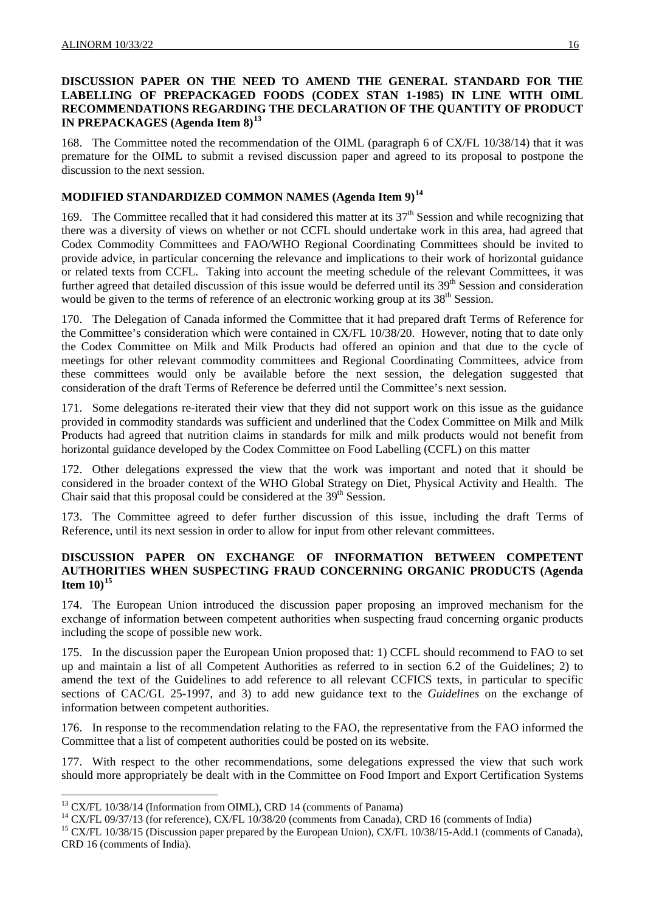## DISCUSSION PAPER ON THE NEED TO AMEND THE GENERAL STANDARD FOR THE LABELLING OF PREPACKAGED FOODS (CODEX STAN 1-1985) IN LINE WITH OIML RECOMMENDATIONS REGARDING THE DECLARATION OF THE QUANTITY OF PRODUCT IN PREPACKAGES (Agenda Item 8)[13]

168. The Committee noted the recommendation of the OIML (paragraph 6 of CX/FL 10/38/14) that it was premature for the OIML to submit a revised discussion paper and agreed to its proposal to postpone the discussion to the next session.

## MODIFIED STANDARDIZED COMMON NAMES (Agenda Item 9)[14]

169. The Committee recalled that it had considered this matter at its 37th Session and while recognizing that there was a diversity of views on whether or not CCFL should undertake work in this area, had agreed that Codex Commodity Committees and FAO/WHO Regional Coordinating Committees should be invited to provide advice, in particular concerning the relevance and implications to their work of horizontal guidance or related texts from CCFL. Taking into account the meeting schedule of the relevant Committees, it was further agreed that detailed discussion of this issue would be deferred until its 39th Session and consideration would be given to the terms of reference of an electronic working group at its 38th Session.

170. The Delegation of Canada informed the Committee that it had prepared draft Terms of Reference for the Committee's consideration which were contained in CX/FL 10/38/20. However, noting that to date only the Codex Committee on Milk and Milk Products had offered an opinion and that due to the cycle of meetings for other relevant commodity committees and Regional Coordinating Committees, advice from these committees would only be available before the next session, the delegation suggested that consideration of the draft Terms of Reference be deferred until the Committee's next session.

171. Some delegations re-iterated their view that they did not support work on this issue as the guidance provided in commodity standards was sufficient and underlined that the Codex Committee on Milk and Milk Products had agreed that nutrition claims in standards for milk and milk products would not benefit from horizontal guidance developed by the Codex Committee on Food Labelling (CCFL) on this matter

172. Other delegations expressed the view that the work was important and noted that it should be considered in the broader context of the WHO Global Strategy on Diet, Physical Activity and Health. The Chair said that this proposal could be considered at the 39th Session.

173. The Committee agreed to defer further discussion of this issue, including the draft Terms of Reference, until its next session in order to allow for input from other relevant committees.

## DISCUSSION PAPER ON EXCHANGE OF INFORMATION BETWEEN COMPETENT AUTHORITIES WHEN SUSPECTING FRAUD CONCERNING ORGANIC PRODUCTS (Agenda Item 10)[15]

174. The European Union introduced the discussion paper proposing an improved mechanism for the exchange of information between competent authorities when suspecting fraud concerning organic products including the scope of possible new work.

175. In the discussion paper the European Union proposed that: 1) CCFL should recommend to FAO to set up and maintain a list of all Competent Authorities as referred to in section 6.2 of the Guidelines; 2) to amend the text of the Guidelines to add reference to all relevant CCFICS texts, in particular to specific sections of CAC/GL 25-1997, and 3) to add new guidance text to the *Guidelines* on the exchange of information between competent authorities.

176. In response to the recommendation relating to the FAO, the representative from the FAO informed the Committee that a list of competent authorities could be posted on its website.

177. With respect to the other recommendations, some delegations expressed the view that such work should more appropriately be dealt with in the Committee on Food Import and Export Certification Systems

---

[13] CX/FL 10/38/14 (Information from OIML), CRD 14 (comments of Panama)

[14] CX/FL 09/37/13 (for reference), CX/FL 10/38/20 (comments from Canada), CRD 16 (comments of India)

[15] CX/FL 10/38/15 (Discussion paper prepared by the European Union), CX/FL 10/38/15-Add.1 (comments of Canada), CRD 16 (comments of India).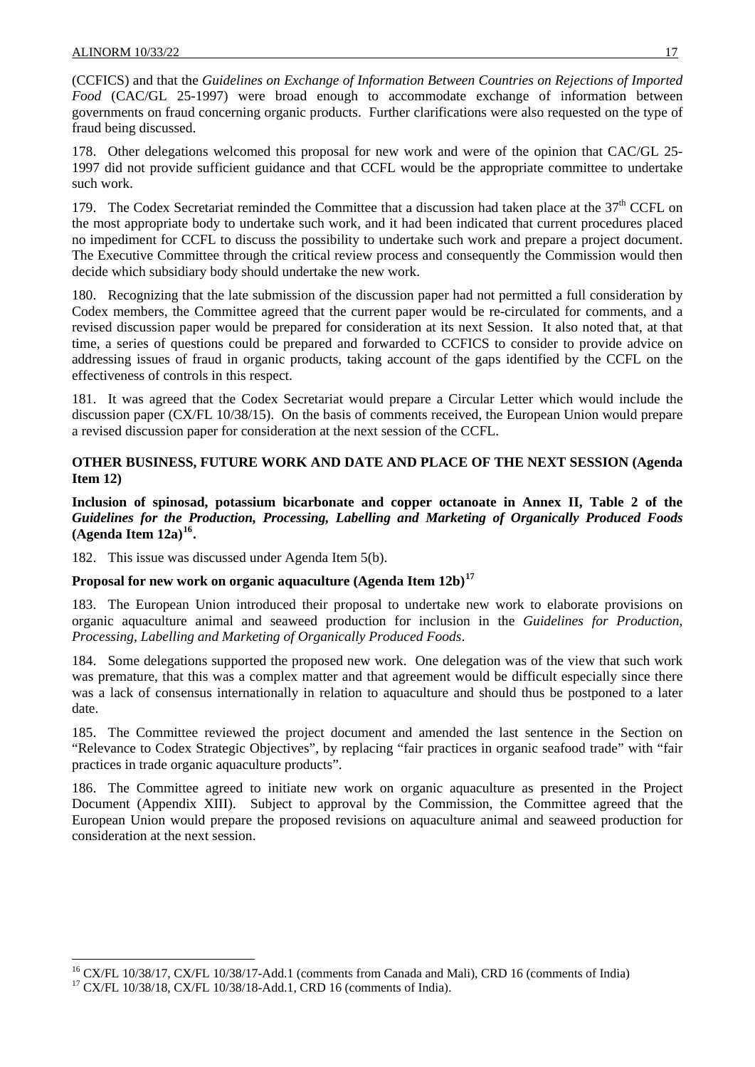(CCFICS) and that the *Guidelines on Exchange of Information Between Countries on Rejections of Imported Food* (CAC/GL 25-1997) were broad enough to accommodate exchange of information between governments on fraud concerning organic products. Further clarifications were also requested on the type of fraud being discussed.

178. Other delegations welcomed this proposal for new work and were of the opinion that CAC/GL 25-1997 did not provide sufficient guidance and that CCFL would be the appropriate committee to undertake such work.

179. The Codex Secretariat reminded the Committee that a discussion had taken place at the 37th CCFL on the most appropriate body to undertake such work, and it had been indicated that current procedures placed no impediment for CCFL to discuss the possibility to undertake such work and prepare a project document. The Executive Committee through the critical review process and consequently the Commission would then decide which subsidiary body should undertake the new work.

180. Recognizing that the late submission of the discussion paper had not permitted a full consideration by Codex members, the Committee agreed that the current paper would be re-circulated for comments, and a revised discussion paper would be prepared for consideration at its next Session. It also noted that, at that time, a series of questions could be prepared and forwarded to CCFICS to consider to provide advice on addressing issues of fraud in organic products, taking account of the gaps identified by the CCFL on the effectiveness of controls in this respect.

181. It was agreed that the Codex Secretariat would prepare a Circular Letter which would include the discussion paper (CX/FL 10/38/15). On the basis of comments received, the European Union would prepare a revised discussion paper for consideration at the next session of the CCFL.

## OTHER BUSINESS, FUTURE WORK AND DATE AND PLACE OF THE NEXT SESSION (Agenda Item 12)

### Inclusion of spinosad, potassium bicarbonate and copper octanoate in Annex II, Table 2 of the *Guidelines for the Production, Processing, Labelling and Marketing of Organically Produced Foods* (Agenda Item 12a)[16].

182. This issue was discussed under Agenda Item 5(b).

### Proposal for new work on organic aquaculture (Agenda Item 12b)[17]

183. The European Union introduced their proposal to undertake new work to elaborate provisions on organic aquaculture animal and seaweed production for inclusion in the *Guidelines for Production, Processing, Labelling and Marketing of Organically Produced Foods*.

184. Some delegations supported the proposed new work. One delegation was of the view that such work was premature, that this was a complex matter and that agreement would be difficult especially since there was a lack of consensus internationally in relation to aquaculture and should thus be postponed to a later date.

185. The Committee reviewed the project document and amended the last sentence in the Section on "Relevance to Codex Strategic Objectives", by replacing "fair practices in organic seafood trade" with "fair practices in trade organic aquaculture products".

186. The Committee agreed to initiate new work on organic aquaculture as presented in the Project Document (Appendix XIII). Subject to approval by the Commission, the Committee agreed that the European Union would prepare the proposed revisions on aquaculture animal and seaweed production for consideration at the next session.

---

[16] CX/FL 10/38/17, CX/FL 10/38/17-Add.1 (comments from Canada and Mali), CRD 16 (comments of India)

[17] CX/FL 10/38/18, CX/FL 10/38/18-Add.1, CRD 16 (comments of India).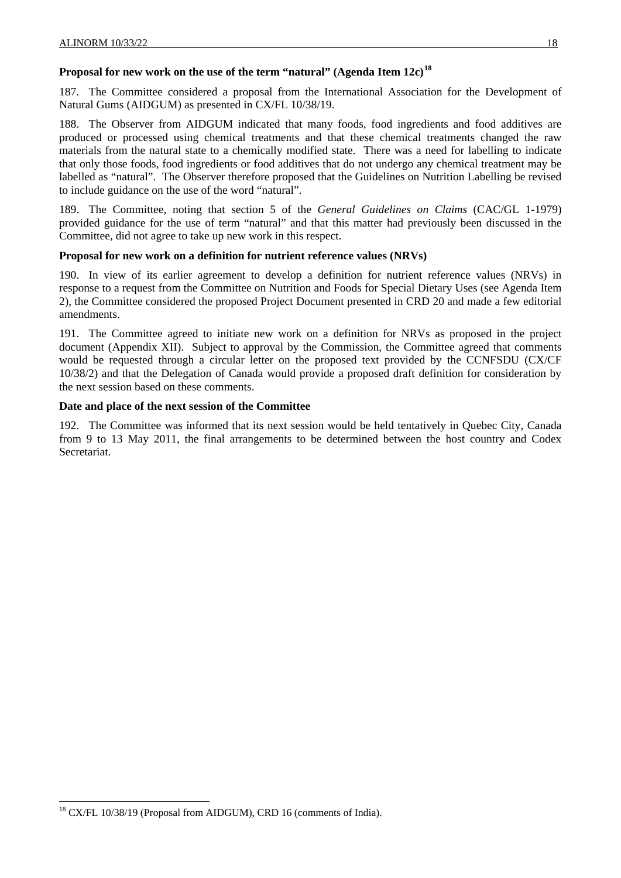### Proposal for new work on the use of the term "natural" (Agenda Item 12c)[18]

187. The Committee considered a proposal from the International Association for the Development of Natural Gums (AIDGUM) as presented in CX/FL 10/38/19.

188. The Observer from AIDGUM indicated that many foods, food ingredients and food additives are produced or processed using chemical treatments and that these chemical treatments changed the raw materials from the natural state to a chemically modified state. There was a need for labelling to indicate that only those foods, food ingredients or food additives that do not undergo any chemical treatment may be labelled as "natural". The Observer therefore proposed that the Guidelines on Nutrition Labelling be revised to include guidance on the use of the word "natural".

189. The Committee, noting that section 5 of the *General Guidelines on Claims* (CAC/GL 1-1979) provided guidance for the use of term "natural" and that this matter had previously been discussed in the Committee, did not agree to take up new work in this respect.

### Proposal for new work on a definition for nutrient reference values (NRVs)

190. In view of its earlier agreement to develop a definition for nutrient reference values (NRVs) in response to a request from the Committee on Nutrition and Foods for Special Dietary Uses (see Agenda Item 2), the Committee considered the proposed Project Document presented in CRD 20 and made a few editorial amendments.

191. The Committee agreed to initiate new work on a definition for NRVs as proposed in the project document (Appendix XII). Subject to approval by the Commission, the Committee agreed that comments would be requested through a circular letter on the proposed text provided by the CCNFSDU (CX/CF 10/38/2) and that the Delegation of Canada would provide a proposed draft definition for consideration by the next session based on these comments.

### Date and place of the next session of the Committee

192. The Committee was informed that its next session would be held tentatively in Quebec City, Canada from 9 to 13 May 2011, the final arrangements to be determined between the host country and Codex Secretariat.

---

[18] CX/FL 10/38/19 (Proposal from AIDGUM), CRD 16 (comments of India).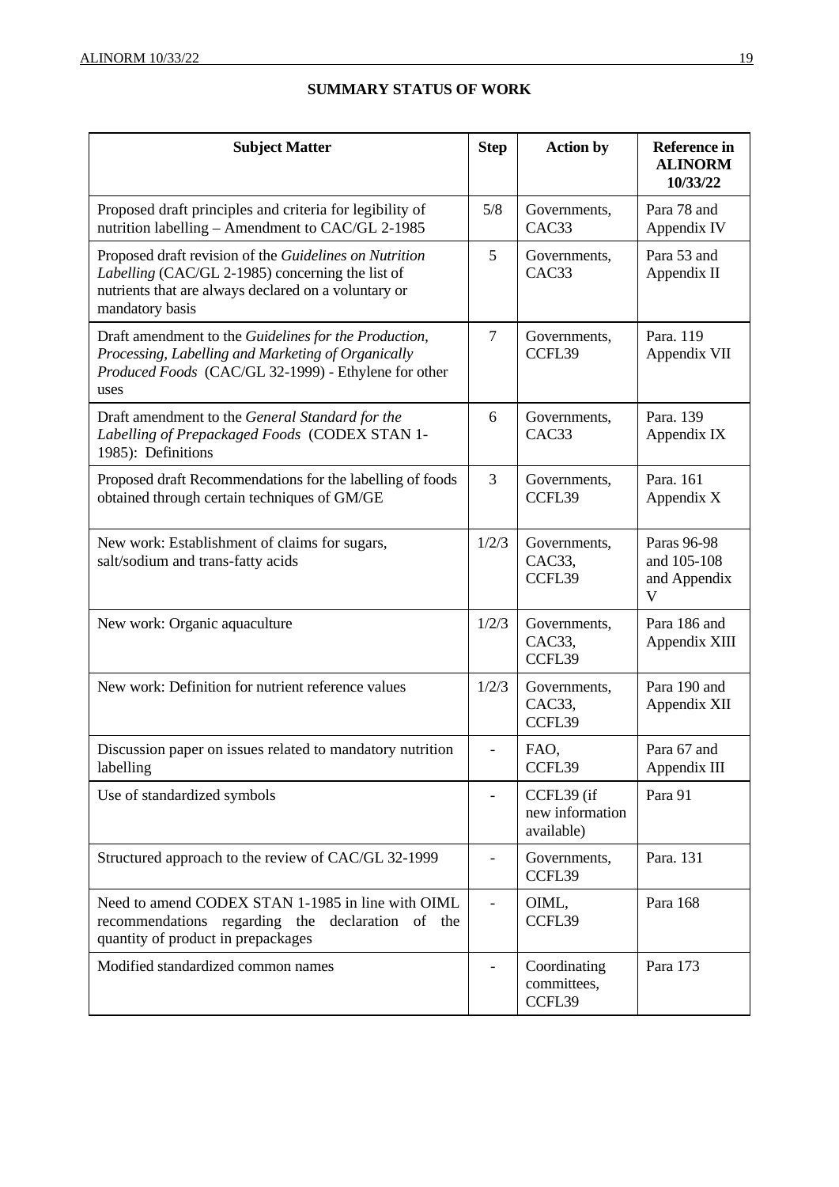## SUMMARY STATUS OF WORK

| Subject Matter | Step | Action by | Reference in ALINORM 10/33/22 |
|---|---|---|---|
| Proposed draft principles and criteria for legibility of nutrition labelling – Amendment to CAC/GL 2-1985 | 5/8 | Governments, CAC33 | Para 78 and Appendix IV |
| Proposed draft revision of the *Guidelines on Nutrition Labelling* (CAC/GL 2-1985) concerning the list of nutrients that are always declared on a voluntary or mandatory basis | 5 | Governments, CAC33 | Para 53 and Appendix II |
| Draft amendment to the *Guidelines for the Production, Processing, Labelling and Marketing of Organically Produced Foods* (CAC/GL 32-1999) - Ethylene for other uses | 7 | Governments, CCFL39 | Para. 119 Appendix VII |
| Draft amendment to the *General Standard for the Labelling of Prepackaged Foods* (CODEX STAN 1-1985): Definitions | 6 | Governments, CAC33 | Para. 139 Appendix IX |
| Proposed draft Recommendations for the labelling of foods obtained through certain techniques of GM/GE | 3 | Governments, CCFL39 | Para. 161 Appendix X |
| New work: Establishment of claims for sugars, salt/sodium and trans-fatty acids | 1/2/3 | Governments, CAC33, CCFL39 | Paras 96-98 and 105-108 and Appendix V |
| New work: Organic aquaculture | 1/2/3 | Governments, CAC33, CCFL39 | Para 186 and Appendix XIII |
| New work: Definition for nutrient reference values | 1/2/3 | Governments, CAC33, CCFL39 | Para 190 and Appendix XII |
| Discussion paper on issues related to mandatory nutrition labelling | - | FAO, CCFL39 | Para 67 and Appendix III |
| Use of standardized symbols | - | CCFL39 (if new information available) | Para 91 |
| Structured approach to the review of CAC/GL 32-1999 | - | Governments, CCFL39 | Para. 131 |
| Need to amend CODEX STAN 1-1985 in line with OIML recommendations regarding the declaration of the quantity of product in prepackages | - | OIML, CCFL39 | Para 168 |
| Modified standardized common names | - | Coordinating committees, CCFL39 | Para 173 |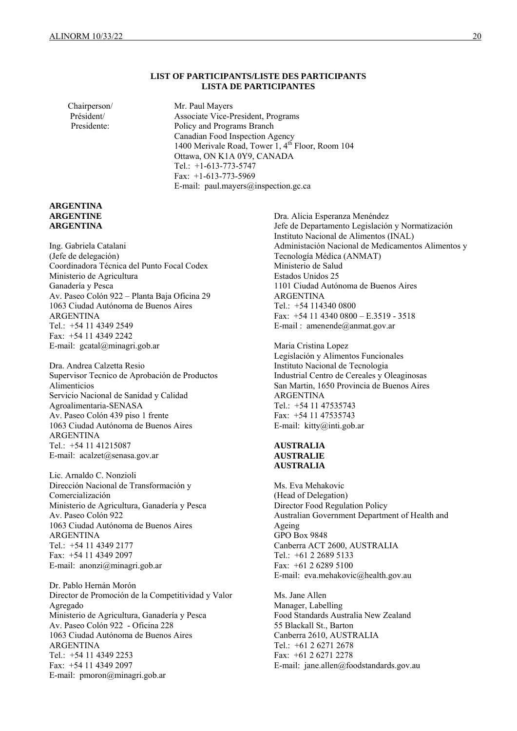**LIST OF PARTICIPANTS/LISTE DES PARTICIPANTS**
**LISTA DE PARTICIPANTES**

Chairperson/
Président/
Presidente:

Mr. Paul Mayers
Associate Vice-President, Programs
Policy and Programs Branch
Canadian Food Inspection Agency
1400 Merivale Road, Tower 1, 4th Floor, Room 104
Ottawa, ON K1A 0Y9, CANADA
Tel.: +1-613-773-5747
Fax: +1-613-773-5969
E-mail: paul.mayers@inspection.gc.ca

**ARGENTINA**
**ARGENTINE**
**ARGENTINA**

Ing. Gabriela Catalani
(Jefe de delegación)
Coordinadora Técnica del Punto Focal Codex
Ministerio de Agricultura
Ganadería y Pesca
Av. Paseo Colón 922 – Planta Baja Oficina 29
1063 Ciudad Autónoma de Buenos Aires
ARGENTINA
Tel.: +54 11 4349 2549
Fax: +54 11 4349 2242
E-mail: gcatal@minagri.gob.ar

Dra. Andrea Calzetta Resio
Supervisor Tecnico de Aprobación de Productos Alimenticios
Servicio Nacional de Sanidad y Calidad Agroalimentaria-SENASA
Av. Paseo Colón 439 piso 1 frente
1063 Ciudad Autónoma de Buenos Aires
ARGENTINA
Tel.: +54 11 41215087
E-mail: acalzet@senasa.gov.ar

Lic. Arnaldo C. Nonzioli
Dirección Nacional de Transformación y Comercialización
Ministerio de Agricultura, Ganadería y Pesca
Av. Paseo Colón 922
1063 Ciudad Autónoma de Buenos Aires
ARGENTINA
Tel.: +54 11 4349 2177
Fax: +54 11 4349 2097
E-mail: anonzi@minagri.gob.ar

Dr. Pablo Hernán Morón
Director de Promoción de la Competitividad y Valor Agregado
Ministerio de Agricultura, Ganadería y Pesca
Av. Paseo Colón 922 - Oficina 228
1063 Ciudad Autónoma de Buenos Aires
ARGENTINA
Tel.: +54 11 4349 2253
Fax: +54 11 4349 2097
E-mail: pmoron@minagri.gob.ar

Dra. Alicia Esperanza Menéndez
Jefe de Departamento Legislación y Normatización
Instituto Nacional de Alimentos (INAL)
Administación Nacional de Medicamentos Alimentos y Tecnología Médica (ANMAT)
Ministerio de Salud
Estados Unidos 25
1101 Ciudad Autónoma de Buenos Aires
ARGENTINA
Tel.: +54 114340 0800
Fax: +54 11 4340 0800 – E.3519 - 3518
E-mail : amenende@anmat.gov.ar

Maria Cristina Lopez
Legislación y Alimentos Funcionales
Instituto Nacional de Tecnologia
Industrial Centro de Cereales y Oleaginosas
San Martin, 1650 Provincia de Buenos Aires
ARGENTINA
Tel.: +54 11 47535743
Fax: +54 11 47535743
E-mail: kitty@inti.gob.ar

**AUSTRALIA**
**AUSTRALIE**
**AUSTRALIA**

Ms. Eva Mehakovic
(Head of Delegation)
Director Food Regulation Policy
Australian Government Department of Health and Ageing
GPO Box 9848
Canberra ACT 2600, AUSTRALIA
Tel.: +61 2 2689 5133
Fax: +61 2 6289 5100
E-mail: eva.mehakovic@health.gov.au

Ms. Jane Allen
Manager, Labelling
Food Standards Australia New Zealand
55 Blackall St., Barton
Canberra 2610, AUSTRALIA
Tel.: +61 2 6271 2678
Fax: +61 2 6271 2278
E-mail: jane.allen@foodstandards.gov.au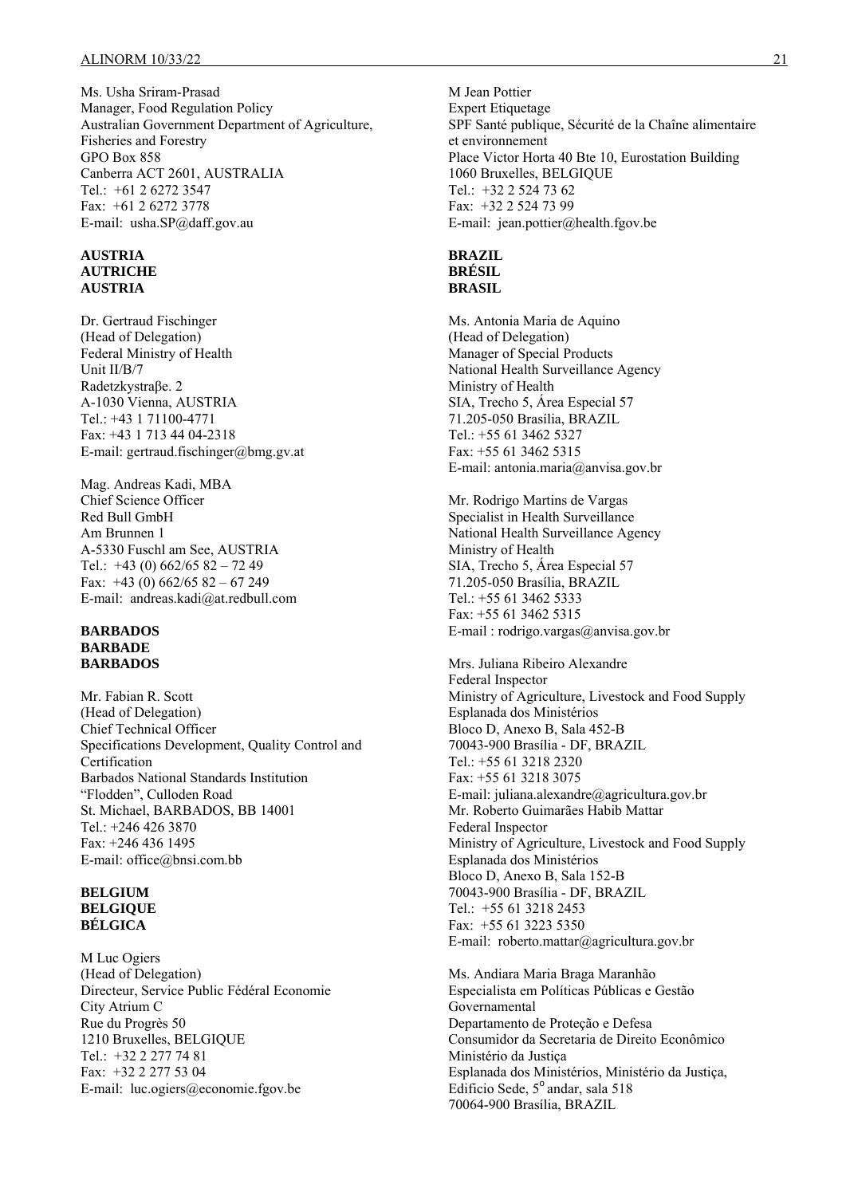Ms. Usha Sriram-Prasad
Manager, Food Regulation Policy
Australian Government Department of Agriculture, Fisheries and Forestry
GPO Box 858
Canberra ACT 2601, AUSTRALIA
Tel.: +61 2 6272 3547
Fax: +61 2 6272 3778
E-mail: usha.SP@daff.gov.au

**AUSTRIA**
**AUTRICHE**
**AUSTRIA**

Dr. Gertraud Fischinger
(Head of Delegation)
Federal Ministry of Health
Unit II/B/7
Radetzkystraβe. 2
A-1030 Vienna, AUSTRIA
Tel.: +43 1 71100-4771
Fax: +43 1 713 44 04-2318
E-mail: gertraud.fischinger@bmg.gv.at

Mag. Andreas Kadi, MBA
Chief Science Officer
Red Bull GmbH
Am Brunnen 1
A-5330 Fuschl am See, AUSTRIA
Tel.: +43 (0) 662/65 82 – 72 49
Fax: +43 (0) 662/65 82 – 67 249
E-mail: andreas.kadi@at.redbull.com

**BARBADOS**
**BARBADE**
**BARBADOS**

Mr. Fabian R. Scott
(Head of Delegation)
Chief Technical Officer
Specifications Development, Quality Control and Certification
Barbados National Standards Institution
"Flodden", Culloden Road
St. Michael, BARBADOS, BB 14001
Tel.: +246 426 3870
Fax: +246 436 1495
E-mail: office@bnsi.com.bb

**BELGIUM**
**BELGIQUE**
**BÉLGICA**

M Luc Ogiers
(Head of Delegation)
Directeur, Service Public Fédéral Economie
City Atrium C
Rue du Progrès 50
1210 Bruxelles, BELGIQUE
Tel.: +32 2 277 74 81
Fax: +32 2 277 53 04
E-mail: luc.ogiers@economie.fgov.be

M Jean Pottier
Expert Etiquetage
SPF Santé publique, Sécurité de la Chaîne alimentaire et environnement
Place Victor Horta 40 Bte 10, Eurostation Building
1060 Bruxelles, BELGIQUE
Tel.: +32 2 524 73 62
Fax: +32 2 524 73 99
E-mail: jean.pottier@health.fgov.be

**BRAZIL**
**BRÉSIL**
**BRASIL**

Ms. Antonia Maria de Aquino
(Head of Delegation)
Manager of Special Products
National Health Surveillance Agency
Ministry of Health
SIA, Trecho 5, Área Especial 57
71.205-050 Brasília, BRAZIL
Tel.: +55 61 3462 5327
Fax: +55 61 3462 5315
E-mail: antonia.maria@anvisa.gov.br

Mr. Rodrigo Martins de Vargas
Specialist in Health Surveillance
National Health Surveillance Agency
Ministry of Health
SIA, Trecho 5, Área Especial 57
71.205-050 Brasília, BRAZIL
Tel.: +55 61 3462 5333
Fax: +55 61 3462 5315
E-mail : rodrigo.vargas@anvisa.gov.br

Mrs. Juliana Ribeiro Alexandre
Federal Inspector
Ministry of Agriculture, Livestock and Food Supply
Esplanada dos Ministérios
Bloco D, Anexo B, Sala 452-B
70043-900 Brasília - DF, BRAZIL
Tel.: +55 61 3218 2320
Fax: +55 61 3218 3075
E-mail: juliana.alexandre@agricultura.gov.br

Mr. Roberto Guimarães Habib Mattar
Federal Inspector
Ministry of Agriculture, Livestock and Food Supply
Esplanada dos Ministérios
Bloco D, Anexo B, Sala 152-B
70043-900 Brasília - DF, BRAZIL
Tel.: +55 61 3218 2453
Fax: +55 61 3223 5350
E-mail: roberto.mattar@agricultura.gov.br

Ms. Andiara Maria Braga Maranhão
Especialista em Políticas Públicas e Gestão Governamental
Departamento de Proteção e Defesa
Consumidor da Secretaria de Direito Econômico
Ministério da Justiça
Esplanada dos Ministérios, Ministério da Justiça, Edificio Sede, 5° andar, sala 518
70064-900 Brasília, BRAZIL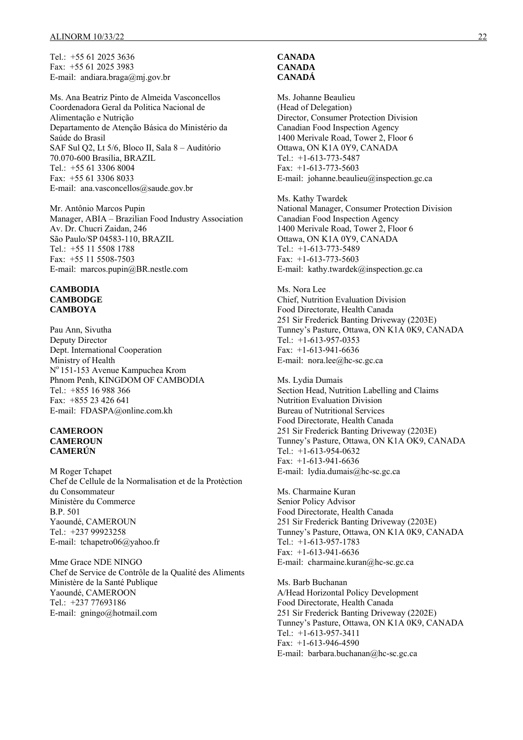Tel.: +55 61 2025 3636
Fax: +55 61 2025 3983
E-mail: andiara.braga@mj.gov.br

Ms. Ana Beatriz Pinto de Almeida Vasconcellos
Coordenadora Geral da Politica Nacional de Alimentação e Nutrição
Departamento de Atenção Básica do Ministério da Saúde do Brasil
SAF Sul Q2, Lt 5/6, Bloco II, Sala 8 – Auditório
70.070-600 Brasília, BRAZIL
Tel.: +55 61 3306 8004
Fax: +55 61 3306 8033
E-mail: ana.vasconcellos@saude.gov.br

Mr. Antônio Marcos Pupin
Manager, ABIA – Brazilian Food Industry Association
Av. Dr. Chucri Zaidan, 246
São Paulo/SP 04583-110, BRAZIL
Tel.: +55 11 5508 1788
Fax: +55 11 5508-7503
E-mail: marcos.pupin@BR.nestle.com

**CAMBODIA**
**CAMBODGE**
**CAMBOYA**

Pau Ann, Sivutha
Deputy Director
Dept. International Cooperation
Ministry of Health
N° 151-153 Avenue Kampuchea Krom
Phnom Penh, KINGDOM OF CAMBODIA
Tel.: +855 16 988 366
Fax: +855 23 426 641
E-mail: FDASPA@online.com.kh

**CAMEROON**
**CAMEROUN**
**CAMERÚN**

M Roger Tchapet
Chef de Cellule de la Normalisation et de la Protèction du Consommateur
Ministère du Commerce
B.P. 501
Yaoundé, CAMEROUN
Tel.: +237 99923258
E-mail: tchapetro06@yahoo.fr

Mme Grace NDE NINGO
Chef de Service de Contrôle de la Qualité des Aliments
Ministère de la Santé Publique
Yaoundé, CAMEROON
Tel.: +237 77693186
E-mail: gningo@hotmail.com

**CANADA**
**CANADA**
**CANADÁ**

Ms. Johanne Beaulieu
(Head of Delegation)
Director, Consumer Protection Division
Canadian Food Inspection Agency
1400 Merivale Road, Tower 2, Floor 6
Ottawa, ON K1A 0Y9, CANADA
Tel.: +1-613-773-5487
Fax: +1-613-773-5603
E-mail: johanne.beaulieu@inspection.gc.ca

Ms. Kathy Twardek
National Manager, Consumer Protection Division
Canadian Food Inspection Agency
1400 Merivale Road, Tower 2, Floor 6
Ottawa, ON K1A 0Y9, CANADA
Tel.: +1-613-773-5489
Fax: +1-613-773-5603
E-mail: kathy.twardek@inspection.gc.ca

Ms. Nora Lee
Chief, Nutrition Evaluation Division
Food Directorate, Health Canada
251 Sir Frederick Banting Driveway (2203E)
Tunney's Pasture, Ottawa, ON K1A 0K9, CANADA
Tel.: +1-613-957-0353
Fax: +1-613-941-6636
E-mail: nora.lee@hc-sc.gc.ca

Ms. Lydia Dumais
Section Head, Nutrition Labelling and Claims
Nutrition Evaluation Division
Bureau of Nutritional Services
Food Directorate, Health Canada
251 Sir Frederick Banting Driveway (2203E)
Tunney's Pasture, Ottawa, ON K1A OK9, CANADA
Tel.: +1-613-954-0632
Fax: +1-613-941-6636
E-mail: lydia.dumais@hc-sc.gc.ca

Ms. Charmaine Kuran
Senior Policy Advisor
Food Directorate, Health Canada
251 Sir Frederick Banting Driveway (2203E)
Tunney's Pasture, Ottawa, ON K1A 0K9, CANADA
Tel.: +1-613-957-1783
Fax: +1-613-941-6636
E-mail: charmaine.kuran@hc-sc.gc.ca

Ms. Barb Buchanan
A/Head Horizontal Policy Development
Food Directorate, Health Canada
251 Sir Frederick Banting Driveway (2202E)
Tunney's Pasture, Ottawa, ON K1A 0K9, CANADA
Tel.: +1-613-957-3411
Fax: +1-613-946-4590
E-mail: barbara.buchanan@hc-sc.gc.ca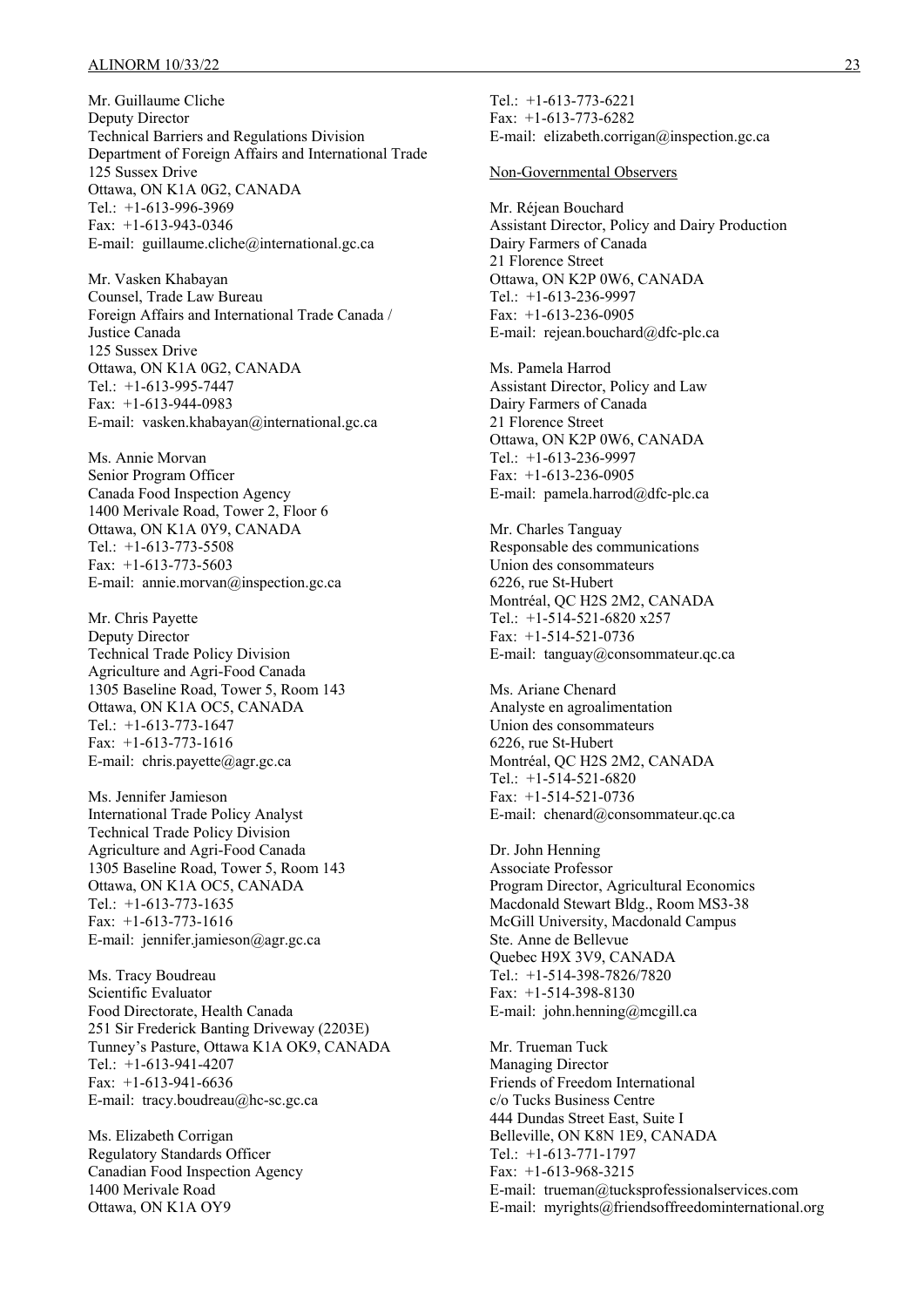Mr. Guillaume Cliche
Deputy Director
Technical Barriers and Regulations Division
Department of Foreign Affairs and International Trade
125 Sussex Drive
Ottawa, ON K1A 0G2, CANADA
Tel.: +1-613-996-3969
Fax: +1-613-943-0346
E-mail: guillaume.cliche@international.gc.ca

Mr. Vasken Khabayan
Counsel, Trade Law Bureau
Foreign Affairs and International Trade Canada / Justice Canada
125 Sussex Drive
Ottawa, ON K1A 0G2, CANADA
Tel.: +1-613-995-7447
Fax: +1-613-944-0983
E-mail: vasken.khabayan@international.gc.ca

Ms. Annie Morvan
Senior Program Officer
Canada Food Inspection Agency
1400 Merivale Road, Tower 2, Floor 6
Ottawa, ON K1A 0Y9, CANADA
Tel.: +1-613-773-5508
Fax: +1-613-773-5603
E-mail: annie.morvan@inspection.gc.ca

Mr. Chris Payette
Deputy Director
Technical Trade Policy Division
Agriculture and Agri-Food Canada
1305 Baseline Road, Tower 5, Room 143
Ottawa, ON K1A OC5, CANADA
Tel.: +1-613-773-1647
Fax: +1-613-773-1616
E-mail: chris.payette@agr.gc.ca

Ms. Jennifer Jamieson
International Trade Policy Analyst
Technical Trade Policy Division
Agriculture and Agri-Food Canada
1305 Baseline Road, Tower 5, Room 143
Ottawa, ON K1A OC5, CANADA
Tel.: +1-613-773-1635
Fax: +1-613-773-1616
E-mail: jennifer.jamieson@agr.gc.ca

Ms. Tracy Boudreau
Scientific Evaluator
Food Directorate, Health Canada
251 Sir Frederick Banting Driveway (2203E)
Tunney's Pasture, Ottawa K1A OK9, CANADA
Tel.: +1-613-941-4207
Fax: +1-613-941-6636
E-mail: tracy.boudreau@hc-sc.gc.ca

Ms. Elizabeth Corrigan
Regulatory Standards Officer
Canadian Food Inspection Agency
1400 Merivale Road
Ottawa, ON K1A OY9
Tel.: +1-613-773-6221
Fax: +1-613-773-6282
E-mail: elizabeth.corrigan@inspection.gc.ca

Non-Governmental Observers

Mr. Réjean Bouchard
Assistant Director, Policy and Dairy Production
Dairy Farmers of Canada
21 Florence Street
Ottawa, ON K2P 0W6, CANADA
Tel.: +1-613-236-9997
Fax: +1-613-236-0905
E-mail: rejean.bouchard@dfc-plc.ca

Ms. Pamela Harrod
Assistant Director, Policy and Law
Dairy Farmers of Canada
21 Florence Street
Ottawa, ON K2P 0W6, CANADA
Tel.: +1-613-236-9997
Fax: +1-613-236-0905
E-mail: pamela.harrod@dfc-plc.ca

Mr. Charles Tanguay
Responsable des communications
Union des consommateurs
6226, rue St-Hubert
Montréal, QC H2S 2M2, CANADA
Tel.: +1-514-521-6820 x257
Fax: +1-514-521-0736
E-mail: tanguay@consommateur.qc.ca

Ms. Ariane Chenard
Analyste en agroalimentation
Union des consommateurs
6226, rue St-Hubert
Montréal, QC H2S 2M2, CANADA
Tel.: +1-514-521-6820
Fax: +1-514-521-0736
E-mail: chenard@consommateur.qc.ca

Dr. John Henning
Associate Professor
Program Director, Agricultural Economics
Macdonald Stewart Bldg., Room MS3-38
McGill University, Macdonald Campus
Ste. Anne de Bellevue
Quebec H9X 3V9, CANADA
Tel.: +1-514-398-7826/7820
Fax: +1-514-398-8130
E-mail: john.henning@mcgill.ca

Mr. Trueman Tuck
Managing Director
Friends of Freedom International
c/o Tucks Business Centre
444 Dundas Street East, Suite I
Belleville, ON K8N 1E9, CANADA
Tel.: +1-613-771-1797
Fax: +1-613-968-3215
E-mail: trueman@tucksprofessionalservices.com
E-mail: myrights@friendsoffreedominternational.org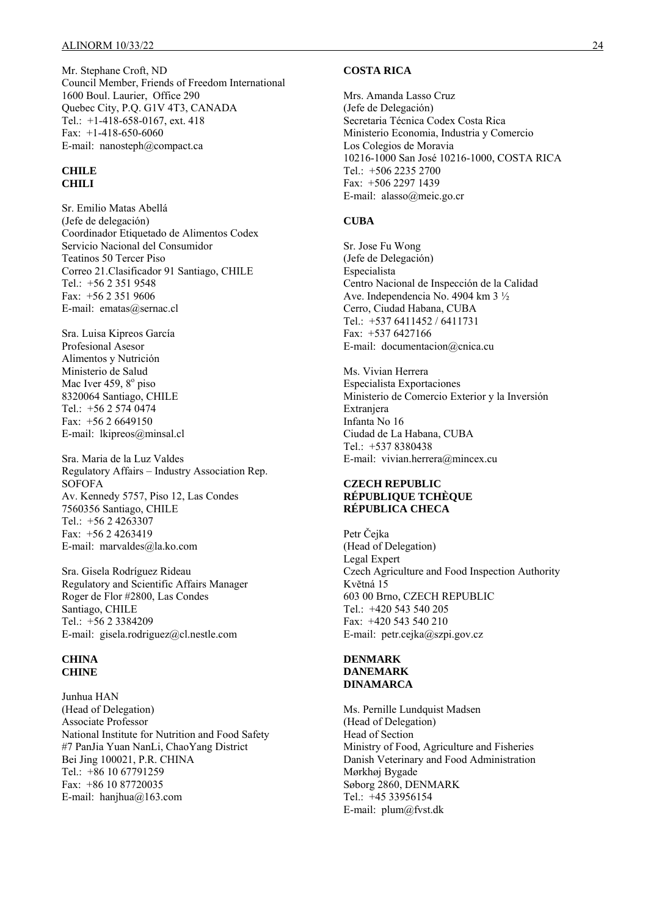Mr. Stephane Croft, ND
Council Member, Friends of Freedom International
1600 Boul. Laurier, Office 290
Quebec City, P.Q. G1V 4T3, CANADA
Tel.: +1-418-658-0167, ext. 418
Fax: +1-418-650-6060
E-mail: nanosteph@compact.ca

**CHILE**
**CHILI**

Sr. Emilio Matas Abellá
(Jefe de delegación)
Coordinador Etiquetado de Alimentos Codex
Servicio Nacional del Consumidor
Teatinos 50 Tercer Piso
Correo 21.Clasificador 91 Santiago, CHILE
Tel.: +56 2 351 9548
Fax: +56 2 351 9606
E-mail: ematas@sernac.cl

Sra. Luisa Kipreos García
Profesional Asesor
Alimentos y Nutrición
Ministerio de Salud
Mac Iver 459, 8º piso
8320064 Santiago, CHILE
Tel.: +56 2 574 0474
Fax: +56 2 6649150
E-mail: lkipreos@minsal.cl

Sra. Maria de la Luz Valdes
Regulatory Affairs – Industry Association Rep.
SOFOFA
Av. Kennedy 5757, Piso 12, Las Condes
7560356 Santiago, CHILE
Tel.: +56 2 4263307
Fax: +56 2 4263419
E-mail: marvaldes@la.ko.com

Sra. Gisela Rodríguez Rideau
Regulatory and Scientific Affairs Manager
Roger de Flor #2800, Las Condes
Santiago, CHILE
Tel.: +56 2 3384209
E-mail: gisela.rodriguez@cl.nestle.com

**CHINA**
**CHINE**

Junhua HAN
(Head of Delegation)
Associate Professor
National Institute for Nutrition and Food Safety
#7 PanJia Yuan NanLi, ChaoYang District
Bei Jing 100021, P.R. CHINA
Tel.: +86 10 67791259
Fax: +86 10 87720035
E-mail: hanjhua@163.com

**COSTA RICA**

Mrs. Amanda Lasso Cruz
(Jefe de Delegación)
Secretaria Técnica Codex Costa Rica
Ministerio Economia, Industria y Comercio
Los Colegios de Moravia
10216-1000 San José 10216-1000, COSTA RICA
Tel.: +506 2235 2700
Fax: +506 2297 1439
E-mail: alasso@meic.go.cr

**CUBA**

Sr. Jose Fu Wong
(Jefe de Delegación)
Especialista
Centro Nacional de Inspección de la Calidad
Ave. Independencia No. 4904 km 3 ½
Cerro, Ciudad Habana, CUBA
Tel.: +537 6411452 / 6411731
Fax: +537 6427166
E-mail: documentacion@cnica.cu

Ms. Vivian Herrera
Especialista Exportaciones
Ministerio de Comercio Exterior y la Inversión Extranjera
Infanta No 16
Ciudad de La Habana, CUBA
Tel.: +537 8380438
E-mail: vivian.herrera@mincex.cu

**CZECH REPUBLIC**
**RÉPUBLIQUE TCHÈQUE**
**RÉPUBLICA CHECA**

Petr Čejka
(Head of Delegation)
Legal Expert
Czech Agriculture and Food Inspection Authority
Květná 15
603 00 Brno, CZECH REPUBLIC
Tel.: +420 543 540 205
Fax: +420 543 540 210
E-mail: petr.cejka@szpi.gov.cz

**DENMARK**
**DANEMARK**
**DINAMARCA**

Ms. Pernille Lundquist Madsen
(Head of Delegation)
Head of Section
Ministry of Food, Agriculture and Fisheries
Danish Veterinary and Food Administration
Mørkhøj Bygade
Søborg 2860, DENMARK
Tel.: +45 33956154
E-mail: plum@fvst.dk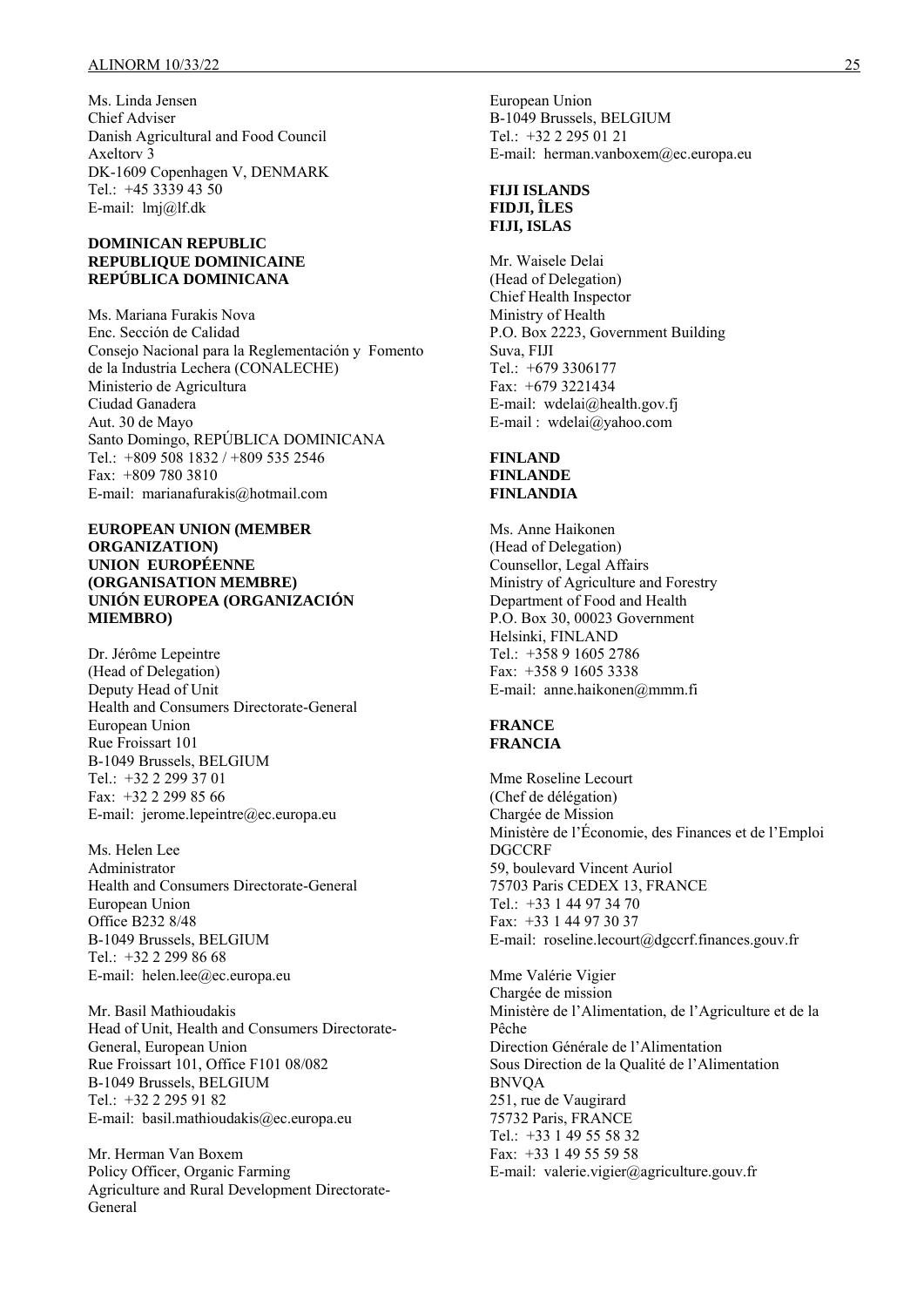Ms. Linda Jensen
Chief Adviser
Danish Agricultural and Food Council
Axeltorv 3
DK-1609 Copenhagen V, DENMARK
Tel.: +45 3339 43 50
E-mail: lmj@lf.dk

**DOMINICAN REPUBLIC**
**REPUBLIQUE DOMINICAINE**
**REPÚBLICA DOMINICANA**

Ms. Mariana Furakis Nova
Enc. Sección de Calidad
Consejo Nacional para la Reglementación y Fomento de la Industria Lechera (CONALECHE)
Ministerio de Agricultura
Ciudad Ganadera
Aut. 30 de Mayo
Santo Domingo, REPÚBLICA DOMINICANA
Tel.: +809 508 1832 / +809 535 2546
Fax: +809 780 3810
E-mail: marianafurakis@hotmail.com

**EUROPEAN UNION (MEMBER ORGANIZATION)**
**UNION EUROPÉENNE (ORGANISATION MEMBRE)**
**UNIÓN EUROPEA (ORGANIZACIÓN MIEMBRO)**

Dr. Jérôme Lepeintre
(Head of Delegation)
Deputy Head of Unit
Health and Consumers Directorate-General
European Union
Rue Froissart 101
B-1049 Brussels, BELGIUM
Tel.: +32 2 299 37 01
Fax: +32 2 299 85 66
E-mail: jerome.lepeintre@ec.europa.eu

Ms. Helen Lee
Administrator
Health and Consumers Directorate-General
European Union
Office B232 8/48
B-1049 Brussels, BELGIUM
Tel.: +32 2 299 86 68
E-mail: helen.lee@ec.europa.eu

Mr. Basil Mathioudakis
Head of Unit, Health and Consumers Directorate-General, European Union
Rue Froissart 101, Office F101 08/082
B-1049 Brussels, BELGIUM
Tel.: +32 2 295 91 82
E-mail: basil.mathioudakis@ec.europa.eu

Mr. Herman Van Boxem
Policy Officer, Organic Farming
Agriculture and Rural Development Directorate-General
European Union
B-1049 Brussels, BELGIUM
Tel.: +32 2 295 01 21
E-mail: herman.vanboxem@ec.europa.eu

**FIJI ISLANDS**
**FIDJI, ÎLES**
**FIJI, ISLAS**

Mr. Waisele Delai
(Head of Delegation)
Chief Health Inspector
Ministry of Health
P.O. Box 2223, Government Building
Suva, FIJI
Tel.: +679 3306177
Fax: +679 3221434
E-mail: wdelai@health.gov.fj
E-mail : wdelai@yahoo.com

**FINLAND**
**FINLANDE**
**FINLANDIA**

Ms. Anne Haikonen
(Head of Delegation)
Counsellor, Legal Affairs
Ministry of Agriculture and Forestry
Department of Food and Health
P.O. Box 30, 00023 Government
Helsinki, FINLAND
Tel.: +358 9 1605 2786
Fax: +358 9 1605 3338
E-mail: anne.haikonen@mmm.fi

**FRANCE**
**FRANCIA**

Mme Roseline Lecourt
(Chef de délégation)
Chargée de Mission
Ministère de l'Économie, des Finances et de l'Emploi
DGCCRF
59, boulevard Vincent Auriol
75703 Paris CEDEX 13, FRANCE
Tel.: +33 1 44 97 34 70
Fax: +33 1 44 97 30 37
E-mail: roseline.lecourt@dgccrf.finances.gouv.fr

Mme Valérie Vigier
Chargée de mission
Ministère de l'Alimentation, de l'Agriculture et de la Pêche
Direction Générale de l'Alimentation
Sous Direction de la Qualité de l'Alimentation
BNVQA
251, rue de Vaugirard
75732 Paris, FRANCE
Tel.: +33 1 49 55 58 32
Fax: +33 1 49 55 59 58
E-mail: valerie.vigier@agriculture.gouv.fr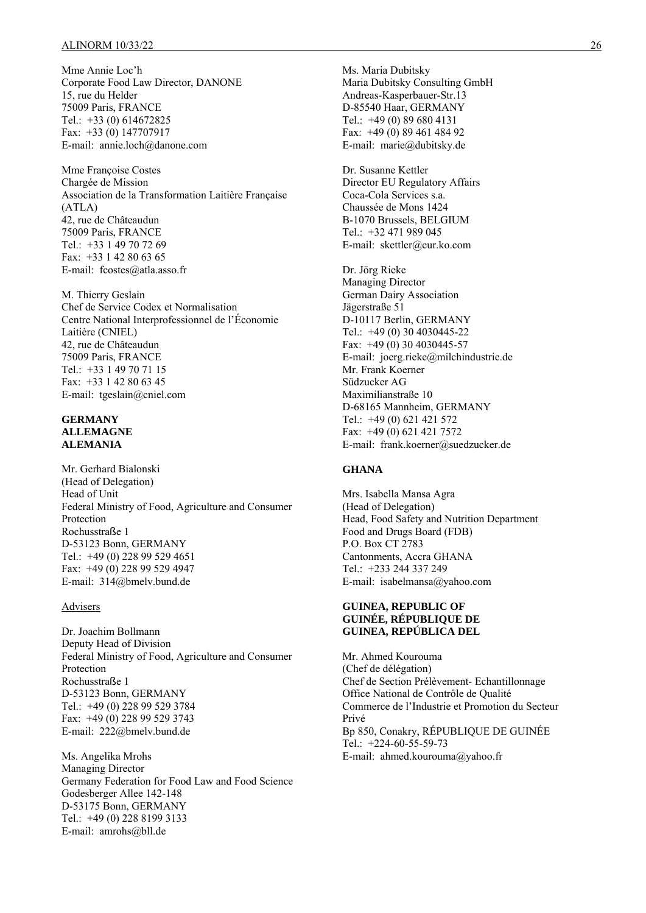Mme Annie Loc'h
Corporate Food Law Director, DANONE
15, rue du Helder
75009 Paris, FRANCE
Tel.: +33 (0) 614672825
Fax: +33 (0) 147707917
E-mail: annie.loch@danone.com

Mme Françoise Costes
Chargée de Mission
Association de la Transformation Laitière Française (ATLA)
42, rue de Châteaudun
75009 Paris, FRANCE
Tel.: +33 1 49 70 72 69
Fax: +33 1 42 80 63 65
E-mail: fcostes@atla.asso.fr

M. Thierry Geslain
Chef de Service Codex et Normalisation
Centre National Interprofessionnel de l'Économie Laitière (CNIEL)
42, rue de Châteaudun
75009 Paris, FRANCE
Tel.: +33 1 49 70 71 15
Fax: +33 1 42 80 63 45
E-mail: tgeslain@cniel.com

**GERMANY**
**ALLEMAGNE**
**ALEMANIA**

Mr. Gerhard Bialonski
(Head of Delegation)
Head of Unit
Federal Ministry of Food, Agriculture and Consumer Protection
Rochusstraße 1
D-53123 Bonn, GERMANY
Tel.: +49 (0) 228 99 529 4651
Fax: +49 (0) 228 99 529 4947
E-mail: 314@bmelv.bund.de

Advisers

Dr. Joachim Bollmann
Deputy Head of Division
Federal Ministry of Food, Agriculture and Consumer Protection
Rochusstraße 1
D-53123 Bonn, GERMANY
Tel.: +49 (0) 228 99 529 3784
Fax: +49 (0) 228 99 529 3743
E-mail: 222@bmelv.bund.de

Ms. Angelika Mrohs
Managing Director
Germany Federation for Food Law and Food Science
Godesberger Allee 142-148
D-53175 Bonn, GERMANY
Tel.: +49 (0) 228 8199 3133
E-mail: amrohs@bll.de

Ms. Maria Dubitsky
Maria Dubitsky Consulting GmbH
Andreas-Kasperbauer-Str.13
D-85540 Haar, GERMANY
Tel.: +49 (0) 89 680 4131
Fax: +49 (0) 89 461 484 92
E-mail: marie@dubitsky.de

Dr. Susanne Kettler
Director EU Regulatory Affairs
Coca-Cola Services s.a.
Chaussée de Mons 1424
B-1070 Brussels, BELGIUM
Tel.: +32 471 989 045
E-mail: skettler@eur.ko.com

Dr. Jörg Rieke
Managing Director
German Dairy Association
Jägerstraße 51
D-10117 Berlin, GERMANY
Tel.: +49 (0) 30 4030445-22
Fax: +49 (0) 30 4030445-57
E-mail: joerg.rieke@milchindustrie.de

Mr. Frank Koerner
Südzucker AG
Maximilianstraße 10
D-68165 Mannheim, GERMANY
Tel.: +49 (0) 621 421 572
Fax: +49 (0) 621 421 7572
E-mail: frank.koerner@suedzucker.de

**GHANA**

Mrs. Isabella Mansa Agra
(Head of Delegation)
Head, Food Safety and Nutrition Department
Food and Drugs Board (FDB)
P.O. Box CT 2783
Cantonments, Accra GHANA
Tel.: +233 244 337 249
E-mail: isabelmansa@yahoo.com

**GUINEA, REPUBLIC OF**
**GUINÉE, RÉPUBLIQUE DE**
**GUINEA, REPÚBLICA DEL**

Mr. Ahmed Kourouma
(Chef de délégation)
Chef de Section Prélèvement- Echantillonnage
Office National de Contrôle de Qualité
Commerce de l'Industrie et Promotion du Secteur Privé
Bp 850, Conakry, RÉPUBLIQUE DE GUINÉE
Tel.: +224-60-55-59-73
E-mail: ahmed.kourouma@yahoo.fr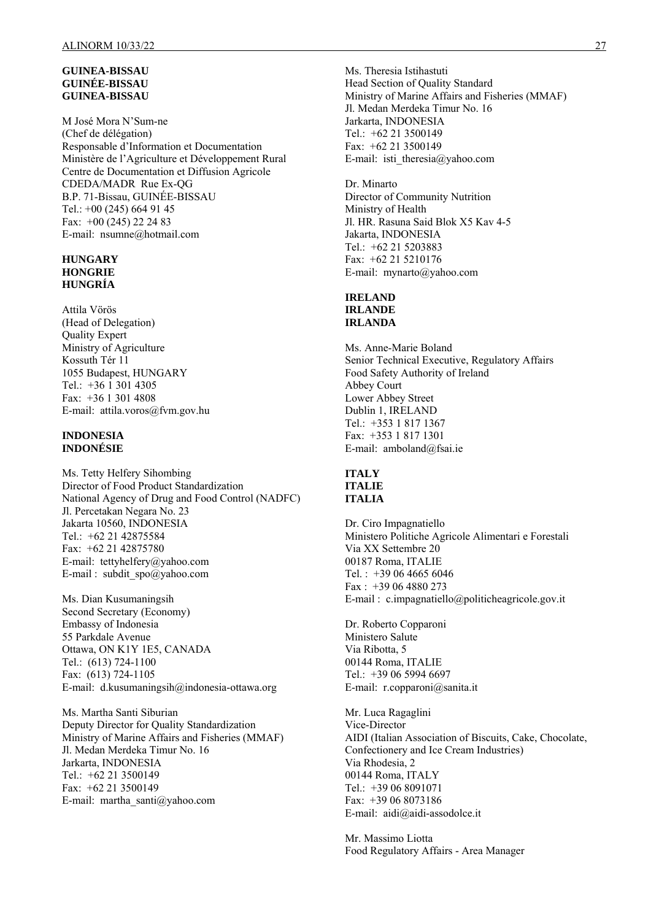**GUINEA-BISSAU**
**GUINÉE-BISSAU**
**GUINEA-BISSAU**

M José Mora N'Sum-ne
(Chef de délégation)
Responsable d'Information et Documentation
Ministère de l'Agriculture et Développement Rural
Centre de Documentation et Diffusion Agricole
CDEDA/MADR Rue Ex-QG
B.P. 71-Bissau, GUINÉE-BISSAU
Tel.: +00 (245) 664 91 45
Fax: +00 (245) 22 24 83
E-mail: nsumne@hotmail.com

**HUNGARY**
**HONGRIE**
**HUNGRÍA**

Attila Vörös
(Head of Delegation)
Quality Expert
Ministry of Agriculture
Kossuth Tér 11
1055 Budapest, HUNGARY
Tel.: +36 1 301 4305
Fax: +36 1 301 4808
E-mail: attila.voros@fvm.gov.hu

**INDONESIA**
**INDONÉSIE**

Ms. Tetty Helfery Sihombing
Director of Food Product Standardization
National Agency of Drug and Food Control (NADFC)
Jl. Percetakan Negara No. 23
Jakarta 10560, INDONESIA
Tel.: +62 21 42875584
Fax: +62 21 42875780
E-mail: tettyhelfery@yahoo.com
E-mail : subdit_spo@yahoo.com

Ms. Dian Kusumaningsih
Second Secretary (Economy)
Embassy of Indonesia
55 Parkdale Avenue
Ottawa, ON K1Y 1E5, CANADA
Tel.: (613) 724-1100
Fax: (613) 724-1105
E-mail: d.kusumaningsih@indonesia-ottawa.org

Ms. Martha Santi Siburian
Deputy Director for Quality Standardization
Ministry of Marine Affairs and Fisheries (MMAF)
Jl. Medan Merdeka Timur No. 16
Jarkarta, INDONESIA
Tel.: +62 21 3500149
Fax: +62 21 3500149
E-mail: martha_santi@yahoo.com

Ms. Theresia Istihastuti
Head Section of Quality Standard
Ministry of Marine Affairs and Fisheries (MMAF)
Jl. Medan Merdeka Timur No. 16
Jarkarta, INDONESIA
Tel.: +62 21 3500149
Fax: +62 21 3500149
E-mail: isti_theresia@yahoo.com

Dr. Minarto
Director of Community Nutrition
Ministry of Health
Jl. HR. Rasuna Said Blok X5 Kav 4-5
Jakarta, INDONESIA
Tel.: +62 21 5203883
Fax: +62 21 5210176
E-mail: mynarto@yahoo.com

**IRELAND**
**IRLANDE**
**IRLANDA**

Ms. Anne-Marie Boland
Senior Technical Executive, Regulatory Affairs
Food Safety Authority of Ireland
Abbey Court
Lower Abbey Street
Dublin 1, IRELAND
Tel.: +353 1 817 1367
Fax: +353 1 817 1301
E-mail: amboland@fsai.ie

**ITALY**
**ITALIE**
**ITALIA**

Dr. Ciro Impagnatiello
Ministero Politiche Agricole Alimentari e Forestali
Via XX Settembre 20
00187 Roma, ITALIE
Tel. : +39 06 4665 6046
Fax : +39 06 4880 273
E-mail : c.impagnatiello@politicheagricole.gov.it

Dr. Roberto Copparoni
Ministero Salute
Via Ribotta, 5
00144 Roma, ITALIE
Tel.: +39 06 5994 6697
E-mail: r.copparoni@sanita.it

Mr. Luca Ragaglini
Vice-Director
AIDI (Italian Association of Biscuits, Cake, Chocolate, Confectionery and Ice Cream Industries)
Via Rhodesia, 2
00144 Roma, ITALY
Tel.: +39 06 8091071
Fax: +39 06 8073186
E-mail: aidi@aidi-assodolce.it

Mr. Massimo Liotta
Food Regulatory Affairs - Area Manager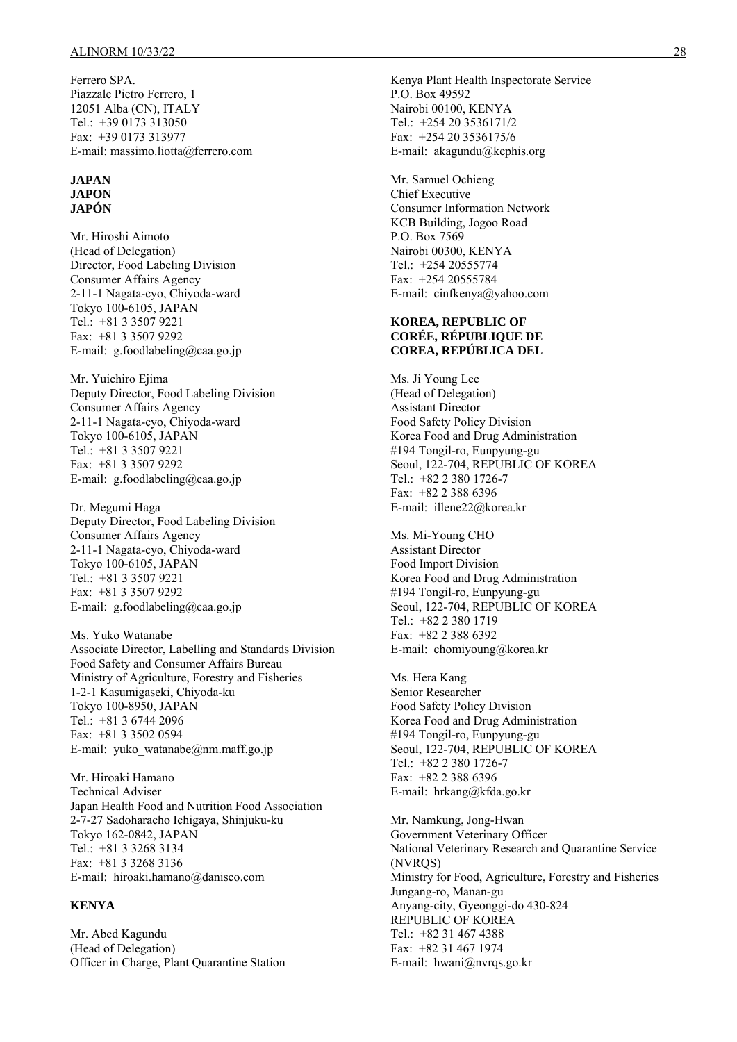Ferrero SPA.
Piazzale Pietro Ferrero, 1
12051 Alba (CN), ITALY
Tel.: +39 0173 313050
Fax: +39 0173 313977
E-mail: massimo.liotta@ferrero.com

**JAPAN**
**JAPON**
**JAPÓN**

Mr. Hiroshi Aimoto
(Head of Delegation)
Director, Food Labeling Division
Consumer Affairs Agency
2-11-1 Nagata-cyo, Chiyoda-ward
Tokyo 100-6105, JAPAN
Tel.: +81 3 3507 9221
Fax: +81 3 3507 9292
E-mail: g.foodlabeling@caa.go.jp

Mr. Yuichiro Ejima
Deputy Director, Food Labeling Division
Consumer Affairs Agency
2-11-1 Nagata-cyo, Chiyoda-ward
Tokyo 100-6105, JAPAN
Tel.: +81 3 3507 9221
Fax: +81 3 3507 9292
E-mail: g.foodlabeling@caa.go.jp

Dr. Megumi Haga
Deputy Director, Food Labeling Division
Consumer Affairs Agency
2-11-1 Nagata-cyo, Chiyoda-ward
Tokyo 100-6105, JAPAN
Tel.: +81 3 3507 9221
Fax: +81 3 3507 9292
E-mail: g.foodlabeling@caa.go.jp

Ms. Yuko Watanabe
Associate Director, Labelling and Standards Division
Food Safety and Consumer Affairs Bureau
Ministry of Agriculture, Forestry and Fisheries
1-2-1 Kasumigaseki, Chiyoda-ku
Tokyo 100-8950, JAPAN
Tel.: +81 3 6744 2096
Fax: +81 3 3502 0594
E-mail: yuko_watanabe@nm.maff.go.jp

Mr. Hiroaki Hamano
Technical Adviser
Japan Health Food and Nutrition Food Association
2-7-27 Sadoharacho Ichigaya, Shinjuku-ku
Tokyo 162-0842, JAPAN
Tel.: +81 3 3268 3134
Fax: +81 3 3268 3136
E-mail: hiroaki.hamano@danisco.com

**KENYA**

Mr. Abed Kagundu
(Head of Delegation)
Officer in Charge, Plant Quarantine Station
Kenya Plant Health Inspectorate Service
P.O. Box 49592
Nairobi 00100, KENYA
Tel.: +254 20 3536171/2
Fax: +254 20 3536175/6
E-mail: akagundu@kephis.org

Mr. Samuel Ochieng
Chief Executive
Consumer Information Network
KCB Building, Jogoo Road
P.O. Box 7569
Nairobi 00300, KENYA
Tel.: +254 20555774
Fax: +254 20555784
E-mail: cinfkenya@yahoo.com

**KOREA, REPUBLIC OF**
**CORÉE, RÉPUBLIQUE DE**
**COREA, REPÚBLICA DEL**

Ms. Ji Young Lee
(Head of Delegation)
Assistant Director
Food Safety Policy Division
Korea Food and Drug Administration
#194 Tongil-ro, Eunpyung-gu
Seoul, 122-704, REPUBLIC OF KOREA
Tel.: +82 2 380 1726-7
Fax: +82 2 388 6396
E-mail: illene22@korea.kr

Ms. Mi-Young CHO
Assistant Director
Food Import Division
Korea Food and Drug Administration
#194 Tongil-ro, Eunpyung-gu
Seoul, 122-704, REPUBLIC OF KOREA
Tel.: +82 2 380 1719
Fax: +82 2 388 6392
E-mail: chomiyoung@korea.kr

Ms. Hera Kang
Senior Researcher
Food Safety Policy Division
Korea Food and Drug Administration
#194 Tongil-ro, Eunpyung-gu
Seoul, 122-704, REPUBLIC OF KOREA
Tel.: +82 2 380 1726-7
Fax: +82 2 388 6396
E-mail: hrkang@kfda.go.kr

Mr. Namkung, Jong-Hwan
Government Veterinary Officer
National Veterinary Research and Quarantine Service (NVRQS)
Ministry for Food, Agriculture, Forestry and Fisheries
Jungang-ro, Manan-gu
Anyang-city, Gyeonggi-do 430-824
REPUBLIC OF KOREA
Tel.: +82 31 467 4388
Fax: +82 31 467 1974
E-mail: hwani@nvrqs.go.kr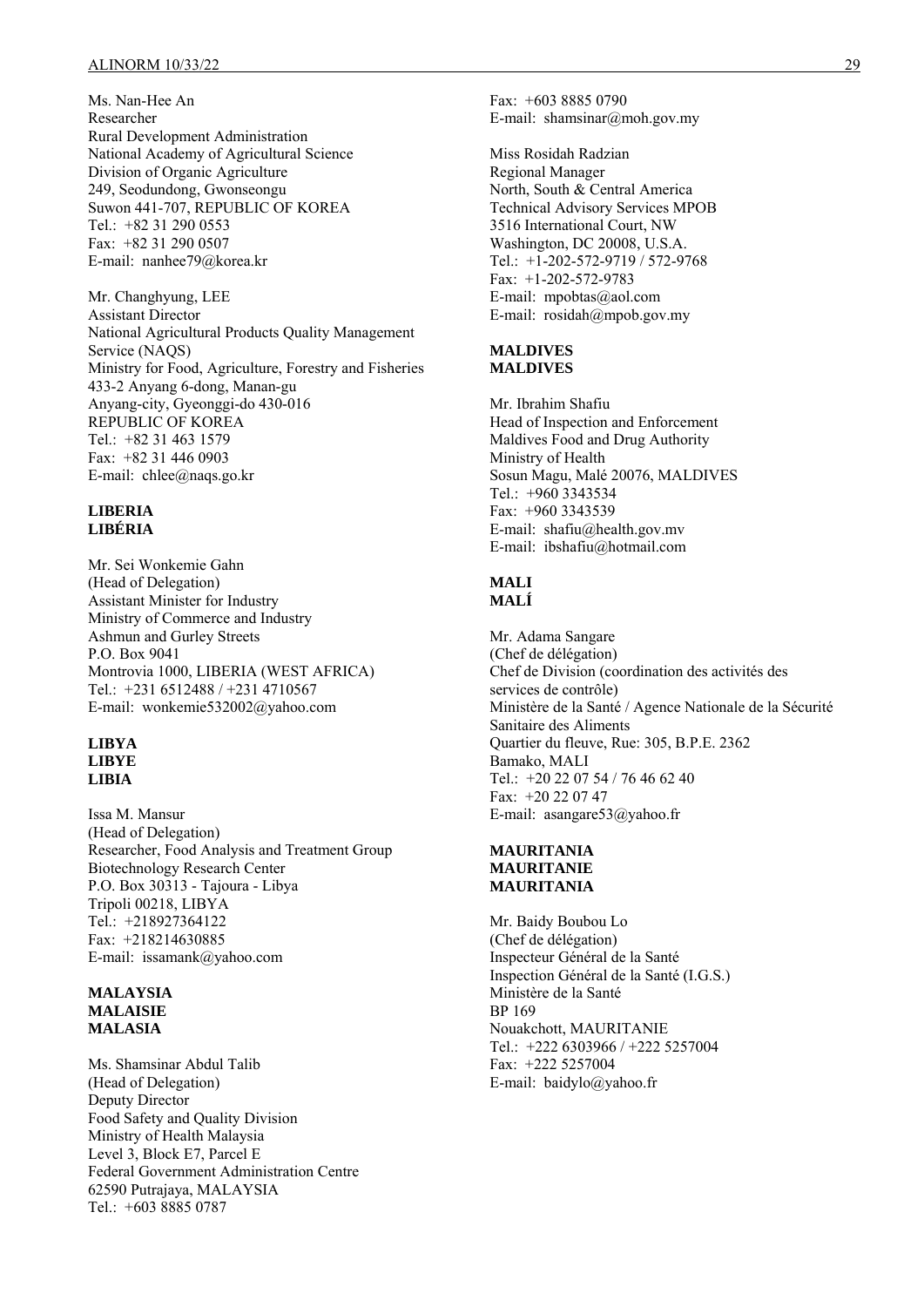Ms. Nan-Hee An
Researcher
Rural Development Administration
National Academy of Agricultural Science
Division of Organic Agriculture
249, Seodundong, Gwonseongu
Suwon 441-707, REPUBLIC OF KOREA
Tel.: +82 31 290 0553
Fax: +82 31 290 0507
E-mail: nanhee79@korea.kr

Mr. Changhyung, LEE
Assistant Director
National Agricultural Products Quality Management Service (NAQS)
Ministry for Food, Agriculture, Forestry and Fisheries
433-2 Anyang 6-dong, Manan-gu
Anyang-city, Gyeonggi-do 430-016
REPUBLIC OF KOREA
Tel.: +82 31 463 1579
Fax: +82 31 446 0903
E-mail: chlee@naqs.go.kr

**LIBERIA**
**LIBÉRIA**

Mr. Sei Wonkemie Gahn
(Head of Delegation)
Assistant Minister for Industry
Ministry of Commerce and Industry
Ashmun and Gurley Streets
P.O. Box 9041
Montrovia 1000, LIBERIA (WEST AFRICA)
Tel.: +231 6512488 / +231 4710567
E-mail: wonkemie532002@yahoo.com

**LIBYA**
**LIBYE**
**LIBIA**

Issa M. Mansur
(Head of Delegation)
Researcher, Food Analysis and Treatment Group
Biotechnology Research Center
P.O. Box 30313 - Tajoura - Libya
Tripoli 00218, LIBYA
Tel.: +218927364122
Fax: +218214630885
E-mail: issamank@yahoo.com

**MALAYSIA**
**MALAISIE**
**MALASIA**

Ms. Shamsinar Abdul Talib
(Head of Delegation)
Deputy Director
Food Safety and Quality Division
Ministry of Health Malaysia
Level 3, Block E7, Parcel E
Federal Government Administration Centre
62590 Putrajaya, MALAYSIA
Tel.: +603 8885 0787
Fax: +603 8885 0790
E-mail: shamsinar@moh.gov.my

Miss Rosidah Radzian
Regional Manager
North, South & Central America
Technical Advisory Services MPOB
3516 International Court, NW
Washington, DC 20008, U.S.A.
Tel.: +1-202-572-9719 / 572-9768
Fax: +1-202-572-9783
E-mail: mpobtas@aol.com
E-mail: rosidah@mpob.gov.my

**MALDIVES**
**MALDIVES**

Mr. Ibrahim Shafiu
Head of Inspection and Enforcement
Maldives Food and Drug Authority
Ministry of Health
Sosun Magu, Malé 20076, MALDIVES
Tel.: +960 3343534
Fax: +960 3343539
E-mail: shafiu@health.gov.mv
E-mail: ibshafiu@hotmail.com

**MALI**
**MALÍ**

Mr. Adama Sangare
(Chef de délégation)
Chef de Division (coordination des activités des services de contrôle)
Ministère de la Santé / Agence Nationale de la Sécurité Sanitaire des Aliments
Quartier du fleuve, Rue: 305, B.P.E. 2362
Bamako, MALI
Tel.: +20 22 07 54 / 76 46 62 40
Fax: +20 22 07 47
E-mail: asangare53@yahoo.fr

**MAURITANIA**
**MAURITANIE**
**MAURITANIA**

Mr. Baidy Boubou Lo
(Chef de délégation)
Inspecteur Général de la Santé
Inspection Général de la Santé (I.G.S.)
Ministère de la Santé
BP 169
Nouakchott, MAURITANIE
Tel.: +222 6303966 / +222 5257004
Fax: +222 5257004
E-mail: baidylo@yahoo.fr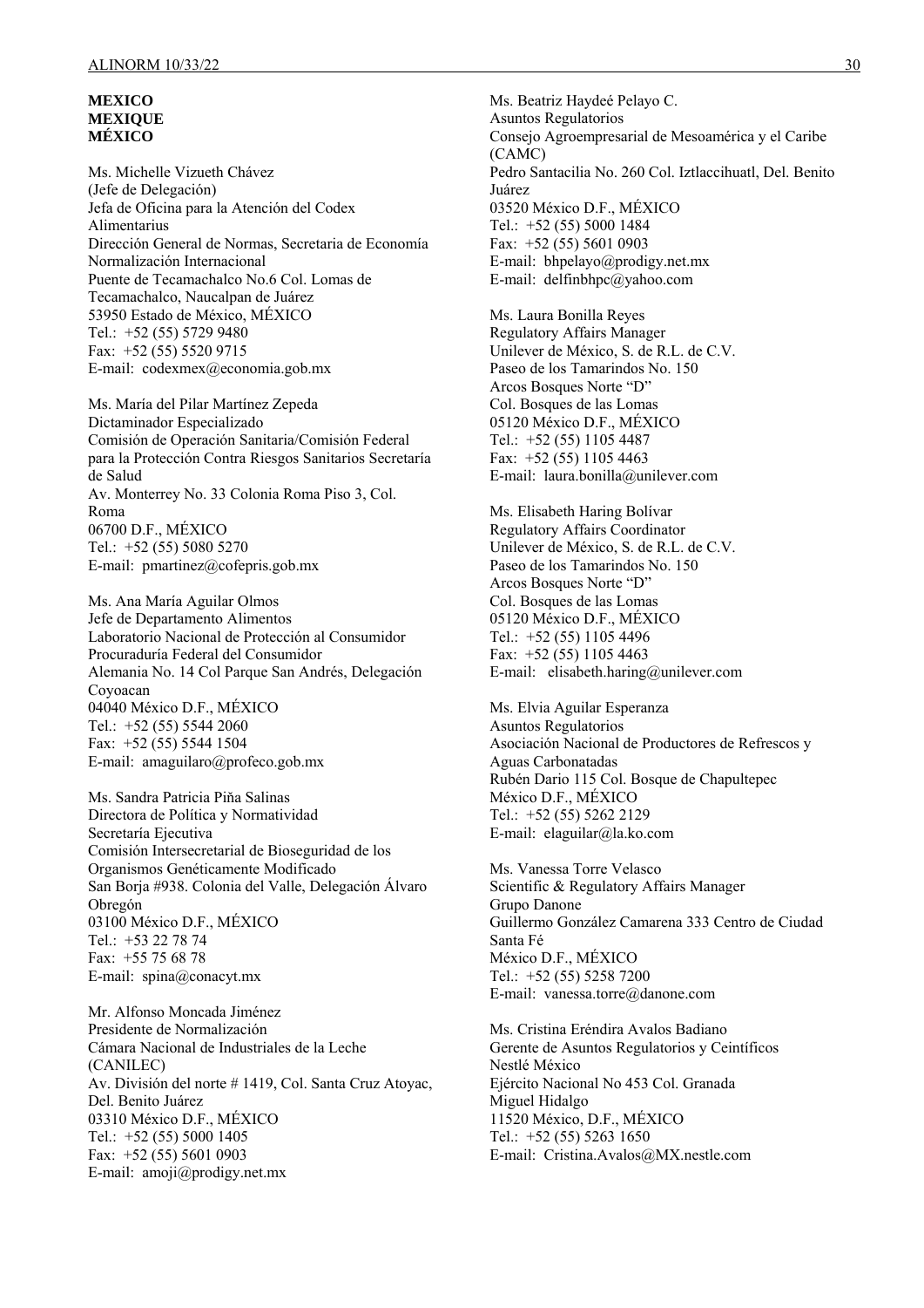**MEXICO**
**MEXIQUE**
**MÉXICO**

Ms. Michelle Vizueth Chávez
(Jefe de Delegación)
Jefa de Oficina para la Atención del Codex Alimentarius
Dirección General de Normas, Secretaria de Economía
Normalización Internacional
Puente de Tecamachalco No.6 Col. Lomas de Tecamachalco, Naucalpan de Juárez
53950 Estado de México, MÉXICO
Tel.: +52 (55) 5729 9480
Fax: +52 (55) 5520 9715
E-mail: codexmex@economia.gob.mx

Ms. María del Pilar Martínez Zepeda
Dictaminador Especializado
Comisión de Operación Sanitaria/Comisión Federal para la Protección Contra Riesgos Sanitarios Secretaría de Salud
Av. Monterrey No. 33 Colonia Roma Piso 3, Col. Roma
06700 D.F., MÉXICO
Tel.: +52 (55) 5080 5270
E-mail: pmartinez@cofepris.gob.mx

Ms. Ana María Aguilar Olmos
Jefe de Departamento Alimentos
Laboratorio Nacional de Protección al Consumidor
Procuraduría Federal del Consumidor
Alemania No. 14 Col Parque San Andrés, Delegación Coyoacan
04040 México D.F., MÉXICO
Tel.: +52 (55) 5544 2060
Fax: +52 (55) 5544 1504
E-mail: amaguilaro@profeco.gob.mx

Ms. Sandra Patricia Piňa Salinas
Directora de Política y Normatividad
Secretaría Ejecutiva
Comisión Intersecretarial de Bioseguridad de los Organismos Genéticamente Modificado
San Borja #938. Colonia del Valle, Delegación Álvaro Obregón
03100 México D.F., MÉXICO
Tel.: +53 22 78 74
Fax: +55 75 68 78
E-mail: spina@conacyt.mx

Mr. Alfonso Moncada Jiménez
Presidente de Normalización
Cámara Nacional de Industriales de la Leche (CANILEC)
Av. División del norte # 1419, Col. Santa Cruz Atoyac, Del. Benito Juárez
03310 México D.F., MÉXICO
Tel.: +52 (55) 5000 1405
Fax: +52 (55) 5601 0903
E-mail: amoji@prodigy.net.mx

Ms. Beatriz Haydeé Pelayo C.
Asuntos Regulatorios
Consejo Agroempresarial de Mesoamérica y el Caribe (CAMC)
Pedro Santacilia No. 260 Col. Iztlaccihuatl, Del. Benito Juárez
03520 México D.F., MÉXICO
Tel.: +52 (55) 5000 1484
Fax: +52 (55) 5601 0903
E-mail: bhpelayo@prodigy.net.mx
E-mail: delfinbhpc@yahoo.com

Ms. Laura Bonilla Reyes
Regulatory Affairs Manager
Unilever de México, S. de R.L. de C.V.
Paseo de los Tamarindos No. 150
Arcos Bosques Norte "D"
Col. Bosques de las Lomas
05120 México D.F., MÉXICO
Tel.: +52 (55) 1105 4487
Fax: +52 (55) 1105 4463
E-mail: laura.bonilla@unilever.com

Ms. Elisabeth Haring Bolívar
Regulatory Affairs Coordinator
Unilever de México, S. de R.L. de C.V.
Paseo de los Tamarindos No. 150
Arcos Bosques Norte "D"
Col. Bosques de las Lomas
05120 México D.F., MÉXICO
Tel.: +52 (55) 1105 4496
Fax: +52 (55) 1105 4463
E-mail: elisabeth.haring@unilever.com

Ms. Elvia Aguilar Esperanza
Asuntos Regulatorios
Asociación Nacional de Productores de Refrescos y Aguas Carbonatadas
Rubén Dario 115 Col. Bosque de Chapultepec
México D.F., MÉXICO
Tel.: +52 (55) 5262 2129
E-mail: elaguilar@la.ko.com

Ms. Vanessa Torre Velasco
Scientific & Regulatory Affairs Manager
Grupo Danone
Guillermo González Camarena 333 Centro de Ciudad Santa Fé
México D.F., MÉXICO
Tel.: +52 (55) 5258 7200
E-mail: vanessa.torre@danone.com

Ms. Cristina Eréndira Avalos Badiano
Gerente de Asuntos Regulatorios y Ceintíficos
Nestlé México
Ejército Nacional No 453 Col. Granada
Miguel Hidalgo
11520 México, D.F., MÉXICO
Tel.: +52 (55) 5263 1650
E-mail: Cristina.Avalos@MX.nestle.com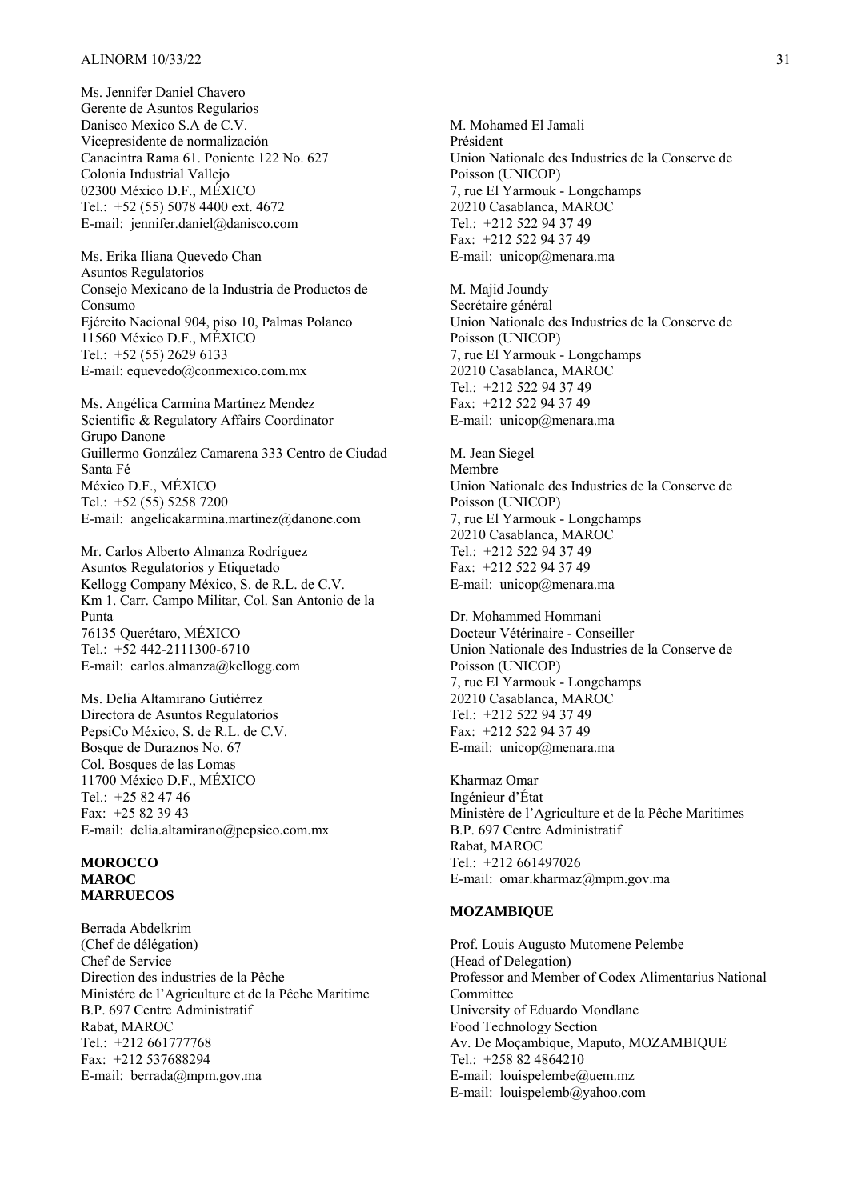Ms. Jennifer Daniel Chavero
Gerente de Asuntos Regularios
Danisco Mexico S.A de C.V.
Vicepresidente de normalización
Canacintra Rama 61. Poniente 122 No. 627
Colonia Industrial Vallejo
02300 México D.F., MÉXICO
Tel.: +52 (55) 5078 4400 ext. 4672
E-mail: jennifer.daniel@danisco.com

Ms. Erika Iliana Quevedo Chan
Asuntos Regulatorios
Consejo Mexicano de la Industria de Productos de Consumo
Ejército Nacional 904, piso 10, Palmas Polanco
11560 México D.F., MÉXICO
Tel.: +52 (55) 2629 6133
E-mail: equevedo@conmexico.com.mx

Ms. Angélica Carmina Martinez Mendez
Scientific & Regulatory Affairs Coordinator
Grupo Danone
Guillermo González Camarena 333 Centro de Ciudad Santa Fé
México D.F., MÉXICO
Tel.: +52 (55) 5258 7200
E-mail: angelicakarmina.martinez@danone.com

Mr. Carlos Alberto Almanza Rodríguez
Asuntos Regulatorios y Etiquetado
Kellogg Company México, S. de R.L. de C.V.
Km 1. Carr. Campo Militar, Col. San Antonio de la Punta
76135 Querétaro, MÉXICO
Tel.: +52 442-2111300-6710
E-mail: carlos.almanza@kellogg.com

Ms. Delia Altamirano Gutiérrez
Directora de Asuntos Regulatorios
PepsiCo México, S. de R.L. de C.V.
Bosque de Duraznos No. 67
Col. Bosques de las Lomas
11700 México D.F., MÉXICO
Tel.: +25 82 47 46
Fax: +25 82 39 43
E-mail: delia.altamirano@pepsico.com.mx

**MOROCCO**
**MAROC**
**MARRUECOS**

Berrada Abdelkrim
(Chef de délégation)
Chef de Service
Direction des industries de la Pêche
Ministére de l'Agriculture et de la Pêche Maritime
B.P. 697 Centre Administratif
Rabat, MAROC
Tel.: +212 661777768
Fax: +212 537688294
E-mail: berrada@mpm.gov.ma

M. Mohamed El Jamali
Président
Union Nationale des Industries de la Conserve de Poisson (UNICOP)
7, rue El Yarmouk - Longchamps
20210 Casablanca, MAROC
Tel.: +212 522 94 37 49
Fax: +212 522 94 37 49
E-mail: unicop@menara.ma

M. Majid Joundy
Secrétaire général
Union Nationale des Industries de la Conserve de Poisson (UNICOP)
7, rue El Yarmouk - Longchamps
20210 Casablanca, MAROC
Tel.: +212 522 94 37 49
Fax: +212 522 94 37 49
E-mail: unicop@menara.ma

M. Jean Siegel
Membre
Union Nationale des Industries de la Conserve de Poisson (UNICOP)
7, rue El Yarmouk - Longchamps
20210 Casablanca, MAROC
Tel.: +212 522 94 37 49
Fax: +212 522 94 37 49
E-mail: unicop@menara.ma

Dr. Mohammed Hommani
Docteur Vétérinaire - Conseiller
Union Nationale des Industries de la Conserve de Poisson (UNICOP)
7, rue El Yarmouk - Longchamps
20210 Casablanca, MAROC
Tel.: +212 522 94 37 49
Fax: +212 522 94 37 49
E-mail: unicop@menara.ma

Kharmaz Omar
Ingénieur d'État
Ministère de l'Agriculture et de la Pêche Maritimes
B.P. 697 Centre Administratif
Rabat, MAROC
Tel.: +212 661497026
E-mail: omar.kharmaz@mpm.gov.ma

**MOZAMBIQUE**

Prof. Louis Augusto Mutomene Pelembe
(Head of Delegation)
Professor and Member of Codex Alimentarius National Committee
University of Eduardo Mondlane
Food Technology Section
Av. De Moçambique, Maputo, MOZAMBIQUE
Tel.: +258 82 4864210
E-mail: louispelembe@uem.mz
E-mail: louispelemb@yahoo.com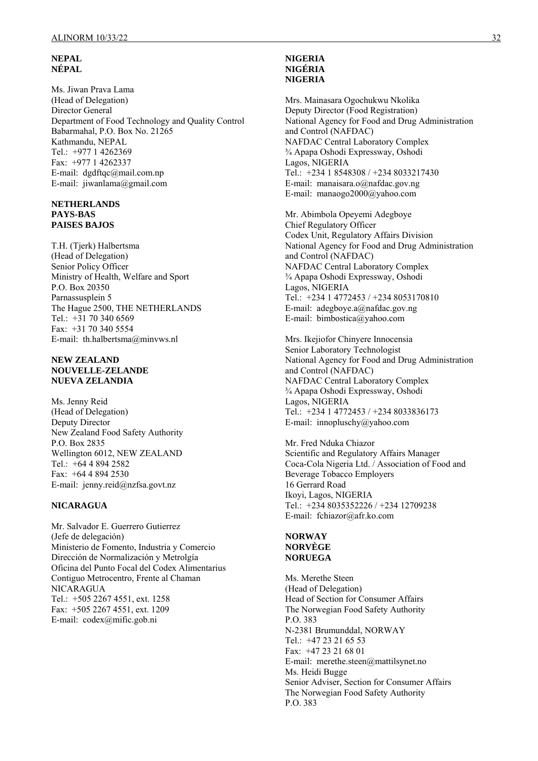**NEPAL**
**NÉPAL**

Ms. Jiwan Prava Lama
(Head of Delegation)
Director General
Department of Food Technology and Quality Control
Babarmahal, P.O. Box No. 21265
Kathmandu, NEPAL
Tel.: +977 1 4262369
Fax: +977 1 4262337
E-mail: dgdftqc@mail.com.np
E-mail: jiwanlama@gmail.com

**NETHERLANDS**
**PAYS-BAS**
**PAISES BAJOS**

T.H. (Tjerk) Halbertsma
(Head of Delegation)
Senior Policy Officer
Ministry of Health, Welfare and Sport
P.O. Box 20350
Parnassusplein 5
The Hague 2500, THE NETHERLANDS
Tel.: +31 70 340 6569
Fax: +31 70 340 5554
E-mail: th.halbertsma@minvws.nl

**NEW ZEALAND**
**NOUVELLE-ZELANDE**
**NUEVA ZELANDIA**

Ms. Jenny Reid
(Head of Delegation)
Deputy Director
New Zealand Food Safety Authority
P.O. Box 2835
Wellington 6012, NEW ZEALAND
Tel.: +64 4 894 2582
Fax: +64 4 894 2530
E-mail: jenny.reid@nzfsa.govt.nz

**NICARAGUA**

Mr. Salvador E. Guerrero Gutierrez
(Jefe de delegación)
Ministerio de Fomento, Industria y Comercio
Dirección de Normalización y Metrolgía
Oficina del Punto Focal del Codex Alimentarius
Contiguo Metrocentro, Frente al Chaman
NICARAGUA
Tel.: +505 2267 4551, ext. 1258
Fax: +505 2267 4551, ext. 1209
E-mail: codex@mific.gob.ni

**NIGERIA**
**NIGÉRIA**
**NIGERIA**

Mrs. Mainasara Ogochukwu Nkolika
Deputy Director (Food Registration)
National Agency for Food and Drug Administration and Control (NAFDAC)
NAFDAC Central Laboratory Complex
¾ Apapa Oshodi Expressway, Oshodi
Lagos, NIGERIA
Tel.: +234 1 8548308 / +234 8033217430
E-mail: manaisara.o@nafdac.gov.ng
E-mail: manaogo2000@yahoo.com

Mr. Abimbola Opeyemi Adegboye
Chief Regulatory Officer
Codex Unit, Regulatory Affairs Division
National Agency for Food and Drug Administration and Control (NAFDAC)
NAFDAC Central Laboratory Complex
¾ Apapa Oshodi Expressway, Oshodi
Lagos, NIGERIA
Tel.: +234 1 4772453 / +234 8053170810
E-mail: adegboye.a@nafdac.gov.ng
E-mail: bimbostica@yahoo.com

Mrs. Ikejiofor Chinyere Innocensia
Senior Laboratory Technologist
National Agency for Food and Drug Administration and Control (NAFDAC)
NAFDAC Central Laboratory Complex
¾ Apapa Oshodi Expressway, Oshodi
Lagos, NIGERIA
Tel.: +234 1 4772453 / +234 8033836173
E-mail: innopluschy@yahoo.com

Mr. Fred Nduka Chiazor
Scientific and Regulatory Affairs Manager
Coca-Cola Nigeria Ltd. / Association of Food and Beverage Tobacco Employers
16 Gerrard Road
Ikoyi, Lagos, NIGERIA
Tel.: +234 8035352226 / +234 12709238
E-mail: fchiazor@afr.ko.com

**NORWAY**
**NORVÈGE**
**NORUEGA**

Ms. Merethe Steen
(Head of Delegation)
Head of Section for Consumer Affairs
The Norwegian Food Safety Authority
P.O. 383
N-2381 Brumunddal, NORWAY
Tel.: +47 23 21 65 53
Fax: +47 23 21 68 01
E-mail: merethe.steen@mattilsynet.no

Ms. Heidi Bugge
Senior Adviser, Section for Consumer Affairs
The Norwegian Food Safety Authority
P.O. 383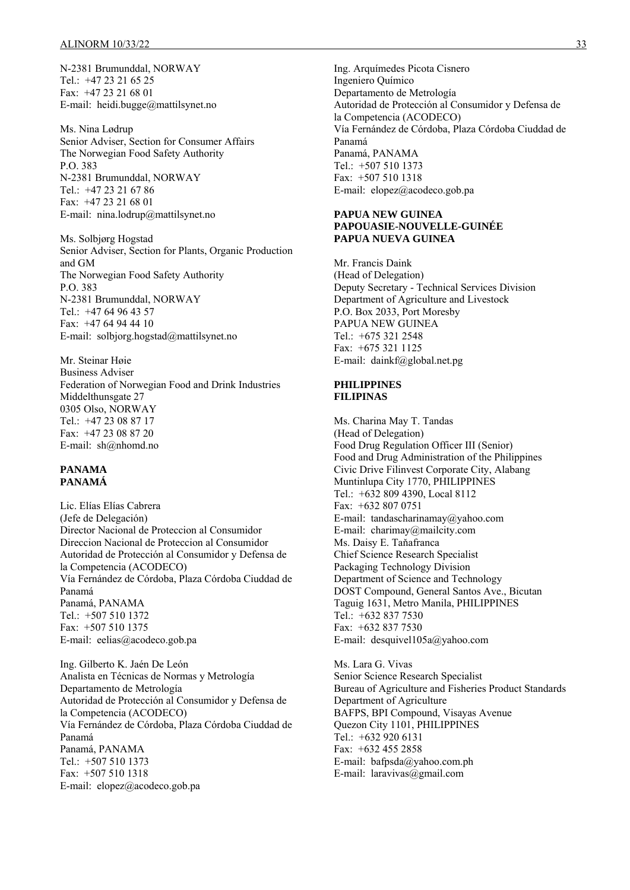N-2381 Brumunddal, NORWAY
Tel.: +47 23 21 65 25
Fax: +47 23 21 68 01
E-mail: heidi.bugge@mattilsynet.no

Ms. Nina Lødrup
Senior Adviser, Section for Consumer Affairs
The Norwegian Food Safety Authority
P.O. 383
N-2381 Brumunddal, NORWAY
Tel.: +47 23 21 67 86
Fax: +47 23 21 68 01
E-mail: nina.lodrup@mattilsynet.no

Ms. Solbjørg Hogstad
Senior Adviser, Section for Plants, Organic Production and GM
The Norwegian Food Safety Authority
P.O. 383
N-2381 Brumunddal, NORWAY
Tel.: +47 64 96 43 57
Fax: +47 64 94 44 10
E-mail: solbjorg.hogstad@mattilsynet.no

Mr. Steinar Høie
Business Adviser
Federation of Norwegian Food and Drink Industries
Middelthunsgate 27
0305 Olso, NORWAY
Tel.: +47 23 08 87 17
Fax: +47 23 08 87 20
E-mail: sh@nhomd.no

**PANAMA**
**PANAMÁ**

Lic. Elías Elías Cabrera
(Jefe de Delegación)
Director Nacional de Proteccion al Consumidor
Direccion Nacional de Proteccion al Consumidor
Autoridad de Protección al Consumidor y Defensa de la Competencia (ACODECO)
Vía Fernández de Córdoba, Plaza Córdoba Ciuddad de Panamá
Panamá, PANAMA
Tel.: +507 510 1372
Fax: +507 510 1375
E-mail: eelias@acodeco.gob.pa

Ing. Gilberto K. Jaén De León
Analista en Técnicas de Normas y Metrología
Departamento de Metrología
Autoridad de Protección al Consumidor y Defensa de la Competencia (ACODECO)
Vía Fernández de Córdoba, Plaza Córdoba Ciuddad de Panamá
Panamá, PANAMA
Tel.: +507 510 1373
Fax: +507 510 1318
E-mail: elopez@acodeco.gob.pa

Ing. Arquímedes Picota Cisnero
Ingeniero Químico
Departamento de Metrología
Autoridad de Protección al Consumidor y Defensa de la Competencia (ACODECO)
Vía Fernández de Córdoba, Plaza Córdoba Ciuddad de Panamá
Panamá, PANAMA
Tel.: +507 510 1373
Fax: +507 510 1318
E-mail: elopez@acodeco.gob.pa

**PAPUA NEW GUINEA**
**PAPOUASIE-NOUVELLE-GUINÉE**
**PAPUA NUEVA GUINEA**

Mr. Francis Daink
(Head of Delegation)
Deputy Secretary - Technical Services Division
Department of Agriculture and Livestock
P.O. Box 2033, Port Moresby
PAPUA NEW GUINEA
Tel.: +675 321 2548
Fax: +675 321 1125
E-mail: dainkf@global.net.pg

**PHILIPPINES**
**FILIPINAS**

Ms. Charina May T. Tandas
(Head of Delegation)
Food Drug Regulation Officer III (Senior)
Food and Drug Administration of the Philippines
Civic Drive Filinvest Corporate City, Alabang
Muntinlupa City 1770, PHILIPPINES
Tel.: +632 809 4390, Local 8112
Fax: +632 807 0751
E-mail: tandascharinamay@yahoo.com
E-mail: charimay@mailcity.com
Ms. Daisy E. Tañafranca
Chief Science Research Specialist
Packaging Technology Division
Department of Science and Technology
DOST Compound, General Santos Ave., Bicutan
Taguig 1631, Metro Manila, PHILIPPINES
Tel.: +632 837 7530
Fax: +632 837 7530
E-mail: desquivel105a@yahoo.com

Ms. Lara G. Vivas
Senior Science Research Specialist
Bureau of Agriculture and Fisheries Product Standards
Department of Agriculture
BAFPS, BPI Compound, Visayas Avenue
Quezon City 1101, PHILIPPINES
Tel.: +632 920 6131
Fax: +632 455 2858
E-mail: bafpsda@yahoo.com.ph
E-mail: laravivas@gmail.com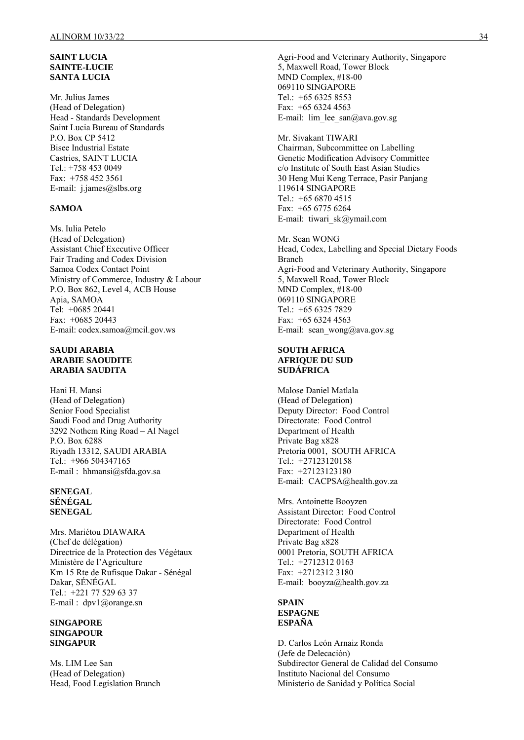**SAINT LUCIA**
**SAINTE-LUCIE**
**SANTA LUCIA**

Mr. Julius James
(Head of Delegation)
Head - Standards Development
Saint Lucia Bureau of Standards
P.O. Box CP 5412
Bisee Industrial Estate
Castries, SAINT LUCIA
Tel.: +758 453 0049
Fax: +758 452 3561
E-mail: j.james@slbs.org

**SAMOA**

Ms. Iulia Petelo
(Head of Delegation)
Assistant Chief Executive Officer
Fair Trading and Codex Division
Samoa Codex Contact Point
Ministry of Commerce, Industry & Labour
P.O. Box 862, Level 4, ACB House
Apia, SAMOA
Tel: +0685 20441
Fax: +0685 20443
E-mail: codex.samoa@mcil.gov.ws

**SAUDI ARABIA**
**ARABIE SAOUDITE**
**ARABIA SAUDITA**

Hani H. Mansi
(Head of Delegation)
Senior Food Specialist
Saudi Food and Drug Authority
3292 Nothem Ring Road – Al Nagel
P.O. Box 6288
Riyadh 13312, SAUDI ARABIA
Tel.: +966 504347165
E-mail : hhmansi@sfda.gov.sa

**SENEGAL**
**SÉNÉGAL**
**SENEGAL**

Mrs. Mariétou DIAWARA
(Chef de délégation)
Directrice de la Protection des Végétaux
Ministère de l'Agriculture
Km 15 Rte de Rufisque Dakar - Sénégal
Dakar, SÉNÉGAL
Tel.: +221 77 529 63 37
E-mail : dpv1@orange.sn

**SINGAPORE**
**SINGAPOUR**
**SINGAPUR**

Ms. LIM Lee San
(Head of Delegation)
Head, Food Legislation Branch
Agri-Food and Veterinary Authority, Singapore
5, Maxwell Road, Tower Block
MND Complex, #18-00
069110 SINGAPORE
Tel.: +65 6325 8553
Fax: +65 6324 4563
E-mail: lim_lee_san@ava.gov.sg

Mr. Sivakant TIWARI
Chairman, Subcommittee on Labelling
Genetic Modification Advisory Committee
c/o Institute of South East Asian Studies
30 Heng Mui Keng Terrace, Pasir Panjang
119614 SINGAPORE
Tel.: +65 6870 4515
Fax: +65 6775 6264
E-mail: tiwari_sk@ymail.com

Mr. Sean WONG
Head, Codex, Labelling and Special Dietary Foods Branch
Agri-Food and Veterinary Authority, Singapore
5, Maxwell Road, Tower Block
MND Complex, #18-00
069110 SINGAPORE
Tel.: +65 6325 7829
Fax: +65 6324 4563
E-mail: sean_wong@ava.gov.sg

**SOUTH AFRICA**
**AFRIQUE DU SUD**
**SUDÁFRICA**

Malose Daniel Matlala
(Head of Delegation)
Deputy Director: Food Control
Directorate: Food Control
Department of Health
Private Bag x828
Pretoria 0001, SOUTH AFRICA
Tel.: +27123120158
Fax: +27123123180
E-mail: CACPSA@health.gov.za

Mrs. Antoinette Booyzen
Assistant Director: Food Control
Directorate: Food Control
Department of Health
Private Bag x828
0001 Pretoria, SOUTH AFRICA
Tel.: +2712312 0163
Fax: +2712312 3180
E-mail: booyza@health.gov.za

**SPAIN**
**ESPAGNE**
**ESPAÑA**

D. Carlos León Arnaiz Ronda
(Jefe de Delecación)
Subdirector General de Calidad del Consumo
Instituto Nacional del Consumo
Ministerio de Sanidad y Política Social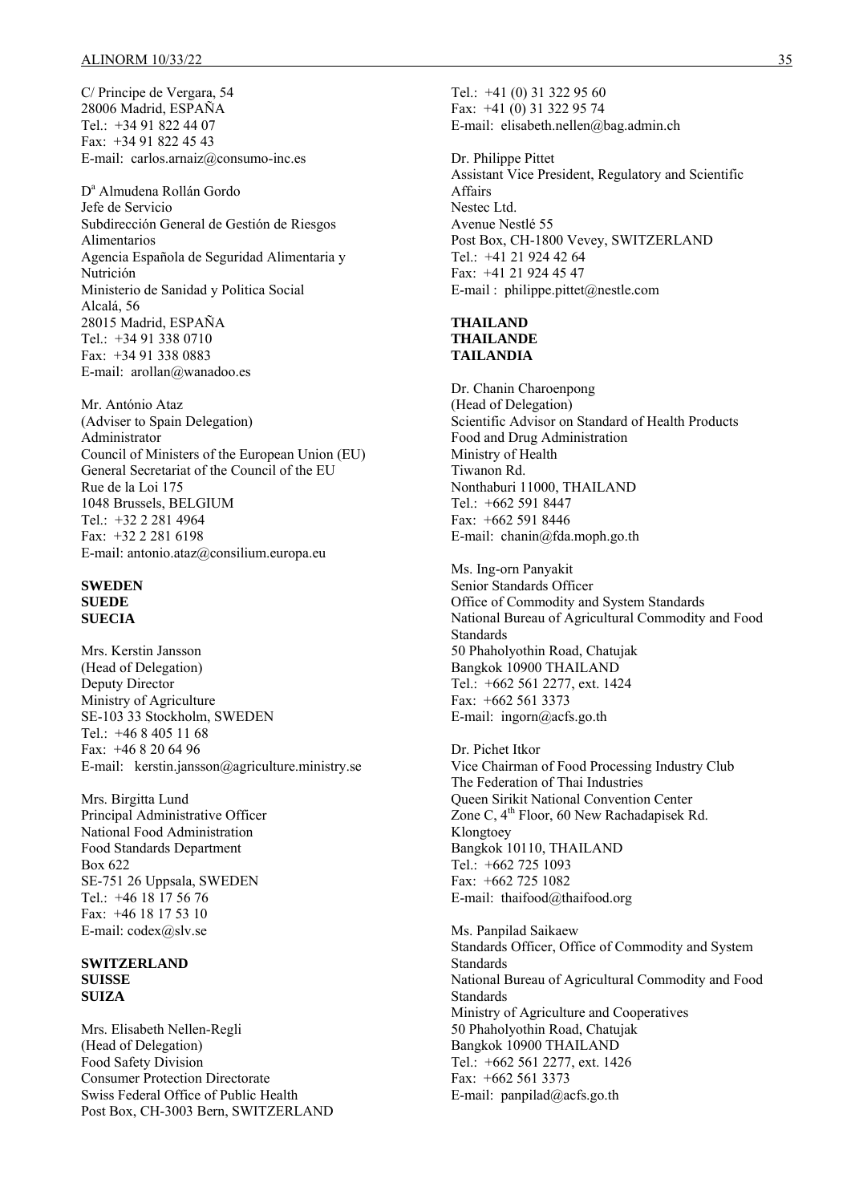C/ Principe de Vergara, 54
28006 Madrid, ESPAÑA
Tel.: +34 91 822 44 07
Fax: +34 91 822 45 43
E-mail: carlos.arnaiz@consumo-inc.es

D[a] Almudena Rollán Gordo
Jefe de Servicio
Subdirección General de Gestión de Riesgos Alimentarios
Agencia Española de Seguridad Alimentaria y Nutrición
Ministerio de Sanidad y Politica Social
Alcalá, 56
28015 Madrid, ESPAÑA
Tel.: +34 91 338 0710
Fax: +34 91 338 0883
E-mail: arollan@wanadoo.es

Mr. António Ataz
(Adviser to Spain Delegation)
Administrator
Council of Ministers of the European Union (EU)
General Secretariat of the Council of the EU
Rue de la Loi 175
1048 Brussels, BELGIUM
Tel.: +32 2 281 4964
Fax: +32 2 281 6198
E-mail: antonio.ataz@consilium.europa.eu

**SWEDEN**
**SUEDE**
**SUECIA**

Mrs. Kerstin Jansson
(Head of Delegation)
Deputy Director
Ministry of Agriculture
SE-103 33 Stockholm, SWEDEN
Tel.: +46 8 405 11 68
Fax: +46 8 20 64 96
E-mail: kerstin.jansson@agriculture.ministry.se

Mrs. Birgitta Lund
Principal Administrative Officer
National Food Administration
Food Standards Department
Box 622
SE-751 26 Uppsala, SWEDEN
Tel.: +46 18 17 56 76
Fax: +46 18 17 53 10
E-mail: codex@slv.se

**SWITZERLAND**
**SUISSE**
**SUIZA**

Mrs. Elisabeth Nellen-Regli
(Head of Delegation)
Food Safety Division
Consumer Protection Directorate
Swiss Federal Office of Public Health
Post Box, CH-3003 Bern, SWITZERLAND
Tel.: +41 (0) 31 322 95 60
Fax: +41 (0) 31 322 95 74
E-mail: elisabeth.nellen@bag.admin.ch

Dr. Philippe Pittet
Assistant Vice President, Regulatory and Scientific Affairs
Nestec Ltd.
Avenue Nestlé 55
Post Box, CH-1800 Vevey, SWITZERLAND
Tel.: +41 21 924 42 64
Fax: +41 21 924 45 47
E-mail : philippe.pittet@nestle.com

**THAILAND**
**THAILANDE**
**TAILANDIA**

Dr. Chanin Charoenpong
(Head of Delegation)
Scientific Advisor on Standard of Health Products
Food and Drug Administration
Ministry of Health
Tiwanon Rd.
Nonthaburi 11000, THAILAND
Tel.: +662 591 8447
Fax: +662 591 8446
E-mail: chanin@fda.moph.go.th

Ms. Ing-orn Panyakit
Senior Standards Officer
Office of Commodity and System Standards
National Bureau of Agricultural Commodity and Food Standards
50 Phaholyothin Road, Chatujak
Bangkok 10900 THAILAND
Tel.: +662 561 2277, ext. 1424
Fax: +662 561 3373
E-mail: ingorn@acfs.go.th

Dr. Pichet Itkor
Vice Chairman of Food Processing Industry Club
The Federation of Thai Industries
Queen Sirikit National Convention Center
Zone C, 4[th] Floor, 60 New Rachadapisek Rd.
Klongtoey
Bangkok 10110, THAILAND
Tel.: +662 725 1093
Fax: +662 725 1082
E-mail: thaifood@thaifood.org

Ms. Panpilad Saikaew
Standards Officer, Office of Commodity and System Standards
National Bureau of Agricultural Commodity and Food Standards
Ministry of Agriculture and Cooperatives
50 Phaholyothin Road, Chatujak
Bangkok 10900 THAILAND
Tel.: +662 561 2277, ext. 1426
Fax: +662 561 3373
E-mail: panpilad@acfs.go.th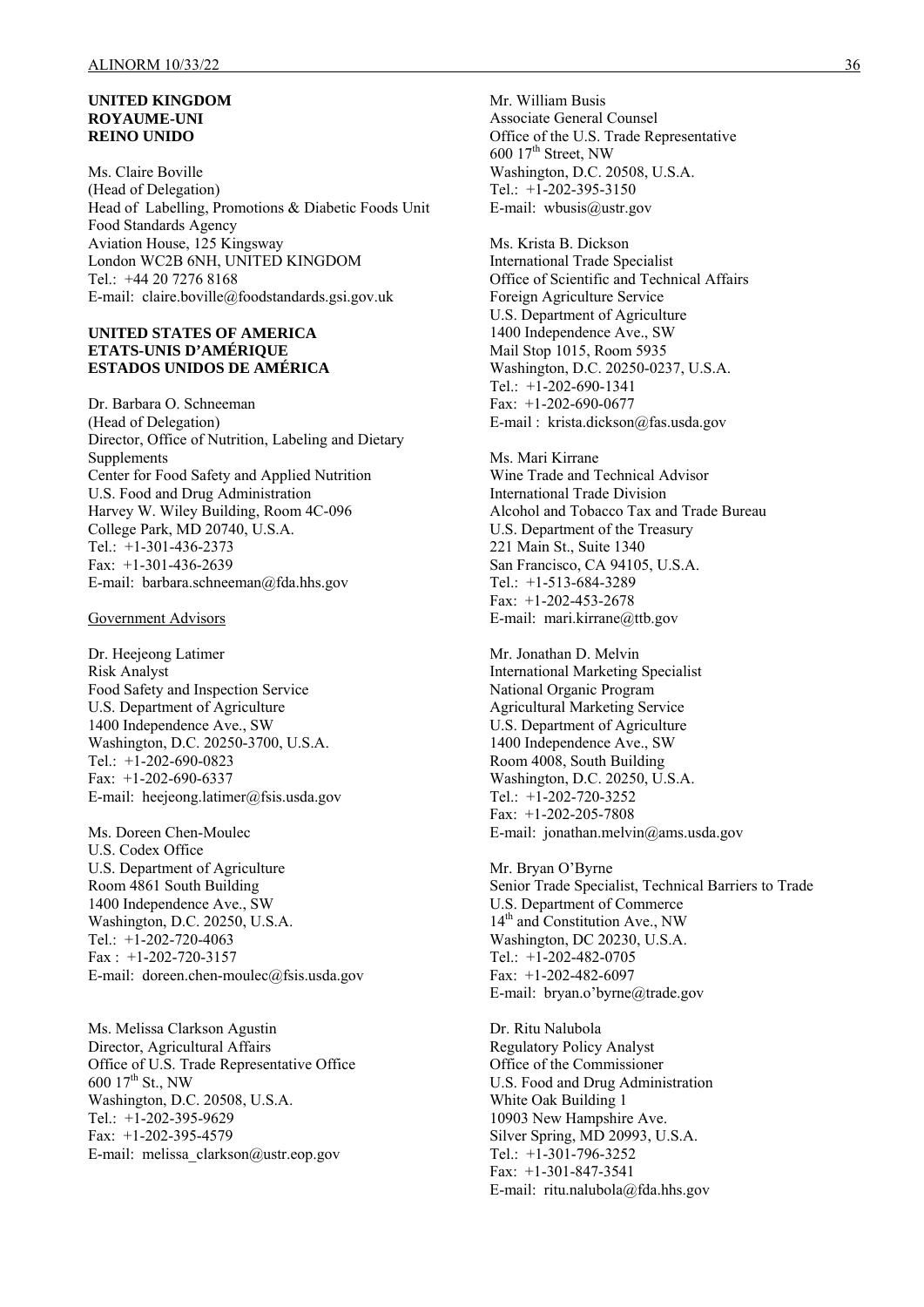**UNITED KINGDOM**
**ROYAUME-UNI**
**REINO UNIDO**

Ms. Claire Boville
(Head of Delegation)
Head of Labelling, Promotions & Diabetic Foods Unit
Food Standards Agency
Aviation House, 125 Kingsway
London WC2B 6NH, UNITED KINGDOM
Tel.: +44 20 7276 8168
E-mail: claire.boville@foodstandards.gsi.gov.uk

**UNITED STATES OF AMERICA**
**ETATS-UNIS D'AMÉRIQUE**
**ESTADOS UNIDOS DE AMÉRICA**

Dr. Barbara O. Schneeman
(Head of Delegation)
Director, Office of Nutrition, Labeling and Dietary Supplements
Center for Food Safety and Applied Nutrition
U.S. Food and Drug Administration
Harvey W. Wiley Building, Room 4C-096
College Park, MD 20740, U.S.A.
Tel.: +1-301-436-2373
Fax: +1-301-436-2639
E-mail: barbara.schneeman@fda.hhs.gov

Government Advisors

Dr. Heejeong Latimer
Risk Analyst
Food Safety and Inspection Service
U.S. Department of Agriculture
1400 Independence Ave., SW
Washington, D.C. 20250-3700, U.S.A.
Tel.: +1-202-690-0823
Fax: +1-202-690-6337
E-mail: heejeong.latimer@fsis.usda.gov

Ms. Doreen Chen-Moulec
U.S. Codex Office
U.S. Department of Agriculture
Room 4861 South Building
1400 Independence Ave., SW
Washington, D.C. 20250, U.S.A.
Tel.: +1-202-720-4063
Fax : +1-202-720-3157
E-mail: doreen.chen-moulec@fsis.usda.gov

Ms. Melissa Clarkson Agustin
Director, Agricultural Affairs
Office of U.S. Trade Representative Office
600 17th St., NW
Washington, D.C. 20508, U.S.A.
Tel.: +1-202-395-9629
Fax: +1-202-395-4579
E-mail: melissa_clarkson@ustr.eop.gov

Mr. William Busis
Associate General Counsel
Office of the U.S. Trade Representative
600 17th Street, NW
Washington, D.C. 20508, U.S.A.
Tel.: +1-202-395-3150
E-mail: wbusis@ustr.gov

Ms. Krista B. Dickson
International Trade Specialist
Office of Scientific and Technical Affairs
Foreign Agriculture Service
U.S. Department of Agriculture
1400 Independence Ave., SW
Mail Stop 1015, Room 5935
Washington, D.C. 20250-0237, U.S.A.
Tel.: +1-202-690-1341
Fax: +1-202-690-0677
E-mail : krista.dickson@fas.usda.gov

Ms. Mari Kirrane
Wine Trade and Technical Advisor
International Trade Division
Alcohol and Tobacco Tax and Trade Bureau
U.S. Department of the Treasury
221 Main St., Suite 1340
San Francisco, CA 94105, U.S.A.
Tel.: +1-513-684-3289
Fax: +1-202-453-2678
E-mail: mari.kirrane@ttb.gov

Mr. Jonathan D. Melvin
International Marketing Specialist
National Organic Program
Agricultural Marketing Service
U.S. Department of Agriculture
1400 Independence Ave., SW
Room 4008, South Building
Washington, D.C. 20250, U.S.A.
Tel.: +1-202-720-3252
Fax: +1-202-205-7808
E-mail: jonathan.melvin@ams.usda.gov

Mr. Bryan O'Byrne
Senior Trade Specialist, Technical Barriers to Trade
U.S. Department of Commerce
14th and Constitution Ave., NW
Washington, DC 20230, U.S.A.
Tel.: +1-202-482-0705
Fax: +1-202-482-6097
E-mail: bryan.o'byrne@trade.gov

Dr. Ritu Nalubola
Regulatory Policy Analyst
Office of the Commissioner
U.S. Food and Drug Administration
White Oak Building 1
10903 New Hampshire Ave.
Silver Spring, MD 20993, U.S.A.
Tel.: +1-301-796-3252
Fax: +1-301-847-3541
E-mail: ritu.nalubola@fda.hhs.gov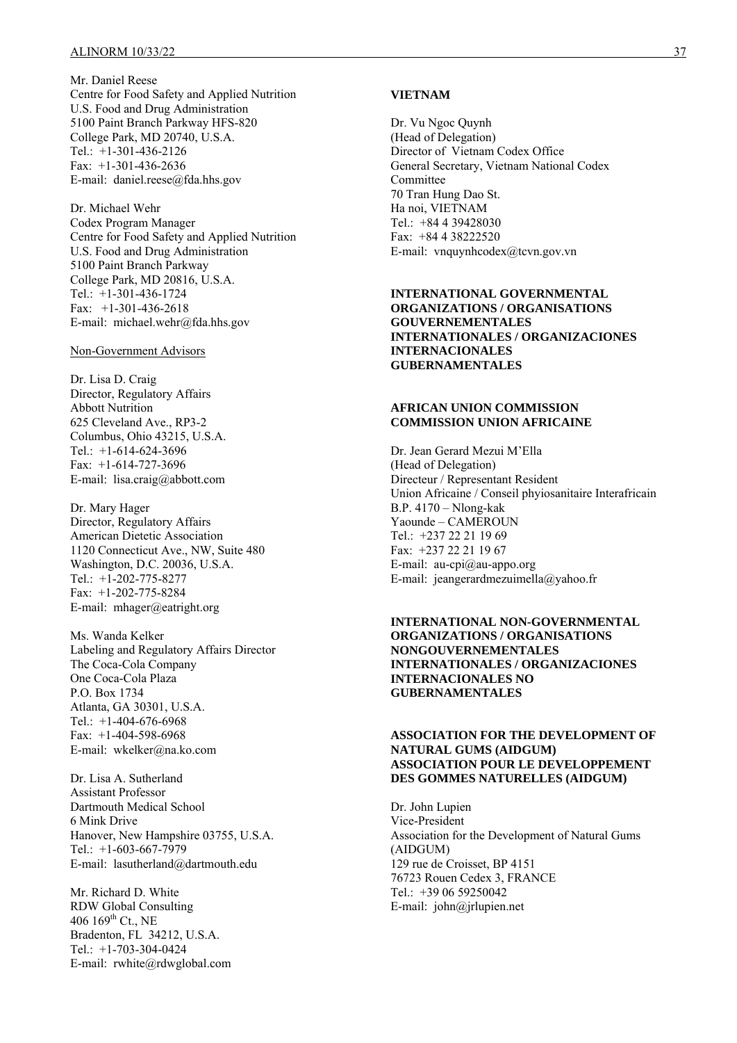Mr. Daniel Reese
Centre for Food Safety and Applied Nutrition
U.S. Food and Drug Administration
5100 Paint Branch Parkway HFS-820
College Park, MD 20740, U.S.A.
Tel.: +1-301-436-2126
Fax: +1-301-436-2636
E-mail: daniel.reese@fda.hhs.gov

Dr. Michael Wehr
Codex Program Manager
Centre for Food Safety and Applied Nutrition
U.S. Food and Drug Administration
5100 Paint Branch Parkway
College Park, MD 20816, U.S.A.
Tel.: +1-301-436-1724
Fax: +1-301-436-2618
E-mail: michael.wehr@fda.hhs.gov

Non-Government Advisors

Dr. Lisa D. Craig
Director, Regulatory Affairs
Abbott Nutrition
625 Cleveland Ave., RP3-2
Columbus, Ohio 43215, U.S.A.
Tel.: +1-614-624-3696
Fax: +1-614-727-3696
E-mail: lisa.craig@abbott.com

Dr. Mary Hager
Director, Regulatory Affairs
American Dietetic Association
1120 Connecticut Ave., NW, Suite 480
Washington, D.C. 20036, U.S.A.
Tel.: +1-202-775-8277
Fax: +1-202-775-8284
E-mail: mhager@eatright.org

Ms. Wanda Kelker
Labeling and Regulatory Affairs Director
The Coca-Cola Company
One Coca-Cola Plaza
P.O. Box 1734
Atlanta, GA 30301, U.S.A.
Tel.: +1-404-676-6968
Fax: +1-404-598-6968
E-mail: wkelker@na.ko.com

Dr. Lisa A. Sutherland
Assistant Professor
Dartmouth Medical School
6 Mink Drive
Hanover, New Hampshire 03755, U.S.A.
Tel.: +1-603-667-7979
E-mail: lasutherland@dartmouth.edu

Mr. Richard D. White
RDW Global Consulting
406 169th Ct., NE
Bradenton, FL 34212, U.S.A.
Tel.: +1-703-304-0424
E-mail: rwhite@rdwglobal.com

**VIETNAM**

Dr. Vu Ngoc Quynh
(Head of Delegation)
Director of Vietnam Codex Office
General Secretary, Vietnam National Codex Committee
70 Tran Hung Dao St.
Ha noi, VIETNAM
Tel.: +84 4 39428030
Fax: +84 4 38222520
E-mail: vnquynhcodex@tcvn.gov.vn

**INTERNATIONAL GOVERNMENTAL ORGANIZATIONS / ORGANISATIONS GOUVERNEMENTALES INTERNATIONALES / ORGANIZACIONES INTERNACIONALES GUBERNAMENTALES**

**AFRICAN UNION COMMISSION**
**COMMISSION UNION AFRICAINE**

Dr. Jean Gerard Mezui M'Ella
(Head of Delegation)
Directeur / Representant Resident
Union Africaine / Conseil phyiosanitaire Interafricain
B.P. 4170 – Nlong-kak
Yaounde – CAMEROUN
Tel.: +237 22 21 19 69
Fax: +237 22 21 19 67
E-mail: au-cpi@au-appo.org
E-mail: jeangerardmezuimella@yahoo.fr

**INTERNATIONAL NON-GOVERNMENTAL ORGANIZATIONS / ORGANISATIONS NONGOUVERNEMENTALES INTERNATIONALES / ORGANIZACIONES INTERNACIONALES NO GUBERNAMENTALES**

**ASSOCIATION FOR THE DEVELOPMENT OF NATURAL GUMS (AIDGUM)**
**ASSOCIATION POUR LE DEVELOPPEMENT DES GOMMES NATURELLES (AIDGUM)**

Dr. John Lupien
Vice-President
Association for the Development of Natural Gums (AIDGUM)
129 rue de Croisset, BP 4151
76723 Rouen Cedex 3, FRANCE
Tel.: +39 06 59250042
E-mail: john@jrlupien.net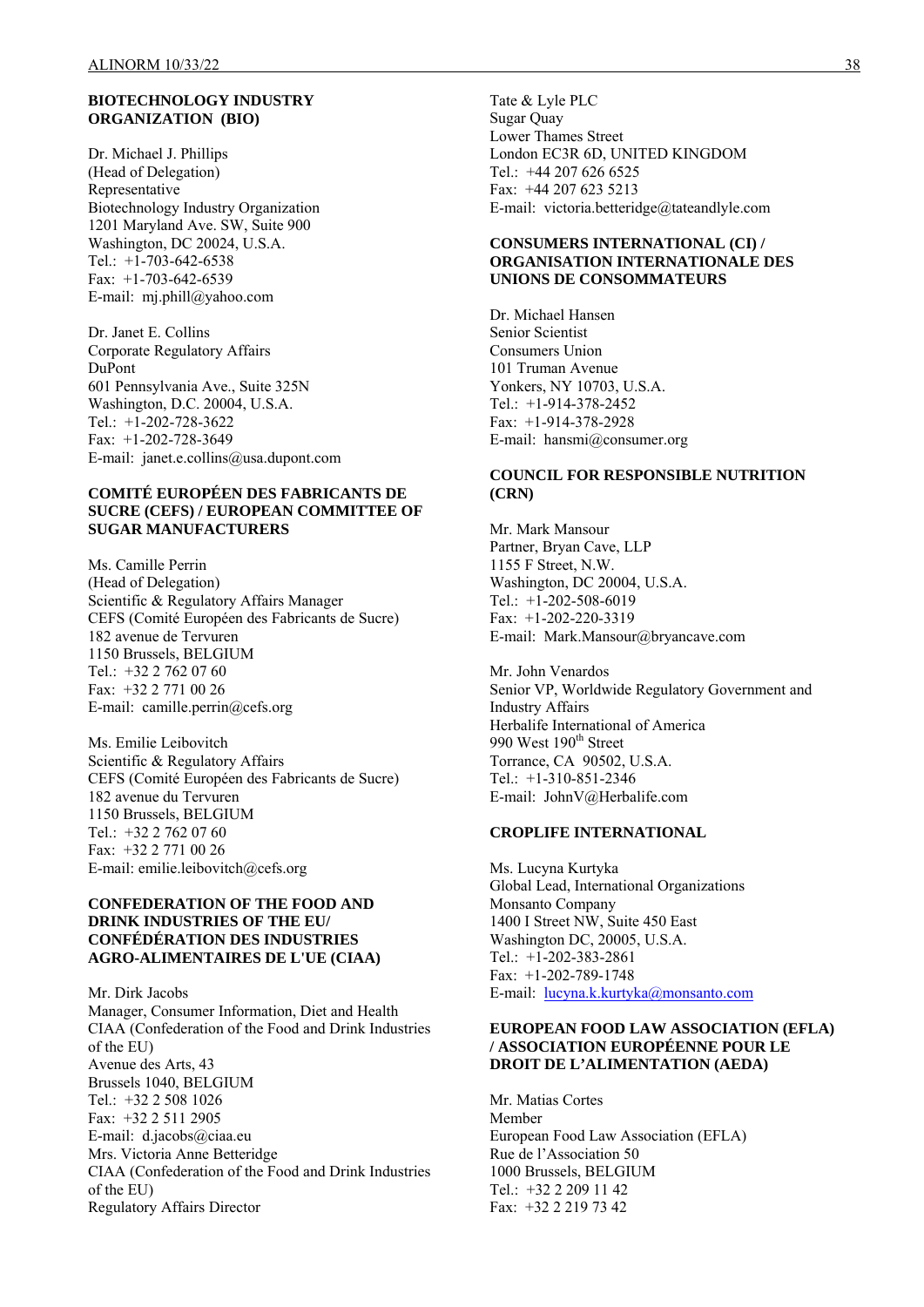**BIOTECHNOLOGY INDUSTRY ORGANIZATION (BIO)**

Dr. Michael J. Phillips
(Head of Delegation)
Representative
Biotechnology Industry Organization
1201 Maryland Ave. SW, Suite 900
Washington, DC 20024, U.S.A.
Tel.: +1-703-642-6538
Fax: +1-703-642-6539
E-mail: mj.phill@yahoo.com

Dr. Janet E. Collins
Corporate Regulatory Affairs
DuPont
601 Pennsylvania Ave., Suite 325N
Washington, D.C. 20004, U.S.A.
Tel.: +1-202-728-3622
Fax: +1-202-728-3649
E-mail: janet.e.collins@usa.dupont.com

**COMITÉ EUROPÉEN DES FABRICANTS DE SUCRE (CEFS) / EUROPEAN COMMITTEE OF SUGAR MANUFACTURERS**

Ms. Camille Perrin
(Head of Delegation)
Scientific & Regulatory Affairs Manager
CEFS (Comité Européen des Fabricants de Sucre)
182 avenue de Tervuren
1150 Brussels, BELGIUM
Tel.: +32 2 762 07 60
Fax: +32 2 771 00 26
E-mail: camille.perrin@cefs.org

Ms. Emilie Leibovitch
Scientific & Regulatory Affairs
CEFS (Comité Européen des Fabricants de Sucre)
182 avenue du Tervuren
1150 Brussels, BELGIUM
Tel.: +32 2 762 07 60
Fax: +32 2 771 00 26
E-mail: emilie.leibovitch@cefs.org

**CONFEDERATION OF THE FOOD AND DRINK INDUSTRIES OF THE EU/ CONFÉDÉRATION DES INDUSTRIES AGRO-ALIMENTAIRES DE L'UE (CIAA)**

Mr. Dirk Jacobs
Manager, Consumer Information, Diet and Health
CIAA (Confederation of the Food and Drink Industries of the EU)
Avenue des Arts, 43
Brussels 1040, BELGIUM
Tel.: +32 2 508 1026
Fax: +32 2 511 2905
E-mail: d.jacobs@ciaa.eu
Mrs. Victoria Anne Betteridge
CIAA (Confederation of the Food and Drink Industries of the EU)
Regulatory Affairs Director
Tate & Lyle PLC
Sugar Quay
Lower Thames Street
London EC3R 6D, UNITED KINGDOM
Tel.: +44 207 626 6525
Fax: +44 207 623 5213
E-mail: victoria.betteridge@tateandlyle.com

**CONSUMERS INTERNATIONAL (CI) / ORGANISATION INTERNATIONALE DES UNIONS DE CONSOMMATEURS**

Dr. Michael Hansen
Senior Scientist
Consumers Union
101 Truman Avenue
Yonkers, NY 10703, U.S.A.
Tel.: +1-914-378-2452
Fax: +1-914-378-2928
E-mail: hansmi@consumer.org

**COUNCIL FOR RESPONSIBLE NUTRITION (CRN)**

Mr. Mark Mansour
Partner, Bryan Cave, LLP
1155 F Street, N.W.
Washington, DC 20004, U.S.A.
Tel.: +1-202-508-6019
Fax: +1-202-220-3319
E-mail: Mark.Mansour@bryancave.com

Mr. John Venardos
Senior VP, Worldwide Regulatory Government and Industry Affairs
Herbalife International of America
990 West 190th Street
Torrance, CA 90502, U.S.A.
Tel.: +1-310-851-2346
E-mail: JohnV@Herbalife.com

**CROPLIFE INTERNATIONAL**

Ms. Lucyna Kurtyka
Global Lead, International Organizations
Monsanto Company
1400 I Street NW, Suite 450 East
Washington DC, 20005, U.S.A.
Tel.: +1-202-383-2861
Fax: +1-202-789-1748
E-mail: lucyna.k.kurtyka@monsanto.com

**EUROPEAN FOOD LAW ASSOCIATION (EFLA) / ASSOCIATION EUROPÉENNE POUR LE DROIT DE L'ALIMENTATION (AEDA)**

Mr. Matias Cortes
Member
European Food Law Association (EFLA)
Rue de l'Association 50
1000 Brussels, BELGIUM
Tel.: +32 2 209 11 42
Fax: +32 2 219 73 42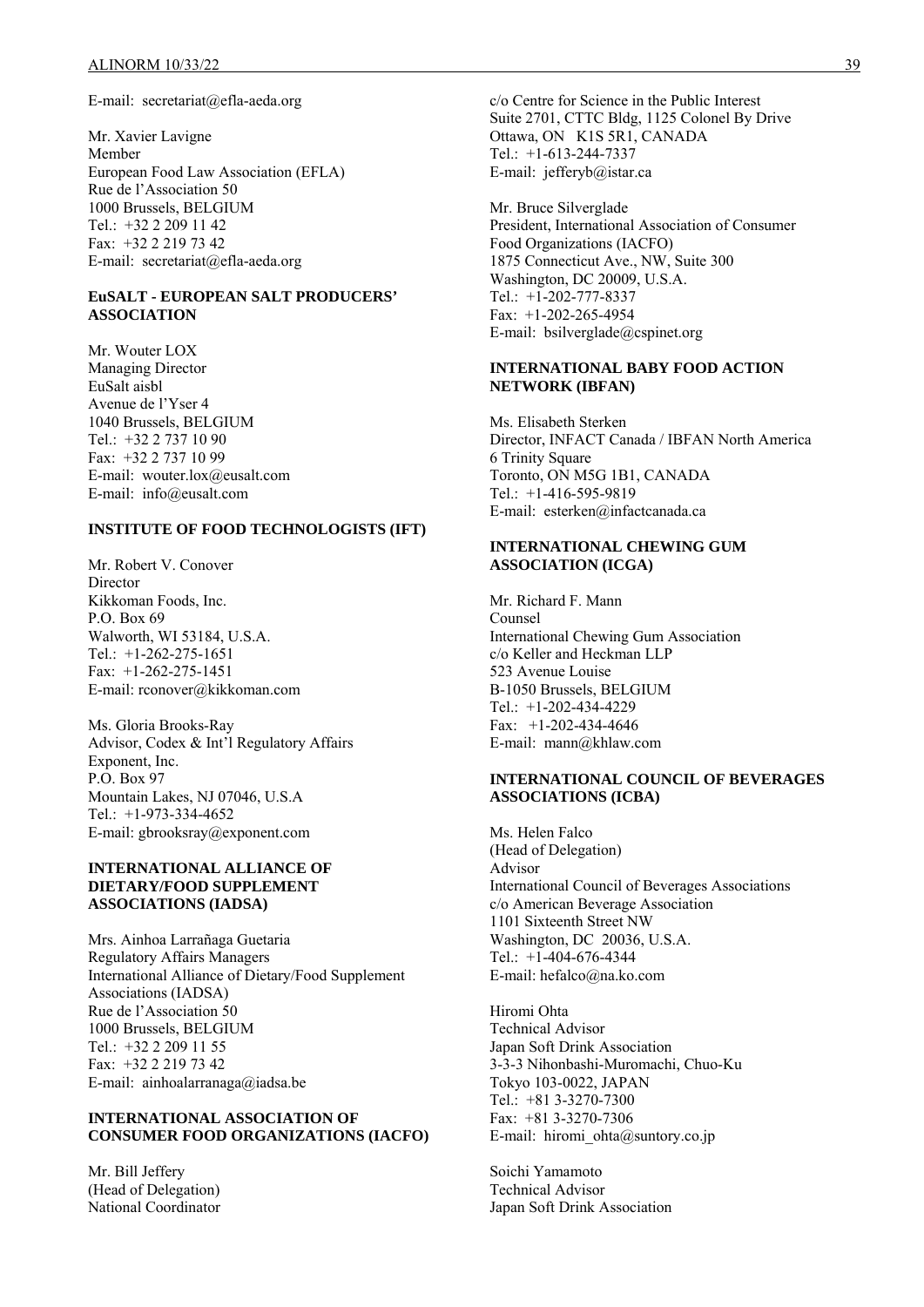E-mail: secretariat@efla-aeda.org

Mr. Xavier Lavigne
Member
European Food Law Association (EFLA)
Rue de l'Association 50
1000 Brussels, BELGIUM
Tel.: +32 2 209 11 42
Fax: +32 2 219 73 42
E-mail: secretariat@efla-aeda.org

**EuSALT - EUROPEAN SALT PRODUCERS' ASSOCIATION**

Mr. Wouter LOX
Managing Director
EuSalt aisbl
Avenue de l'Yser 4
1040 Brussels, BELGIUM
Tel.: +32 2 737 10 90
Fax: +32 2 737 10 99
E-mail: wouter.lox@eusalt.com
E-mail: info@eusalt.com

**INSTITUTE OF FOOD TECHNOLOGISTS (IFT)**

Mr. Robert V. Conover
Director
Kikkoman Foods, Inc.
P.O. Box 69
Walworth, WI 53184, U.S.A.
Tel.: +1-262-275-1651
Fax: +1-262-275-1451
E-mail: rconover@kikkoman.com

Ms. Gloria Brooks-Ray
Advisor, Codex & Int'l Regulatory Affairs
Exponent, Inc.
P.O. Box 97
Mountain Lakes, NJ 07046, U.S.A
Tel.: +1-973-334-4652
E-mail: gbrooksray@exponent.com

**INTERNATIONAL ALLIANCE OF DIETARY/FOOD SUPPLEMENT ASSOCIATIONS (IADSA)**

Mrs. Ainhoa Larrañaga Guetaria
Regulatory Affairs Managers
International Alliance of Dietary/Food Supplement Associations (IADSA)
Rue de l'Association 50
1000 Brussels, BELGIUM
Tel.: +32 2 209 11 55
Fax: +32 2 219 73 42
E-mail: ainhoalarranaga@iadsa.be

**INTERNATIONAL ASSOCIATION OF CONSUMER FOOD ORGANIZATIONS (IACFO)**

Mr. Bill Jeffery
(Head of Delegation)
National Coordinator
c/o Centre for Science in the Public Interest
Suite 2701, CTTC Bldg, 1125 Colonel By Drive
Ottawa, ON K1S 5R1, CANADA
Tel.: +1-613-244-7337
E-mail: jefferyb@istar.ca

Mr. Bruce Silverglade
President, International Association of Consumer Food Organizations (IACFO)
1875 Connecticut Ave., NW, Suite 300
Washington, DC 20009, U.S.A.
Tel.: +1-202-777-8337
Fax: +1-202-265-4954
E-mail: bsilverglade@cspinet.org

**INTERNATIONAL BABY FOOD ACTION NETWORK (IBFAN)**

Ms. Elisabeth Sterken
Director, INFACT Canada / IBFAN North America
6 Trinity Square
Toronto, ON M5G 1B1, CANADA
Tel.: +1-416-595-9819
E-mail: esterken@infactcanada.ca

**INTERNATIONAL CHEWING GUM ASSOCIATION (ICGA)**

Mr. Richard F. Mann
Counsel
International Chewing Gum Association
c/o Keller and Heckman LLP
523 Avenue Louise
B-1050 Brussels, BELGIUM
Tel.: +1-202-434-4229
Fax: +1-202-434-4646
E-mail: mann@khlaw.com

**INTERNATIONAL COUNCIL OF BEVERAGES ASSOCIATIONS (ICBA)**

Ms. Helen Falco
(Head of Delegation)
Advisor
International Council of Beverages Associations
c/o American Beverage Association
1101 Sixteenth Street NW
Washington, DC 20036, U.S.A.
Tel.: +1-404-676-4344
E-mail: hefalco@na.ko.com

Hiromi Ohta
Technical Advisor
Japan Soft Drink Association
3-3-3 Nihonbashi-Muromachi, Chuo-Ku
Tokyo 103-0022, JAPAN
Tel.: +81 3-3270-7300
Fax: +81 3-3270-7306
E-mail: hiromi_ohta@suntory.co.jp

Soichi Yamamoto
Technical Advisor
Japan Soft Drink Association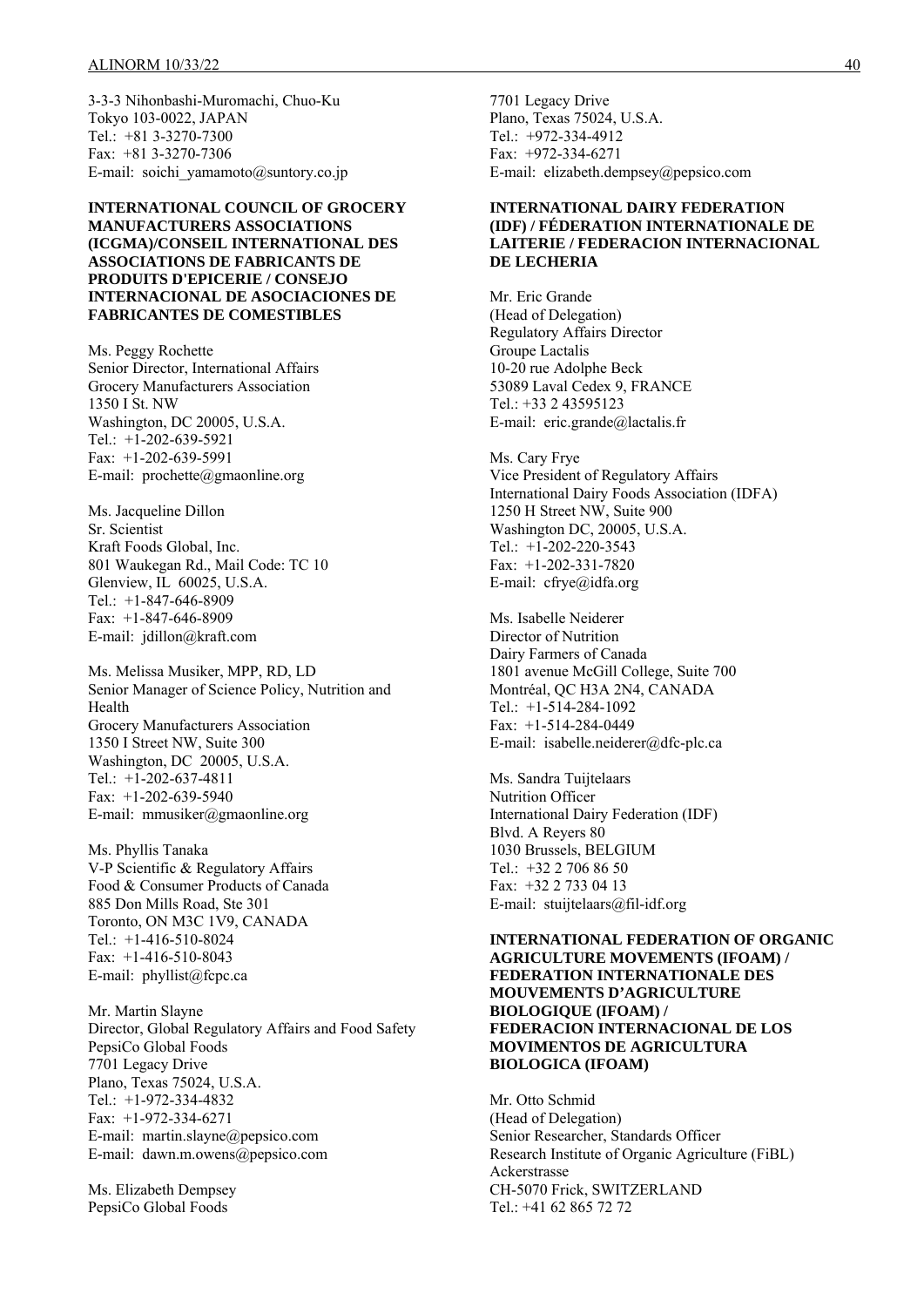3-3-3 Nihonbashi-Muromachi, Chuo-Ku
Tokyo 103-0022, JAPAN
Tel.: +81 3-3270-7300
Fax: +81 3-3270-7306
E-mail: soichi_yamamoto@suntory.co.jp

**INTERNATIONAL COUNCIL OF GROCERY MANUFACTURERS ASSOCIATIONS (ICGMA)/CONSEIL INTERNATIONAL DES ASSOCIATIONS DE FABRICANTS DE PRODUITS D'EPICERIE / CONSEJO INTERNACIONAL DE ASOCIACIONES DE FABRICANTES DE COMESTIBLES**

Ms. Peggy Rochette
Senior Director, International Affairs
Grocery Manufacturers Association
1350 I St. NW
Washington, DC 20005, U.S.A.
Tel.: +1-202-639-5921
Fax: +1-202-639-5991
E-mail: prochette@gmaonline.org

Ms. Jacqueline Dillon
Sr. Scientist
Kraft Foods Global, Inc.
801 Waukegan Rd., Mail Code: TC 10
Glenview, IL 60025, U.S.A.
Tel.: +1-847-646-8909
Fax: +1-847-646-8909
E-mail: jdillon@kraft.com

Ms. Melissa Musiker, MPP, RD, LD
Senior Manager of Science Policy, Nutrition and Health
Grocery Manufacturers Association
1350 I Street NW, Suite 300
Washington, DC 20005, U.S.A.
Tel.: +1-202-637-4811
Fax: +1-202-639-5940
E-mail: mmusiker@gmaonline.org

Ms. Phyllis Tanaka
V-P Scientific & Regulatory Affairs
Food & Consumer Products of Canada
885 Don Mills Road, Ste 301
Toronto, ON M3C 1V9, CANADA
Tel.: +1-416-510-8024
Fax: +1-416-510-8043
E-mail: phyllist@fcpc.ca

Mr. Martin Slayne
Director, Global Regulatory Affairs and Food Safety
PepsiCo Global Foods
7701 Legacy Drive
Plano, Texas 75024, U.S.A.
Tel.: +1-972-334-4832
Fax: +1-972-334-6271
E-mail: martin.slayne@pepsico.com
E-mail: dawn.m.owens@pepsico.com

Ms. Elizabeth Dempsey
PepsiCo Global Foods
7701 Legacy Drive
Plano, Texas 75024, U.S.A.
Tel.: +972-334-4912
Fax: +972-334-6271
E-mail: elizabeth.dempsey@pepsico.com

**INTERNATIONAL DAIRY FEDERATION (IDF) / FÉDERATION INTERNATIONALE DE LAITERIE / FEDERACION INTERNACIONAL DE LECHERIA**

Mr. Eric Grande
(Head of Delegation)
Regulatory Affairs Director
Groupe Lactalis
10-20 rue Adolphe Beck
53089 Laval Cedex 9, FRANCE
Tel.: +33 2 43595123
E-mail: eric.grande@lactalis.fr

Ms. Cary Frye
Vice President of Regulatory Affairs
International Dairy Foods Association (IDFA)
1250 H Street NW, Suite 900
Washington DC, 20005, U.S.A.
Tel.: +1-202-220-3543
Fax: +1-202-331-7820
E-mail: cfrye@idfa.org

Ms. Isabelle Neiderer
Director of Nutrition
Dairy Farmers of Canada
1801 avenue McGill College, Suite 700
Montréal, QC H3A 2N4, CANADA
Tel.: +1-514-284-1092
Fax: +1-514-284-0449
E-mail: isabelle.neiderer@dfc-plc.ca

Ms. Sandra Tuijtelaars
Nutrition Officer
International Dairy Federation (IDF)
Blvd. A Reyers 80
1030 Brussels, BELGIUM
Tel.: +32 2 706 86 50
Fax: +32 2 733 04 13
E-mail: stuijtelaars@fil-idf.org

**INTERNATIONAL FEDERATION OF ORGANIC AGRICULTURE MOVEMENTS (IFOAM) / FEDERATION INTERNATIONALE DES MOUVEMENTS D'AGRICULTURE BIOLOGIQUE (IFOAM) / FEDERACION INTERNACIONAL DE LOS MOVIMENTOS DE AGRICULTURA BIOLOGICA (IFOAM)**

Mr. Otto Schmid
(Head of Delegation)
Senior Researcher, Standards Officer
Research Institute of Organic Agriculture (FiBL)
Ackerstrasse
CH-5070 Frick, SWITZERLAND
Tel.: +41 62 865 72 72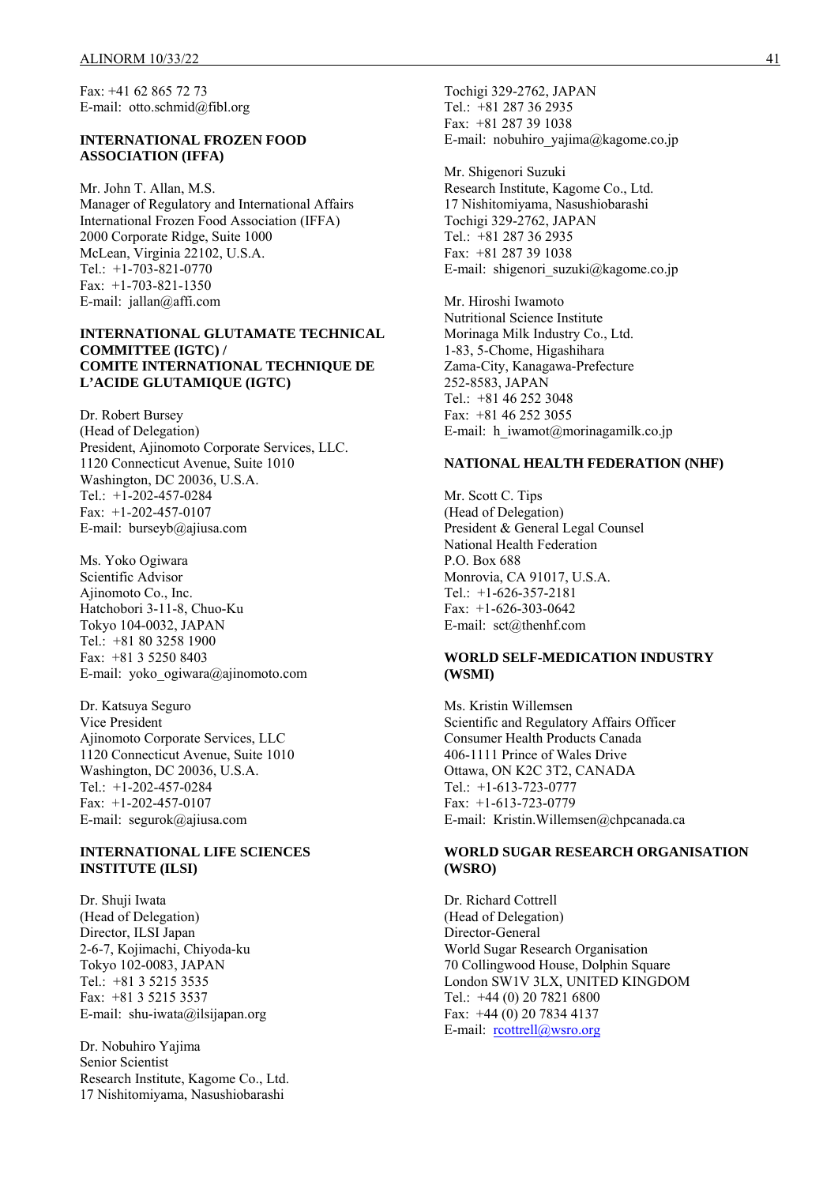Fax: +41 62 865 72 73
E-mail: otto.schmid@fibl.org

**INTERNATIONAL FROZEN FOOD ASSOCIATION (IFFA)**

Mr. John T. Allan, M.S.
Manager of Regulatory and International Affairs
International Frozen Food Association (IFFA)
2000 Corporate Ridge, Suite 1000
McLean, Virginia 22102, U.S.A.
Tel.: +1-703-821-0770
Fax: +1-703-821-1350
E-mail: jallan@affi.com

**INTERNATIONAL GLUTAMATE TECHNICAL COMMITTEE (IGTC) / COMITE INTERNATIONAL TECHNIQUE DE L'ACIDE GLUTAMIQUE (IGTC)**

Dr. Robert Bursey
(Head of Delegation)
President, Ajinomoto Corporate Services, LLC.
1120 Connecticut Avenue, Suite 1010
Washington, DC 20036, U.S.A.
Tel.: +1-202-457-0284
Fax: +1-202-457-0107
E-mail: burseyb@ajiusa.com

Ms. Yoko Ogiwara
Scientific Advisor
Ajinomoto Co., Inc.
Hatchobori 3-11-8, Chuo-Ku
Tokyo 104-0032, JAPAN
Tel.: +81 80 3258 1900
Fax: +81 3 5250 8403
E-mail: yoko_ogiwara@ajinomoto.com

Dr. Katsuya Seguro
Vice President
Ajinomoto Corporate Services, LLC
1120 Connecticut Avenue, Suite 1010
Washington, DC 20036, U.S.A.
Tel.: +1-202-457-0284
Fax: +1-202-457-0107
E-mail: segurok@ajiusa.com

**INTERNATIONAL LIFE SCIENCES INSTITUTE (ILSI)**

Dr. Shuji Iwata
(Head of Delegation)
Director, ILSI Japan
2-6-7, Kojimachi, Chiyoda-ku
Tokyo 102-0083, JAPAN
Tel.: +81 3 5215 3535
Fax: +81 3 5215 3537
E-mail: shu-iwata@ilsijapan.org

Dr. Nobuhiro Yajima
Senior Scientist
Research Institute, Kagome Co., Ltd.
17 Nishitomiyama, Nasushiobarashi
Tochigi 329-2762, JAPAN
Tel.: +81 287 36 2935
Fax: +81 287 39 1038
E-mail: nobuhiro_yajima@kagome.co.jp

Mr. Shigenori Suzuki
Research Institute, Kagome Co., Ltd.
17 Nishitomiyama, Nasushiobarashi
Tochigi 329-2762, JAPAN
Tel.: +81 287 36 2935
Fax: +81 287 39 1038
E-mail: shigenori_suzuki@kagome.co.jp

Mr. Hiroshi Iwamoto
Nutritional Science Institute
Morinaga Milk Industry Co., Ltd.
1-83, 5-Chome, Higashihara
Zama-City, Kanagawa-Prefecture
252-8583, JAPAN
Tel.: +81 46 252 3048
Fax: +81 46 252 3055
E-mail: h_iwamot@morinagamilk.co.jp

**NATIONAL HEALTH FEDERATION (NHF)**

Mr. Scott C. Tips
(Head of Delegation)
President & General Legal Counsel
National Health Federation
P.O. Box 688
Monrovia, CA 91017, U.S.A.
Tel.: +1-626-357-2181
Fax: +1-626-303-0642
E-mail: sct@thenhf.com

**WORLD SELF-MEDICATION INDUSTRY (WSMI)**

Ms. Kristin Willemsen
Scientific and Regulatory Affairs Officer
Consumer Health Products Canada
406-1111 Prince of Wales Drive
Ottawa, ON K2C 3T2, CANADA
Tel.: +1-613-723-0777
Fax: +1-613-723-0779
E-mail: Kristin.Willemsen@chpcanada.ca

**WORLD SUGAR RESEARCH ORGANISATION (WSRO)**

Dr. Richard Cottrell
(Head of Delegation)
Director-General
World Sugar Research Organisation
70 Collingwood House, Dolphin Square
London SW1V 3LX, UNITED KINGDOM
Tel.: +44 (0) 20 7821 6800
Fax: +44 (0) 20 7834 4137
E-mail: rcottrell@wsro.org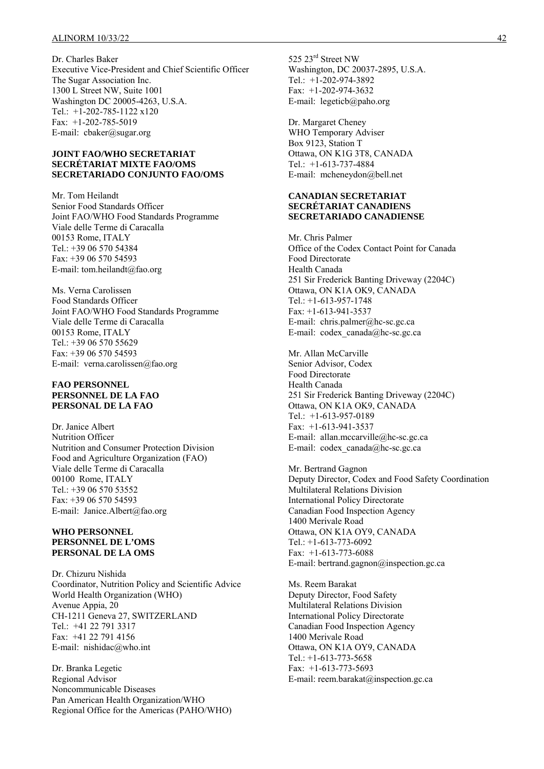Dr. Charles Baker
Executive Vice-President and Chief Scientific Officer
The Sugar Association Inc.
1300 L Street NW, Suite 1001
Washington DC 20005-4263, U.S.A.
Tel.: +1-202-785-1122 x120
Fax: +1-202-785-5019
E-mail: cbaker@sugar.org

**JOINT FAO/WHO SECRETARIAT**
**SECRÉTARIAT MIXTE FAO/OMS**
**SECRETARIADO CONJUNTO FAO/OMS**

Mr. Tom Heilandt
Senior Food Standards Officer
Joint FAO/WHO Food Standards Programme
Viale delle Terme di Caracalla
00153 Rome, ITALY
Tel.: +39 06 570 54384
Fax: +39 06 570 54593
E-mail: tom.heilandt@fao.org

Ms. Verna Carolissen
Food Standards Officer
Joint FAO/WHO Food Standards Programme
Viale delle Terme di Caracalla
00153 Rome, ITALY
Tel.: +39 06 570 55629
Fax: +39 06 570 54593
E-mail: verna.carolissen@fao.org

**FAO PERSONNEL**
**PERSONNEL DE LA FAO**
**PERSONAL DE LA FAO**

Dr. Janice Albert
Nutrition Officer
Nutrition and Consumer Protection Division
Food and Agriculture Organization (FAO)
Viale delle Terme di Caracalla
00100 Rome, ITALY
Tel.: +39 06 570 53552
Fax: +39 06 570 54593
E-mail: Janice.Albert@fao.org

**WHO PERSONNEL**
**PERSONNEL DE L'OMS**
**PERSONAL DE LA OMS**

Dr. Chizuru Nishida
Coordinator, Nutrition Policy and Scientific Advice
World Health Organization (WHO)
Avenue Appia, 20
CH-1211 Geneva 27, SWITZERLAND
Tel.: +41 22 791 3317
Fax: +41 22 791 4156
E-mail: nishidac@who.int

Dr. Branka Legetic
Regional Advisor
Noncommunicable Diseases
Pan American Health Organization/WHO
Regional Office for the Americas (PAHO/WHO)
525 23rd Street NW
Washington, DC 20037-2895, U.S.A.
Tel.: +1-202-974-3892
Fax: +1-202-974-3632
E-mail: legeticb@paho.org

Dr. Margaret Cheney
WHO Temporary Adviser
Box 9123, Station T
Ottawa, ON K1G 3T8, CANADA
Tel.: +1-613-737-4884
E-mail: mcheneydon@bell.net

**CANADIAN SECRETARIAT**
**SECRÉTARIAT CANADIENS**
**SECRETARIADO CANADIENSE**

Mr. Chris Palmer
Office of the Codex Contact Point for Canada
Food Directorate
Health Canada
251 Sir Frederick Banting Driveway (2204C)
Ottawa, ON K1A OK9, CANADA
Tel.: +1-613-957-1748
Fax: +1-613-941-3537
E-mail: chris.palmer@hc-sc.gc.ca
E-mail: codex_canada@hc-sc.gc.ca

Mr. Allan McCarville
Senior Advisor, Codex
Food Directorate
Health Canada
251 Sir Frederick Banting Driveway (2204C)
Ottawa, ON K1A OK9, CANADA
Tel.: +1-613-957-0189
Fax: +1-613-941-3537
E-mail: allan.mccarville@hc-sc.gc.ca
E-mail: codex_canada@hc-sc.gc.ca

Mr. Bertrand Gagnon
Deputy Director, Codex and Food Safety Coordination
Multilateral Relations Division
International Policy Directorate
Canadian Food Inspection Agency
1400 Merivale Road
Ottawa, ON K1A OY9, CANADA
Tel.: +1-613-773-6092
Fax: +1-613-773-6088
E-mail: bertrand.gagnon@inspection.gc.ca

Ms. Reem Barakat
Deputy Director, Food Safety
Multilateral Relations Division
International Policy Directorate
Canadian Food Inspection Agency
1400 Merivale Road
Ottawa, ON K1A OY9, CANADA
Tel.: +1-613-773-5658
Fax: +1-613-773-5693
E-mail: reem.barakat@inspection.gc.ca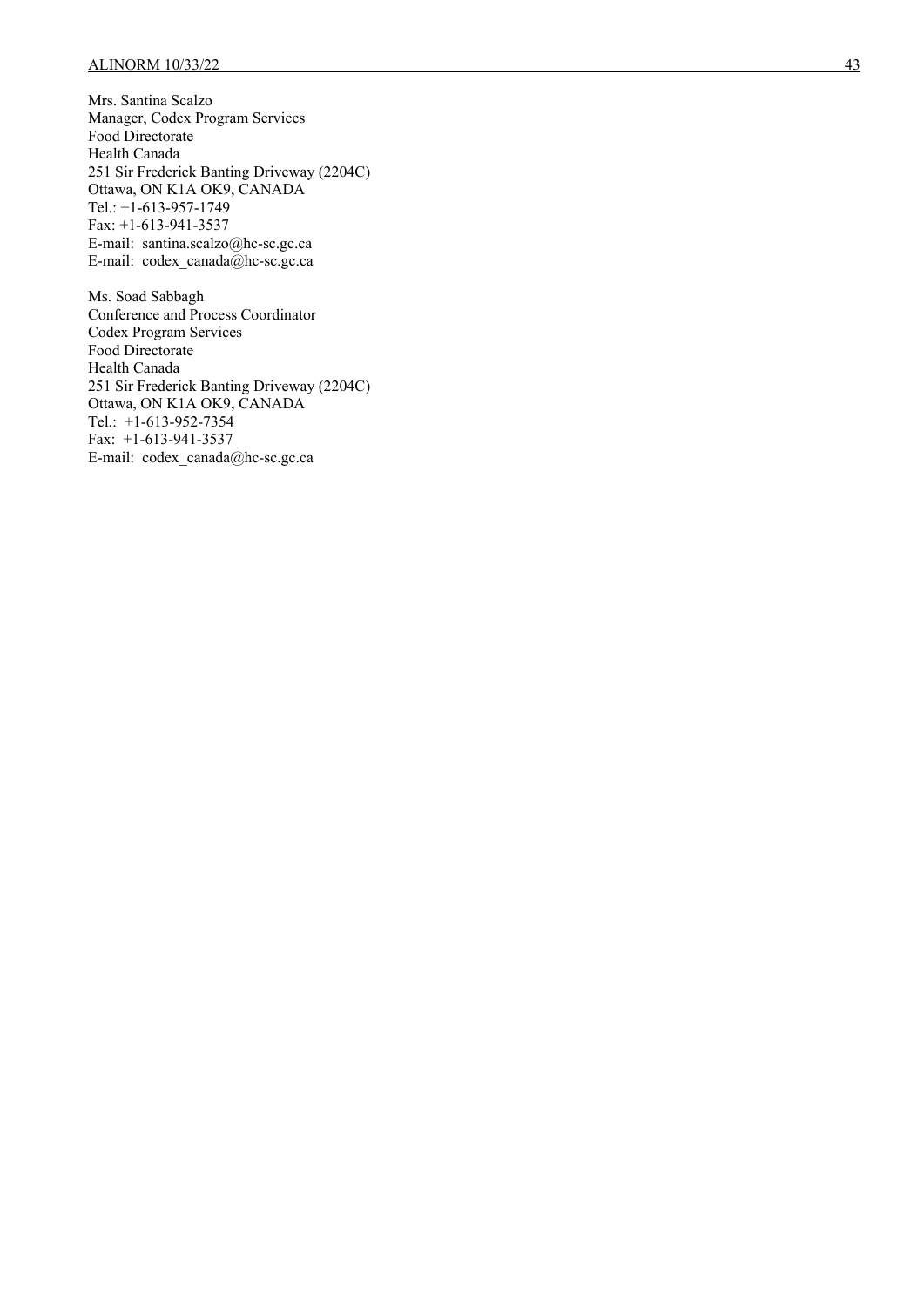Mrs. Santina Scalzo
Manager, Codex Program Services
Food Directorate
Health Canada
251 Sir Frederick Banting Driveway (2204C)
Ottawa, ON K1A OK9, CANADA
Tel.: +1-613-957-1749
Fax: +1-613-941-3537
E-mail: santina.scalzo@hc-sc.gc.ca
E-mail: codex_canada@hc-sc.gc.ca

Ms. Soad Sabbagh
Conference and Process Coordinator
Codex Program Services
Food Directorate
Health Canada
251 Sir Frederick Banting Driveway (2204C)
Ottawa, ON K1A OK9, CANADA
Tel.: +1-613-952-7354
Fax: +1-613-941-3537
E-mail: codex_canada@hc-sc.gc.ca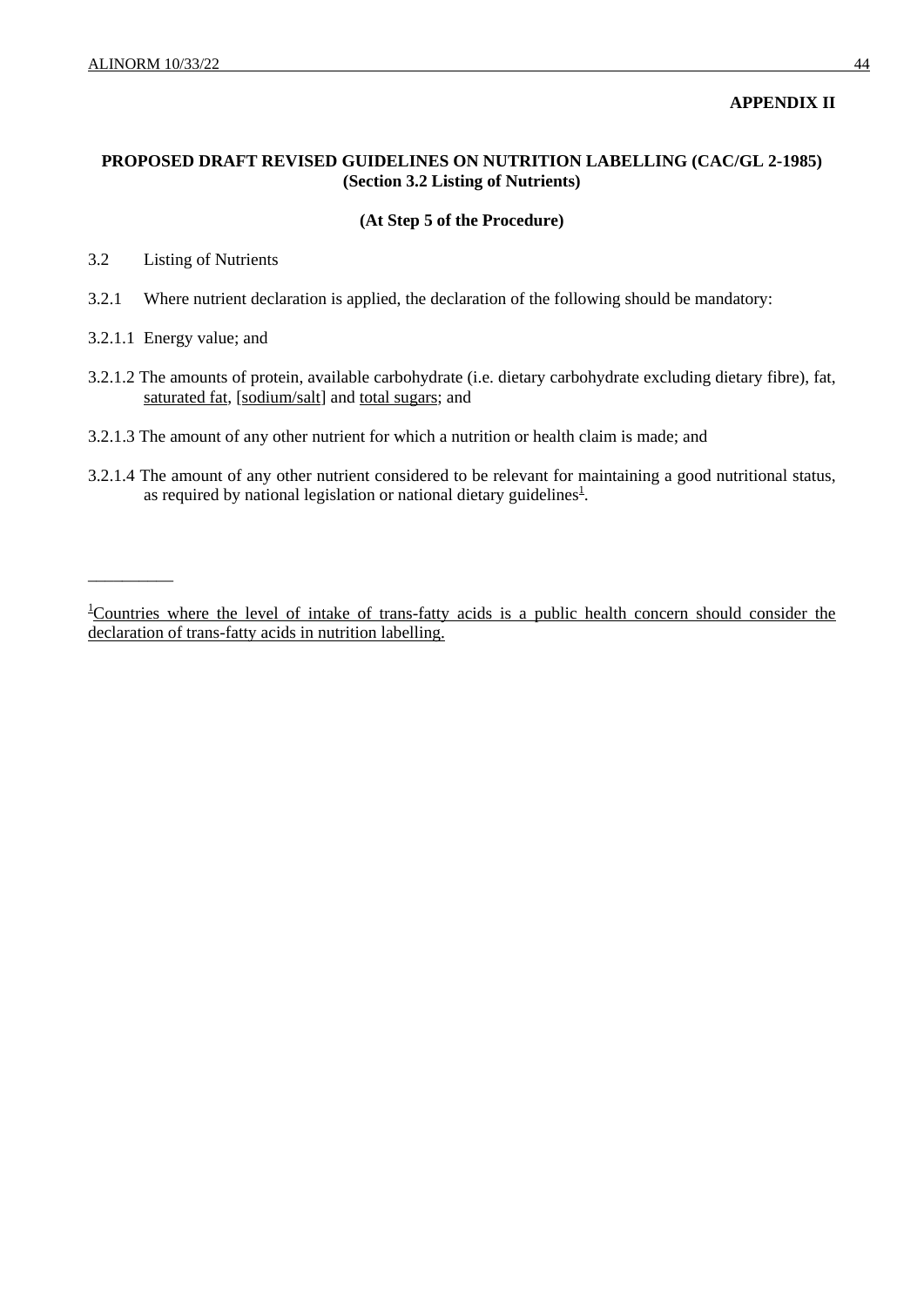**APPENDIX II**

**PROPOSED DRAFT REVISED GUIDELINES ON NUTRITION LABELLING (CAC/GL 2-1985)**
**(Section 3.2 Listing of Nutrients)**

**(At Step 5 of the Procedure)**

3.2 Listing of Nutrients

3.2.1 Where nutrient declaration is applied, the declaration of the following should be mandatory:

3.2.1.1 Energy value; and

3.2.1.2 The amounts of protein, available carbohydrate (i.e. dietary carbohydrate excluding dietary fibre), fat, saturated fat, [sodium/salt] and total sugars; and

3.2.1.3 The amount of any other nutrient for which a nutrition or health claim is made; and

3.2.1.4 The amount of any other nutrient considered to be relevant for maintaining a good nutritional status, as required by national legislation or national dietary guidelines[1].

---

[1]Countries where the level of intake of trans-fatty acids is a public health concern should consider the declaration of trans-fatty acids in nutrition labelling.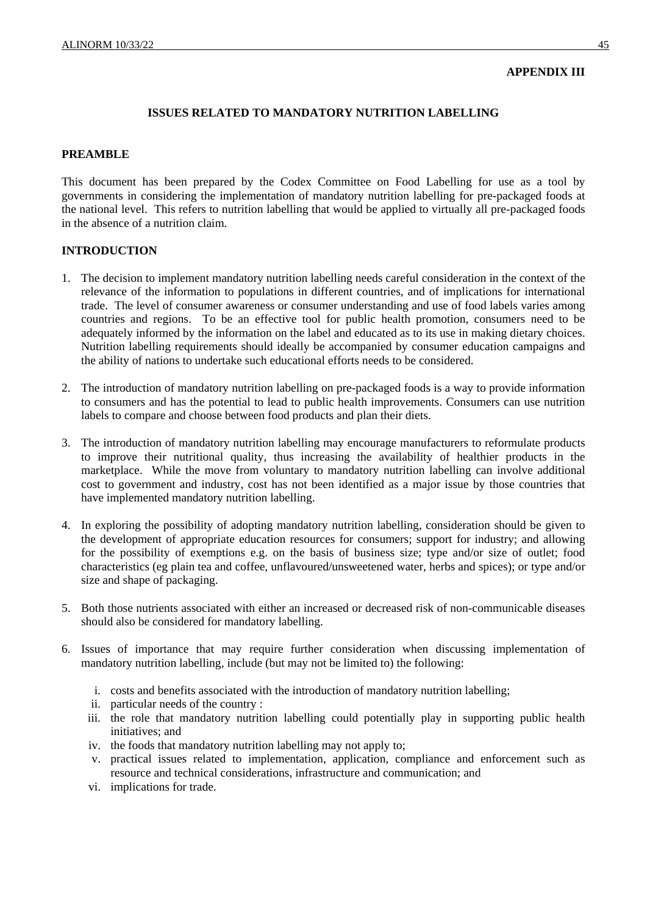**APPENDIX III**

## ISSUES RELATED TO MANDATORY NUTRITION LABELLING

### PREAMBLE

This document has been prepared by the Codex Committee on Food Labelling for use as a tool by governments in considering the implementation of mandatory nutrition labelling for pre-packaged foods at the national level. This refers to nutrition labelling that would be applied to virtually all pre-packaged foods in the absence of a nutrition claim.

### INTRODUCTION

1. The decision to implement mandatory nutrition labelling needs careful consideration in the context of the relevance of the information to populations in different countries, and of implications for international trade. The level of consumer awareness or consumer understanding and use of food labels varies among countries and regions. To be an effective tool for public health promotion, consumers need to be adequately informed by the information on the label and educated as to its use in making dietary choices. Nutrition labelling requirements should ideally be accompanied by consumer education campaigns and the ability of nations to undertake such educational efforts needs to be considered.

2. The introduction of mandatory nutrition labelling on pre-packaged foods is a way to provide information to consumers and has the potential to lead to public health improvements. Consumers can use nutrition labels to compare and choose between food products and plan their diets.

3. The introduction of mandatory nutrition labelling may encourage manufacturers to reformulate products to improve their nutritional quality, thus increasing the availability of healthier products in the marketplace. While the move from voluntary to mandatory nutrition labelling can involve additional cost to government and industry, cost has not been identified as a major issue by those countries that have implemented mandatory nutrition labelling.

4. In exploring the possibility of adopting mandatory nutrition labelling, consideration should be given to the development of appropriate education resources for consumers; support for industry; and allowing for the possibility of exemptions e.g. on the basis of business size; type and/or size of outlet; food characteristics (eg plain tea and coffee, unflavoured/unsweetened water, herbs and spices); or type and/or size and shape of packaging.

5. Both those nutrients associated with either an increased or decreased risk of non-communicable diseases should also be considered for mandatory labelling.

6. Issues of importance that may require further consideration when discussing implementation of mandatory nutrition labelling, include (but may not be limited to) the following:

   i. costs and benefits associated with the introduction of mandatory nutrition labelling;
   ii. particular needs of the country :
   iii. the role that mandatory nutrition labelling could potentially play in supporting public health initiatives; and
   iv. the foods that mandatory nutrition labelling may not apply to;
   v. practical issues related to implementation, application, compliance and enforcement such as resource and technical considerations, infrastructure and communication; and
   vi. implications for trade.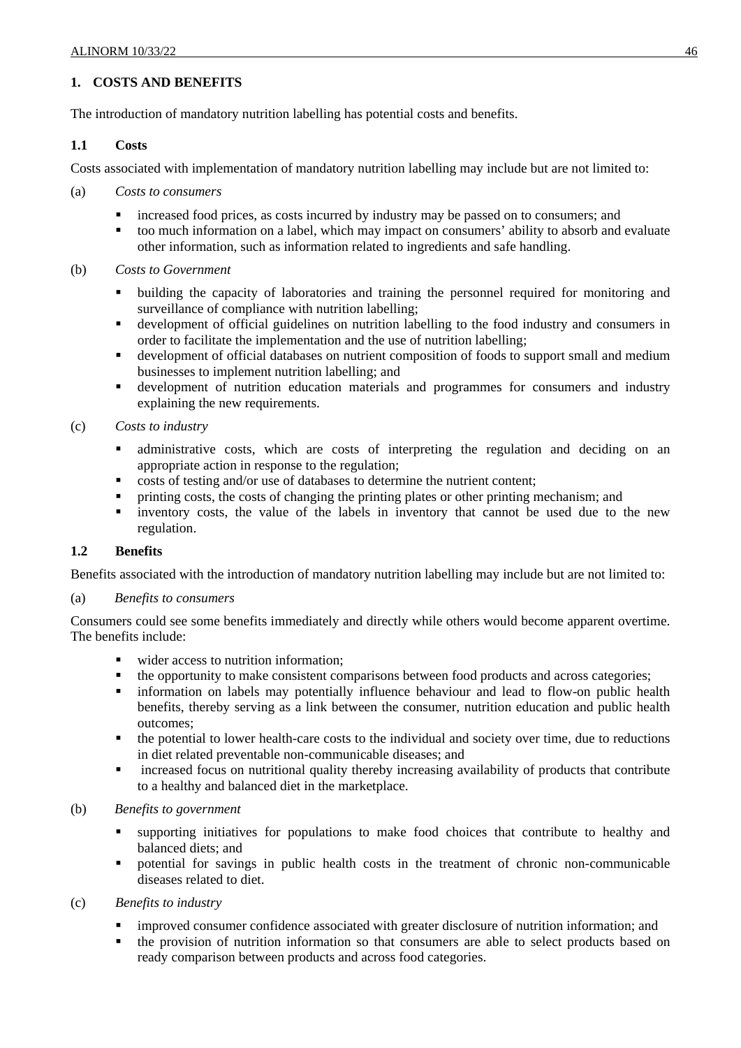## 1. COSTS AND BENEFITS

The introduction of mandatory nutrition labelling has potential costs and benefits.

### 1.1 Costs

Costs associated with implementation of mandatory nutrition labelling may include but are not limited to:

(a) *Costs to consumers*

- increased food prices, as costs incurred by industry may be passed on to consumers; and
- too much information on a label, which may impact on consumers' ability to absorb and evaluate other information, such as information related to ingredients and safe handling.

(b) *Costs to Government*

- building the capacity of laboratories and training the personnel required for monitoring and surveillance of compliance with nutrition labelling;
- development of official guidelines on nutrition labelling to the food industry and consumers in order to facilitate the implementation and the use of nutrition labelling;
- development of official databases on nutrient composition of foods to support small and medium businesses to implement nutrition labelling; and
- development of nutrition education materials and programmes for consumers and industry explaining the new requirements.

(c) *Costs to industry*

- administrative costs, which are costs of interpreting the regulation and deciding on an appropriate action in response to the regulation;
- costs of testing and/or use of databases to determine the nutrient content;
- printing costs, the costs of changing the printing plates or other printing mechanism; and
- inventory costs, the value of the labels in inventory that cannot be used due to the new regulation.

### 1.2 Benefits

Benefits associated with the introduction of mandatory nutrition labelling may include but are not limited to:

(a) *Benefits to consumers*

Consumers could see some benefits immediately and directly while others would become apparent overtime. The benefits include:

- wider access to nutrition information;
- the opportunity to make consistent comparisons between food products and across categories;
- information on labels may potentially influence behaviour and lead to flow-on public health benefits, thereby serving as a link between the consumer, nutrition education and public health outcomes;
- the potential to lower health-care costs to the individual and society over time, due to reductions in diet related preventable non-communicable diseases; and
- increased focus on nutritional quality thereby increasing availability of products that contribute to a healthy and balanced diet in the marketplace.

(b) *Benefits to government*

- supporting initiatives for populations to make food choices that contribute to healthy and balanced diets; and
- potential for savings in public health costs in the treatment of chronic non-communicable diseases related to diet.

(c) *Benefits to industry*

- improved consumer confidence associated with greater disclosure of nutrition information; and
- the provision of nutrition information so that consumers are able to select products based on ready comparison between products and across food categories.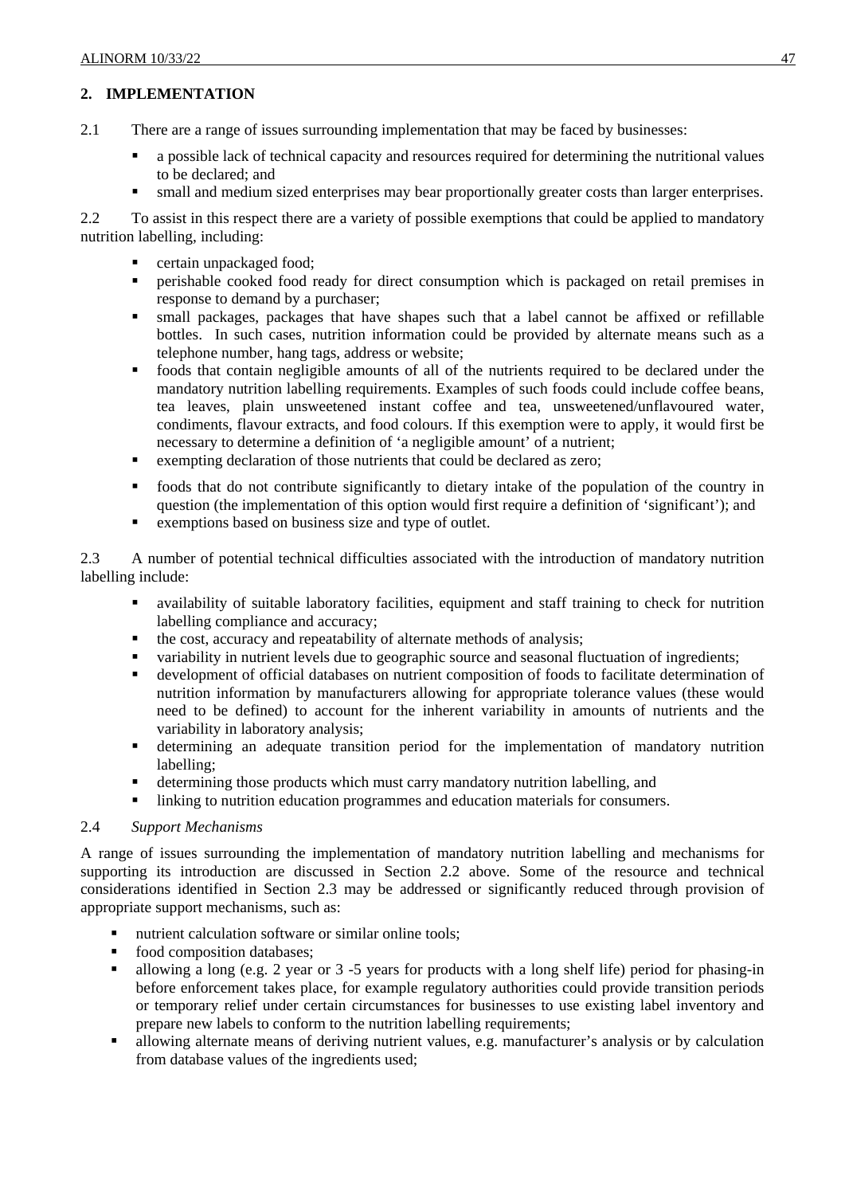## 2. IMPLEMENTATION

2.1 There are a range of issues surrounding implementation that may be faced by businesses:

- a possible lack of technical capacity and resources required for determining the nutritional values to be declared; and
- small and medium sized enterprises may bear proportionally greater costs than larger enterprises.

2.2 To assist in this respect there are a variety of possible exemptions that could be applied to mandatory nutrition labelling, including:

- certain unpackaged food;
- perishable cooked food ready for direct consumption which is packaged on retail premises in response to demand by a purchaser;
- small packages, packages that have shapes such that a label cannot be affixed or refillable bottles. In such cases, nutrition information could be provided by alternate means such as a telephone number, hang tags, address or website;
- foods that contain negligible amounts of all of the nutrients required to be declared under the mandatory nutrition labelling requirements. Examples of such foods could include coffee beans, tea leaves, plain unsweetened instant coffee and tea, unsweetened/unflavoured water, condiments, flavour extracts, and food colours. If this exemption were to apply, it would first be necessary to determine a definition of 'a negligible amount' of a nutrient;
- exempting declaration of those nutrients that could be declared as zero;
- foods that do not contribute significantly to dietary intake of the population of the country in question (the implementation of this option would first require a definition of 'significant'); and
- exemptions based on business size and type of outlet.

2.3 A number of potential technical difficulties associated with the introduction of mandatory nutrition labelling include:

- availability of suitable laboratory facilities, equipment and staff training to check for nutrition labelling compliance and accuracy;
- the cost, accuracy and repeatability of alternate methods of analysis;
- variability in nutrient levels due to geographic source and seasonal fluctuation of ingredients;
- development of official databases on nutrient composition of foods to facilitate determination of nutrition information by manufacturers allowing for appropriate tolerance values (these would need to be defined) to account for the inherent variability in amounts of nutrients and the variability in laboratory analysis;
- determining an adequate transition period for the implementation of mandatory nutrition labelling;
- determining those products which must carry mandatory nutrition labelling, and
- linking to nutrition education programmes and education materials for consumers.

2.4 *Support Mechanisms*

A range of issues surrounding the implementation of mandatory nutrition labelling and mechanisms for supporting its introduction are discussed in Section 2.2 above. Some of the resource and technical considerations identified in Section 2.3 may be addressed or significantly reduced through provision of appropriate support mechanisms, such as:

- nutrient calculation software or similar online tools;
- food composition databases;
- allowing a long (e.g. 2 year or 3 -5 years for products with a long shelf life) period for phasing-in before enforcement takes place, for example regulatory authorities could provide transition periods or temporary relief under certain circumstances for businesses to use existing label inventory and prepare new labels to conform to the nutrition labelling requirements;
- allowing alternate means of deriving nutrient values, e.g. manufacturer's analysis or by calculation from database values of the ingredients used;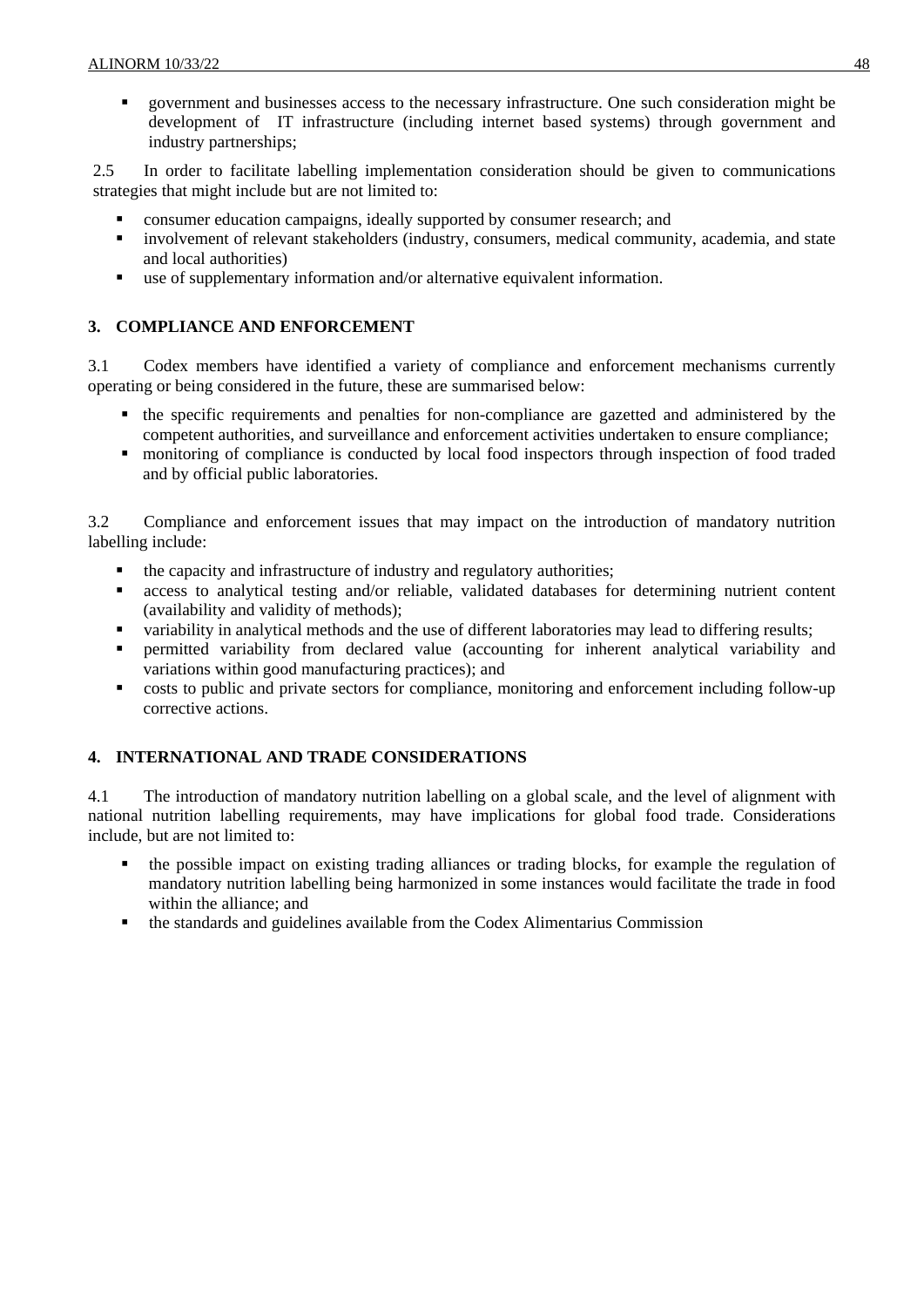- government and businesses access to the necessary infrastructure. One such consideration might be development of IT infrastructure (including internet based systems) through government and industry partnerships;

2.5 In order to facilitate labelling implementation consideration should be given to communications strategies that might include but are not limited to:

- consumer education campaigns, ideally supported by consumer research; and
- involvement of relevant stakeholders (industry, consumers, medical community, academia, and state and local authorities)
- use of supplementary information and/or alternative equivalent information.

## 3. COMPLIANCE AND ENFORCEMENT

3.1 Codex members have identified a variety of compliance and enforcement mechanisms currently operating or being considered in the future, these are summarised below:

- the specific requirements and penalties for non-compliance are gazetted and administered by the competent authorities, and surveillance and enforcement activities undertaken to ensure compliance;
- monitoring of compliance is conducted by local food inspectors through inspection of food traded and by official public laboratories.

3.2 Compliance and enforcement issues that may impact on the introduction of mandatory nutrition labelling include:

- the capacity and infrastructure of industry and regulatory authorities;
- access to analytical testing and/or reliable, validated databases for determining nutrient content (availability and validity of methods);
- variability in analytical methods and the use of different laboratories may lead to differing results;
- permitted variability from declared value (accounting for inherent analytical variability and variations within good manufacturing practices); and
- costs to public and private sectors for compliance, monitoring and enforcement including follow-up corrective actions.

## 4. INTERNATIONAL AND TRADE CONSIDERATIONS

4.1 The introduction of mandatory nutrition labelling on a global scale, and the level of alignment with national nutrition labelling requirements, may have implications for global food trade. Considerations include, but are not limited to:

- the possible impact on existing trading alliances or trading blocks, for example the regulation of mandatory nutrition labelling being harmonized in some instances would facilitate the trade in food within the alliance; and
- the standards and guidelines available from the Codex Alimentarius Commission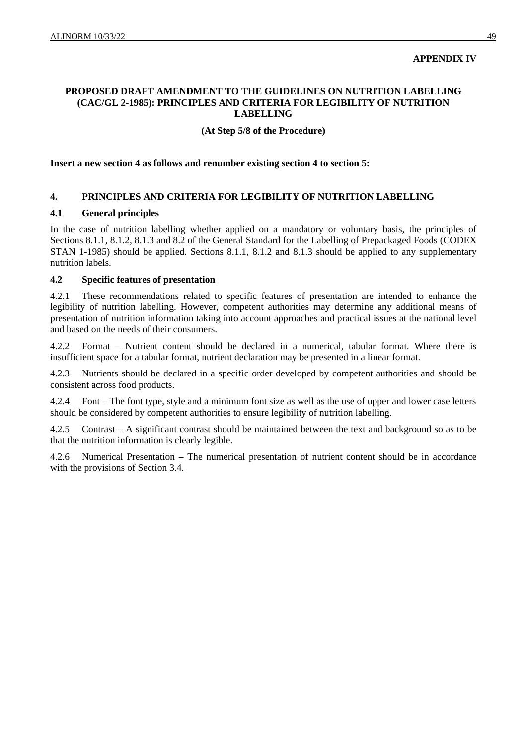**APPENDIX IV**

## PROPOSED DRAFT AMENDMENT TO THE GUIDELINES ON NUTRITION LABELLING (CAC/GL 2-1985): PRINCIPLES AND CRITERIA FOR LEGIBILITY OF NUTRITION LABELLING

**(At Step 5/8 of the Procedure)**

**Insert a new section 4 as follows and renumber existing section 4 to section 5:**

### 4. PRINCIPLES AND CRITERIA FOR LEGIBILITY OF NUTRITION LABELLING

#### 4.1 General principles

In the case of nutrition labelling whether applied on a mandatory or voluntary basis, the principles of Sections 8.1.1, 8.1.2, 8.1.3 and 8.2 of the General Standard for the Labelling of Prepackaged Foods (CODEX STAN 1-1985) should be applied. Sections 8.1.1, 8.1.2 and 8.1.3 should be applied to any supplementary nutrition labels.

#### 4.2 Specific features of presentation

4.2.1 These recommendations related to specific features of presentation are intended to enhance the legibility of nutrition labelling. However, competent authorities may determine any additional means of presentation of nutrition information taking into account approaches and practical issues at the national level and based on the needs of their consumers.

4.2.2 Format – Nutrient content should be declared in a numerical, tabular format. Where there is insufficient space for a tabular format, nutrient declaration may be presented in a linear format.

4.2.3 Nutrients should be declared in a specific order developed by competent authorities and should be consistent across food products.

4.2.4 Font – The font type, style and a minimum font size as well as the use of upper and lower case letters should be considered by competent authorities to ensure legibility of nutrition labelling.

4.2.5 Contrast – A significant contrast should be maintained between the text and background so ~~as to be~~ that the nutrition information is clearly legible.

4.2.6 Numerical Presentation – The numerical presentation of nutrient content should be in accordance with the provisions of Section 3.4.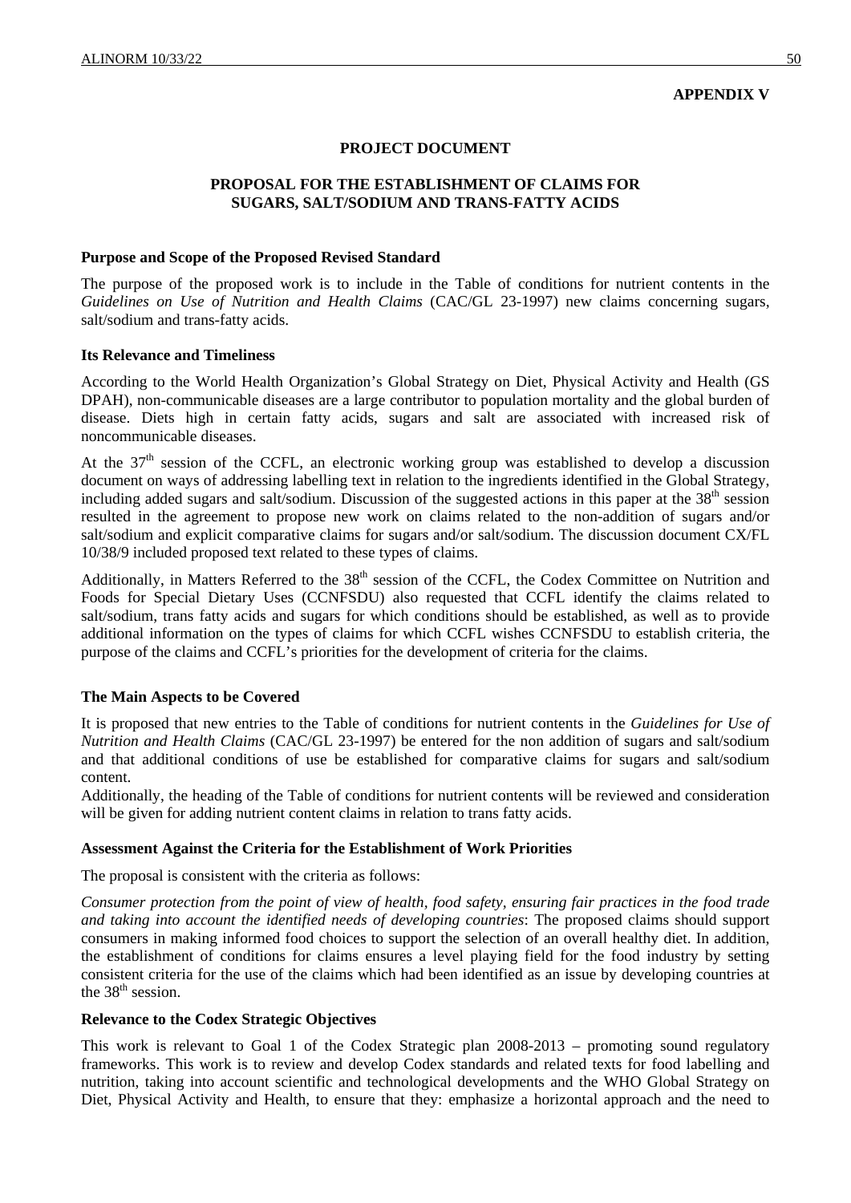**APPENDIX V**

**PROJECT DOCUMENT**

**PROPOSAL FOR THE ESTABLISHMENT OF CLAIMS FOR SUGARS, SALT/SODIUM AND TRANS-FATTY ACIDS**

**Purpose and Scope of the Proposed Revised Standard**

The purpose of the proposed work is to include in the Table of conditions for nutrient contents in the *Guidelines on Use of Nutrition and Health Claims* (CAC/GL 23-1997) new claims concerning sugars, salt/sodium and trans-fatty acids.

**Its Relevance and Timeliness**

According to the World Health Organization's Global Strategy on Diet, Physical Activity and Health (GS DPAH), non-communicable diseases are a large contributor to population mortality and the global burden of disease. Diets high in certain fatty acids, sugars and salt are associated with increased risk of noncommunicable diseases.

At the 37th session of the CCFL, an electronic working group was established to develop a discussion document on ways of addressing labelling text in relation to the ingredients identified in the Global Strategy, including added sugars and salt/sodium. Discussion of the suggested actions in this paper at the 38th session resulted in the agreement to propose new work on claims related to the non-addition of sugars and/or salt/sodium and explicit comparative claims for sugars and/or salt/sodium. The discussion document CX/FL 10/38/9 included proposed text related to these types of claims.

Additionally, in Matters Referred to the 38th session of the CCFL, the Codex Committee on Nutrition and Foods for Special Dietary Uses (CCNFSDU) also requested that CCFL identify the claims related to salt/sodium, trans fatty acids and sugars for which conditions should be established, as well as to provide additional information on the types of claims for which CCFL wishes CCNFSDU to establish criteria, the purpose of the claims and CCFL's priorities for the development of criteria for the claims.

**The Main Aspects to be Covered**

It is proposed that new entries to the Table of conditions for nutrient contents in the *Guidelines for Use of Nutrition and Health Claims* (CAC/GL 23-1997) be entered for the non addition of sugars and salt/sodium and that additional conditions of use be established for comparative claims for sugars and salt/sodium content.

Additionally, the heading of the Table of conditions for nutrient contents will be reviewed and consideration will be given for adding nutrient content claims in relation to trans fatty acids.

**Assessment Against the Criteria for the Establishment of Work Priorities**

The proposal is consistent with the criteria as follows:

*Consumer protection from the point of view of health, food safety, ensuring fair practices in the food trade and taking into account the identified needs of developing countries*: The proposed claims should support consumers in making informed food choices to support the selection of an overall healthy diet. In addition, the establishment of conditions for claims ensures a level playing field for the food industry by setting consistent criteria for the use of the claims which had been identified as an issue by developing countries at the 38th session.

**Relevance to the Codex Strategic Objectives**

This work is relevant to Goal 1 of the Codex Strategic plan 2008-2013 – promoting sound regulatory frameworks. This work is to review and develop Codex standards and related texts for food labelling and nutrition, taking into account scientific and technological developments and the WHO Global Strategy on Diet, Physical Activity and Health, to ensure that they: emphasize a horizontal approach and the need to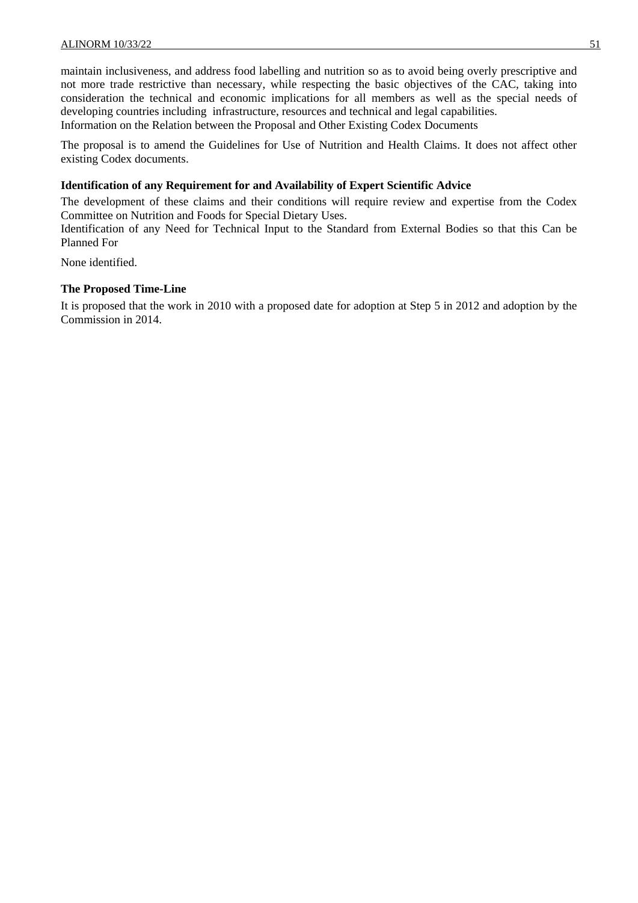maintain inclusiveness, and address food labelling and nutrition so as to avoid being overly prescriptive and not more trade restrictive than necessary, while respecting the basic objectives of the CAC, taking into consideration the technical and economic implications for all members as well as the special needs of developing countries including infrastructure, resources and technical and legal capabilities.

Information on the Relation between the Proposal and Other Existing Codex Documents

The proposal is to amend the Guidelines for Use of Nutrition and Health Claims. It does not affect other existing Codex documents.

**Identification of any Requirement for and Availability of Expert Scientific Advice**

The development of these claims and their conditions will require review and expertise from the Codex Committee on Nutrition and Foods for Special Dietary Uses.

Identification of any Need for Technical Input to the Standard from External Bodies so that this Can be Planned For

None identified.

**The Proposed Time-Line**

It is proposed that the work in 2010 with a proposed date for adoption at Step 5 in 2012 and adoption by the Commission in 2014.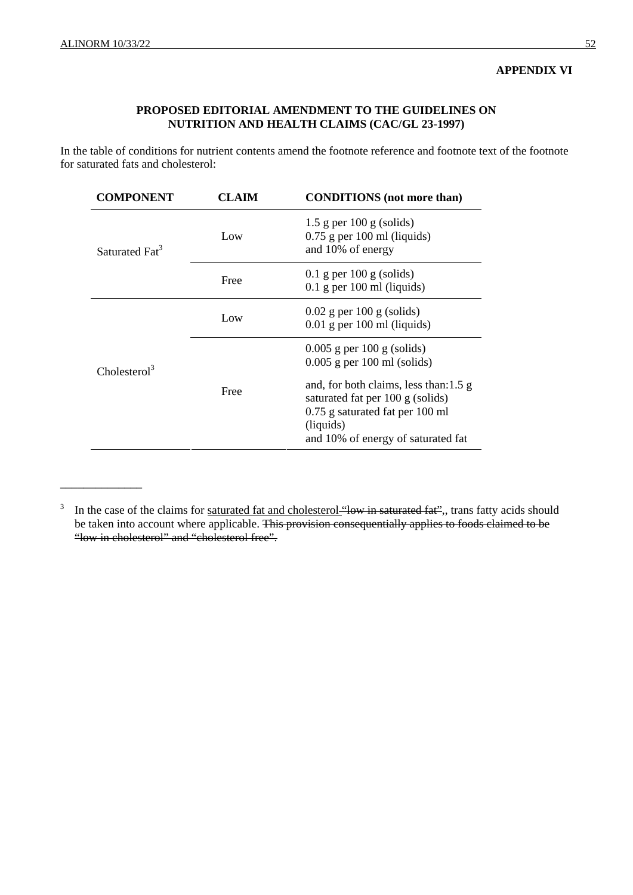**APPENDIX VI**

**PROPOSED EDITORIAL AMENDMENT TO THE GUIDELINES ON NUTRITION AND HEALTH CLAIMS (CAC/GL 23-1997)**

In the table of conditions for nutrient contents amend the footnote reference and footnote text of the footnote for saturated fats and cholesterol:

| COMPONENT | CLAIM | CONDITIONS (not more than) |
|---|---|---|
| Saturated Fat[3] | Low | 1.5 g per 100 g (solids)<br>0.75 g per 100 ml (liquids)<br>and 10% of energy |
| | Free | 0.1 g per 100 g (solids)<br>0.1 g per 100 ml (liquids) |
| Cholesterol[3] | Low | 0.02 g per 100 g (solids)<br>0.01 g per 100 ml (liquids) |
| | Free | 0.005 g per 100 g (solids)<br>0.005 g per 100 ml (solids)<br><br>and, for both claims, less than:1.5 g saturated fat per 100 g (solids)<br>0.75 g saturated fat per 100 ml (liquids)<br>and 10% of energy of saturated fat |

---

[3] In the case of the claims for <u>saturated fat and cholesterol</u> ~~“low in saturated fat”~~,, trans fatty acids should be taken into account where applicable. ~~This provision consequentially applies to foods claimed to be “low in cholesterol” and “cholesterol free”.~~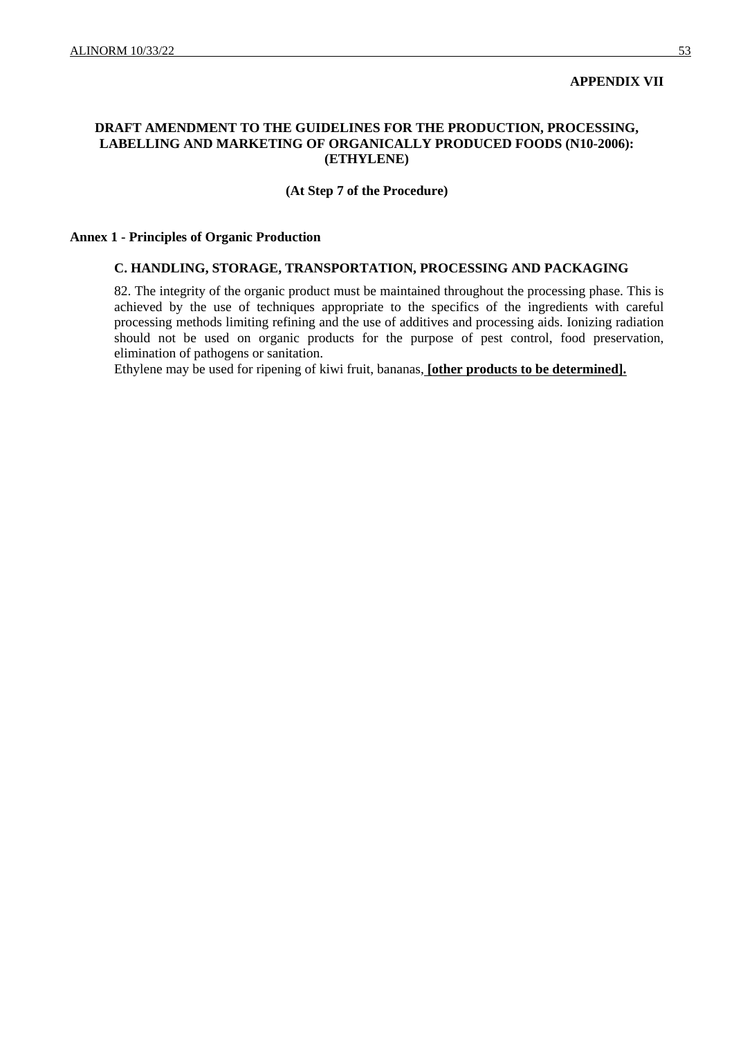**APPENDIX VII**

## DRAFT AMENDMENT TO THE GUIDELINES FOR THE PRODUCTION, PROCESSING, LABELLING AND MARKETING OF ORGANICALLY PRODUCED FOODS (N10-2006): (ETHYLENE)

**(At Step 7 of the Procedure)**

### Annex 1 - Principles of Organic Production

#### C. HANDLING, STORAGE, TRANSPORTATION, PROCESSING AND PACKAGING

82. The integrity of the organic product must be maintained throughout the processing phase. This is achieved by the use of techniques appropriate to the specifics of the ingredients with careful processing methods limiting refining and the use of additives and processing aids. Ionizing radiation should not be used on organic products for the purpose of pest control, food preservation, elimination of pathogens or sanitation.

Ethylene may be used for ripening of kiwi fruit, bananas, **[other products to be determined].**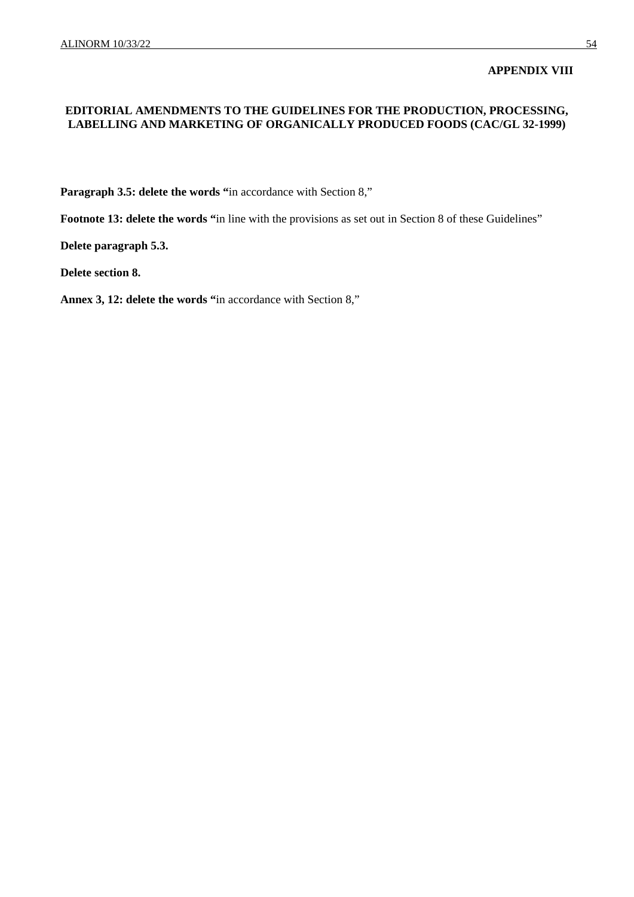**APPENDIX VIII**

## EDITORIAL AMENDMENTS TO THE GUIDELINES FOR THE PRODUCTION, PROCESSING, LABELLING AND MARKETING OF ORGANICALLY PRODUCED FOODS (CAC/GL 32-1999)

**Paragraph 3.5: delete the words "**in accordance with Section 8,"

**Footnote 13: delete the words "**in line with the provisions as set out in Section 8 of these Guidelines"

**Delete paragraph 5.3.**

**Delete section 8.**

**Annex 3, 12: delete the words "**in accordance with Section 8,"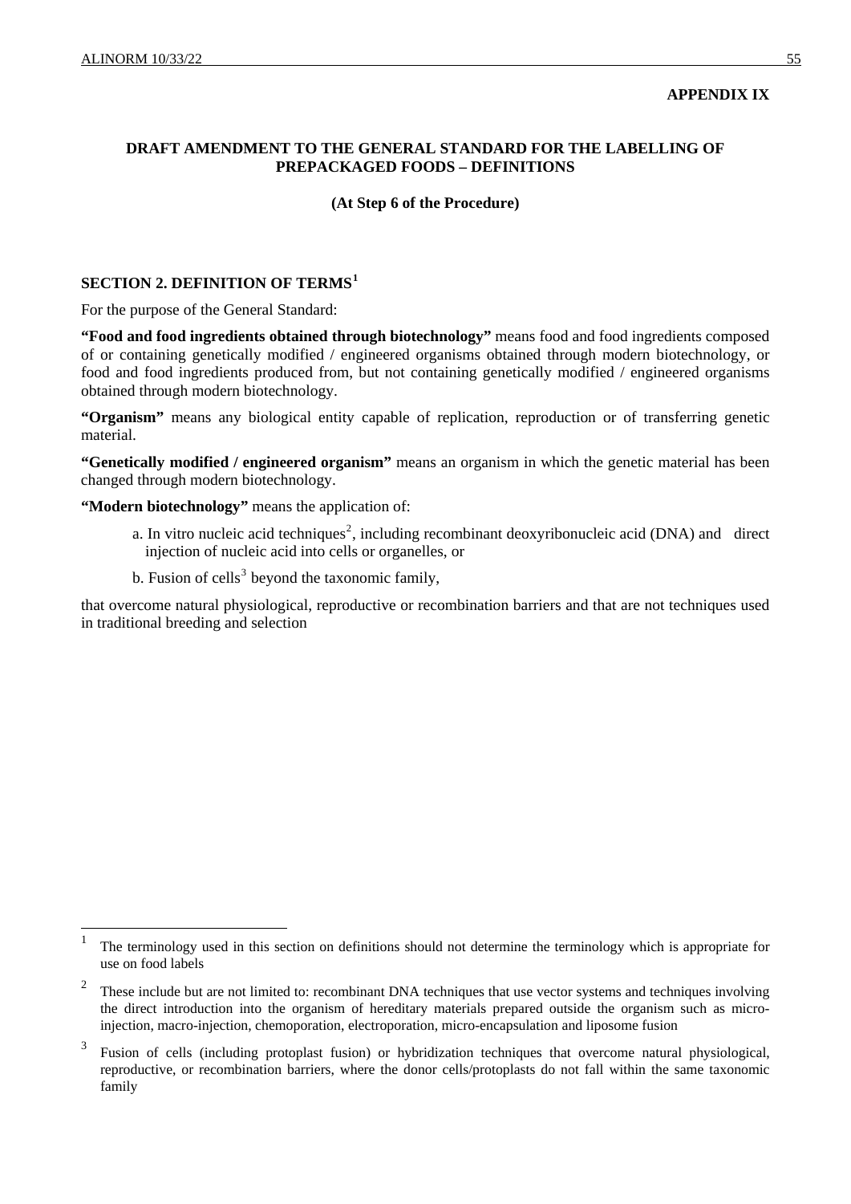**APPENDIX IX**

## DRAFT AMENDMENT TO THE GENERAL STANDARD FOR THE LABELLING OF PREPACKAGED FOODS – DEFINITIONS

**(At Step 6 of the Procedure)**

### SECTION 2. DEFINITION OF TERMS[1]

For the purpose of the General Standard:

**"Food and food ingredients obtained through biotechnology"** means food and food ingredients composed of or containing genetically modified / engineered organisms obtained through modern biotechnology, or food and food ingredients produced from, but not containing genetically modified / engineered organisms obtained through modern biotechnology.

**"Organism"** means any biological entity capable of replication, reproduction or of transferring genetic material.

**"Genetically modified / engineered organism"** means an organism in which the genetic material has been changed through modern biotechnology.

**"Modern biotechnology"** means the application of:

a. In vitro nucleic acid techniques[2], including recombinant deoxyribonucleic acid (DNA) and direct injection of nucleic acid into cells or organelles, or

b. Fusion of cells[3] beyond the taxonomic family,

that overcome natural physiological, reproductive or recombination barriers and that are not techniques used in traditional breeding and selection

---

[1] The terminology used in this section on definitions should not determine the terminology which is appropriate for use on food labels

[2] These include but are not limited to: recombinant DNA techniques that use vector systems and techniques involving the direct introduction into the organism of hereditary materials prepared outside the organism such as micro-injection, macro-injection, chemoporation, electroporation, micro-encapsulation and liposome fusion

[3] Fusion of cells (including protoplast fusion) or hybridization techniques that overcome natural physiological, reproductive, or recombination barriers, where the donor cells/protoplasts do not fall within the same taxonomic family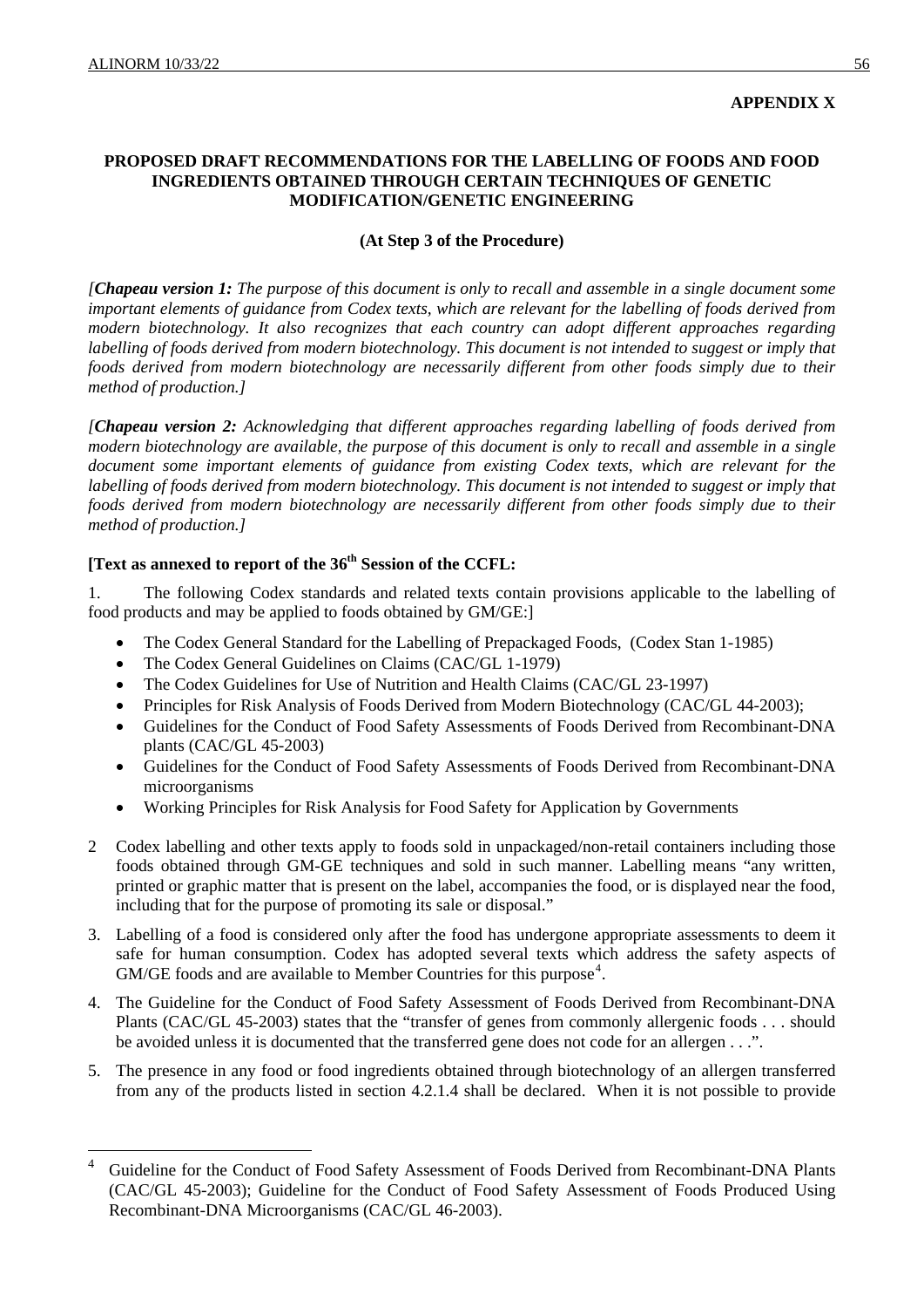**APPENDIX X**

**PROPOSED DRAFT RECOMMENDATIONS FOR THE LABELLING OF FOODS AND FOOD INGREDIENTS OBTAINED THROUGH CERTAIN TECHNIQUES OF GENETIC MODIFICATION/GENETIC ENGINEERING**

**(At Step 3 of the Procedure)**

*[**Chapeau version 1:** The purpose of this document is only to recall and assemble in a single document some important elements of guidance from Codex texts, which are relevant for the labelling of foods derived from modern biotechnology. It also recognizes that each country can adopt different approaches regarding labelling of foods derived from modern biotechnology. This document is not intended to suggest or imply that foods derived from modern biotechnology are necessarily different from other foods simply due to their method of production.]*

*[**Chapeau version 2:** Acknowledging that different approaches regarding labelling of foods derived from modern biotechnology are available, the purpose of this document is only to recall and assemble in a single document some important elements of guidance from existing Codex texts, which are relevant for the labelling of foods derived from modern biotechnology. This document is not intended to suggest or imply that foods derived from modern biotechnology are necessarily different from other foods simply due to their method of production.]*

**[Text as annexed to report of the 36th Session of the CCFL:**

1. The following Codex standards and related texts contain provisions applicable to the labelling of food products and may be applied to foods obtained by GM/GE:]

- The Codex General Standard for the Labelling of Prepackaged Foods, (Codex Stan 1-1985)
- The Codex General Guidelines on Claims (CAC/GL 1-1979)
- The Codex Guidelines for Use of Nutrition and Health Claims (CAC/GL 23-1997)
- Principles for Risk Analysis of Foods Derived from Modern Biotechnology (CAC/GL 44-2003);
- Guidelines for the Conduct of Food Safety Assessments of Foods Derived from Recombinant-DNA plants (CAC/GL 45-2003)
- Guidelines for the Conduct of Food Safety Assessments of Foods Derived from Recombinant-DNA microorganisms
- Working Principles for Risk Analysis for Food Safety for Application by Governments

2 Codex labelling and other texts apply to foods sold in unpackaged/non-retail containers including those foods obtained through GM-GE techniques and sold in such manner. Labelling means "any written, printed or graphic matter that is present on the label, accompanies the food, or is displayed near the food, including that for the purpose of promoting its sale or disposal."

3. Labelling of a food is considered only after the food has undergone appropriate assessments to deem it safe for human consumption. Codex has adopted several texts which address the safety aspects of GM/GE foods and are available to Member Countries for this purpose[4].

4. The Guideline for the Conduct of Food Safety Assessment of Foods Derived from Recombinant-DNA Plants (CAC/GL 45-2003) states that the "transfer of genes from commonly allergenic foods . . . should be avoided unless it is documented that the transferred gene does not code for an allergen . . .".

5. The presence in any food or food ingredients obtained through biotechnology of an allergen transferred from any of the products listed in section 4.2.1.4 shall be declared. When it is not possible to provide

[4] Guideline for the Conduct of Food Safety Assessment of Foods Derived from Recombinant-DNA Plants (CAC/GL 45-2003); Guideline for the Conduct of Food Safety Assessment of Foods Produced Using Recombinant-DNA Microorganisms (CAC/GL 46-2003).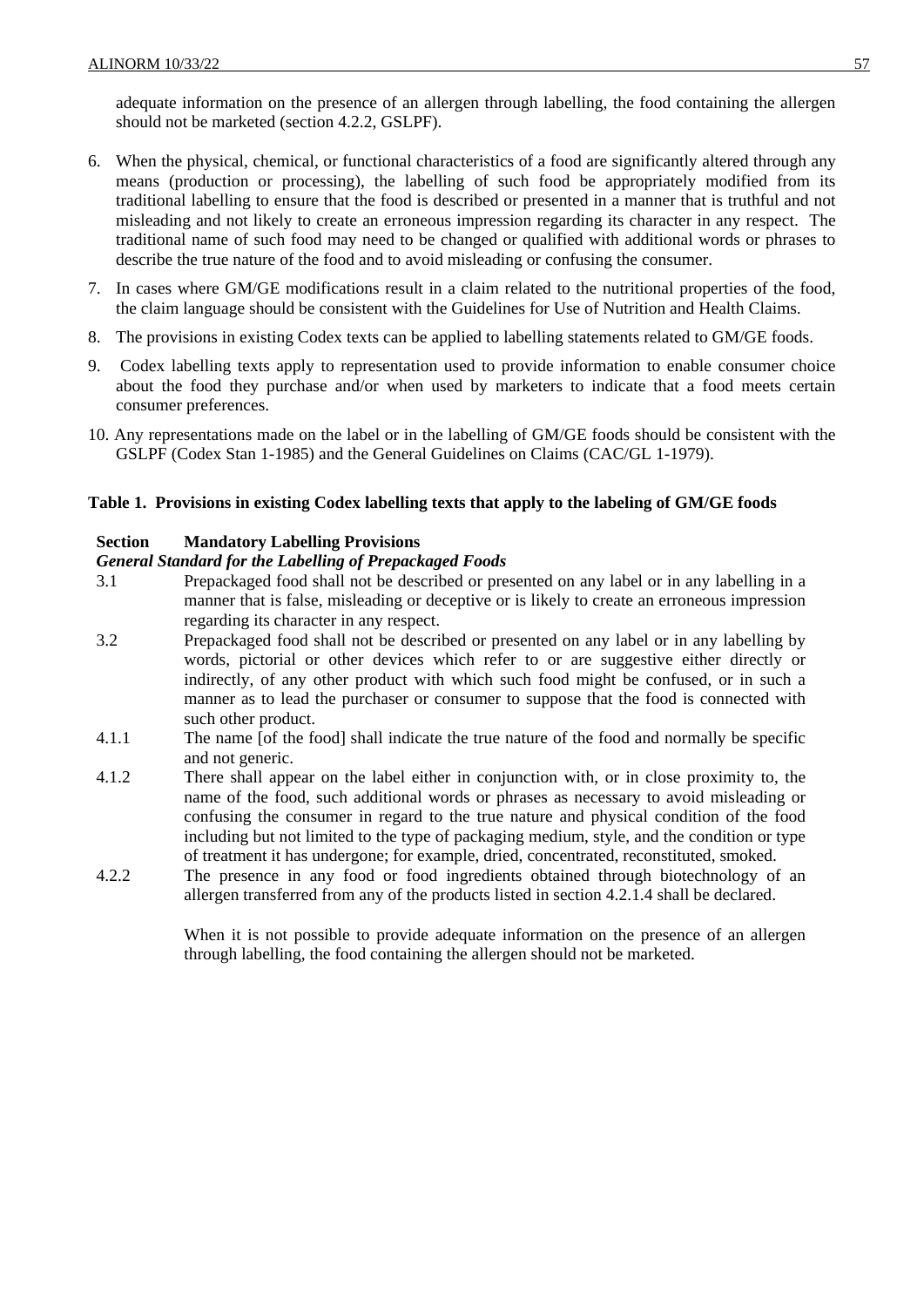adequate information on the presence of an allergen through labelling, the food containing the allergen should not be marketed (section 4.2.2, GSLPF).

6. When the physical, chemical, or functional characteristics of a food are significantly altered through any means (production or processing), the labelling of such food be appropriately modified from its traditional labelling to ensure that the food is described or presented in a manner that is truthful and not misleading and not likely to create an erroneous impression regarding its character in any respect. The traditional name of such food may need to be changed or qualified with additional words or phrases to describe the true nature of the food and to avoid misleading or confusing the consumer.
7. In cases where GM/GE modifications result in a claim related to the nutritional properties of the food, the claim language should be consistent with the Guidelines for Use of Nutrition and Health Claims.
8. The provisions in existing Codex texts can be applied to labelling statements related to GM/GE foods.
9. Codex labelling texts apply to representation used to provide information to enable consumer choice about the food they purchase and/or when used by marketers to indicate that a food meets certain consumer preferences.
10. Any representations made on the label or in the labelling of GM/GE foods should be consistent with the GSLPF (Codex Stan 1-1985) and the General Guidelines on Claims (CAC/GL 1-1979).

**Table 1. Provisions in existing Codex labelling texts that apply to the labeling of GM/GE foods**

| Section | Mandatory Labelling Provisions |
|---|---|
| | ***General Standard for the Labelling of Prepackaged Foods*** |
| 3.1 | Prepackaged food shall not be described or presented on any label or in any labelling in a manner that is false, misleading or deceptive or is likely to create an erroneous impression regarding its character in any respect. |
| 3.2 | Prepackaged food shall not be described or presented on any label or in any labelling by words, pictorial or other devices which refer to or are suggestive either directly or indirectly, of any other product with which such food might be confused, or in such a manner as to lead the purchaser or consumer to suppose that the food is connected with such other product. |
| 4.1.1 | The name [of the food] shall indicate the true nature of the food and normally be specific and not generic. |
| 4.1.2 | There shall appear on the label either in conjunction with, or in close proximity to, the name of the food, such additional words or phrases as necessary to avoid misleading or confusing the consumer in regard to the true nature and physical condition of the food including but not limited to the type of packaging medium, style, and the condition or type of treatment it has undergone; for example, dried, concentrated, reconstituted, smoked. |
| 4.2.2 | The presence in any food or food ingredients obtained through biotechnology of an allergen transferred from any of the products listed in section 4.2.1.4 shall be declared.<br><br>When it is not possible to provide adequate information on the presence of an allergen through labelling, the food containing the allergen should not be marketed. |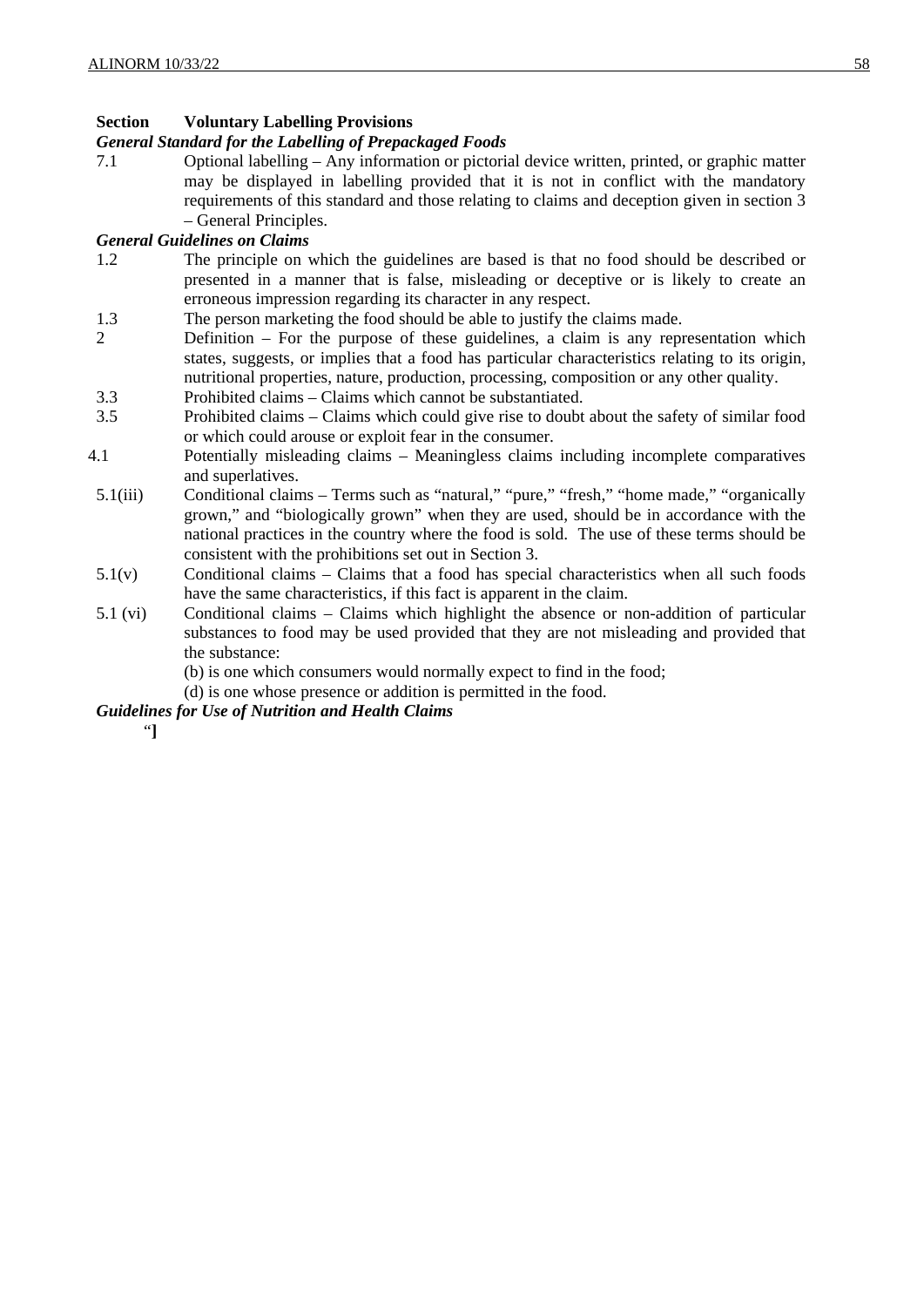**Section Voluntary Labelling Provisions**

***General Standard for the Labelling of Prepackaged Foods***

| | |
|---|---|
| 7.1 | Optional labelling – Any information or pictorial device written, printed, or graphic matter may be displayed in labelling provided that it is not in conflict with the mandatory requirements of this standard and those relating to claims and deception given in section 3 – General Principles. |

***General Guidelines on Claims***

| | |
|---|---|
| 1.2 | The principle on which the guidelines are based is that no food should be described or presented in a manner that is false, misleading or deceptive or is likely to create an erroneous impression regarding its character in any respect. |
| 1.3 | The person marketing the food should be able to justify the claims made. |
| 2 | Definition – For the purpose of these guidelines, a claim is any representation which states, suggests, or implies that a food has particular characteristics relating to its origin, nutritional properties, nature, production, processing, composition or any other quality. |
| 3.3 | Prohibited claims – Claims which cannot be substantiated. |
| 3.5 | Prohibited claims – Claims which could give rise to doubt about the safety of similar food or which could arouse or exploit fear in the consumer. |
| 4.1 | Potentially misleading claims – Meaningless claims including incomplete comparatives and superlatives. |
| 5.1(iii) | Conditional claims – Terms such as "natural," "pure," "fresh," "home made," "organically grown," and "biologically grown" when they are used, should be in accordance with the national practices in the country where the food is sold. The use of these terms should be consistent with the prohibitions set out in Section 3. |
| 5.1(v) | Conditional claims – Claims that a food has special characteristics when all such foods have the same characteristics, if this fact is apparent in the claim. |
| 5.1 (vi) | Conditional claims – Claims which highlight the absence or non-addition of particular substances to food may be used provided that they are not misleading and provided that the substance:<br>(b) is one which consumers would normally expect to find in the food;<br>(d) is one whose presence or addition is permitted in the food. |

***Guidelines for Use of Nutrition and Health Claims***

"]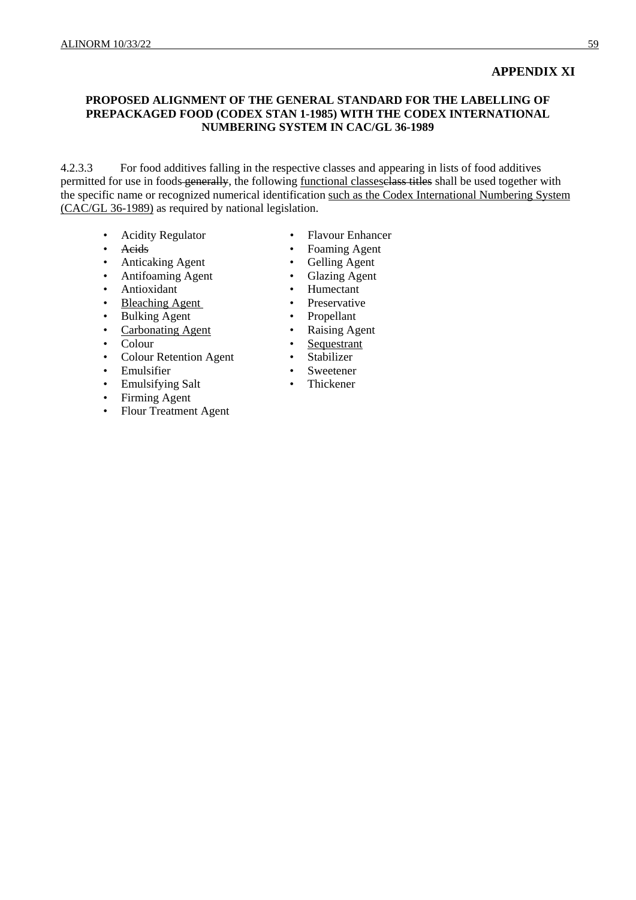**APPENDIX XI**

**PROPOSED ALIGNMENT OF THE GENERAL STANDARD FOR THE LABELLING OF PREPACKAGED FOOD (CODEX STAN 1-1985) WITH THE CODEX INTERNATIONAL NUMBERING SYSTEM IN CAC/GL 36-1989**

4.2.3.3 For food additives falling in the respective classes and appearing in lists of food additives permitted for use in foods ~~generally~~, the following <u>functional classes</u>~~class titles~~ shall be used together with the specific name or recognized numerical identification <u>such as the Codex International Numbering System (CAC/GL 36-1989)</u> as required by national legislation.

- Acidity Regulator
- ~~Acids~~
- Anticaking Agent
- Antifoaming Agent
- Antioxidant
- <u>Bleaching Agent</u>
- Bulking Agent
- <u>Carbonating Agent</u>
- Colour
- Colour Retention Agent
- Emulsifier
- Emulsifying Salt
- Firming Agent
- Flour Treatment Agent
- Flavour Enhancer
- Foaming Agent
- Gelling Agent
- Glazing Agent
- Humectant
- Preservative
- Propellant
- Raising Agent
- <u>Sequestrant</u>
- Stabilizer
- Sweetener
- Thickener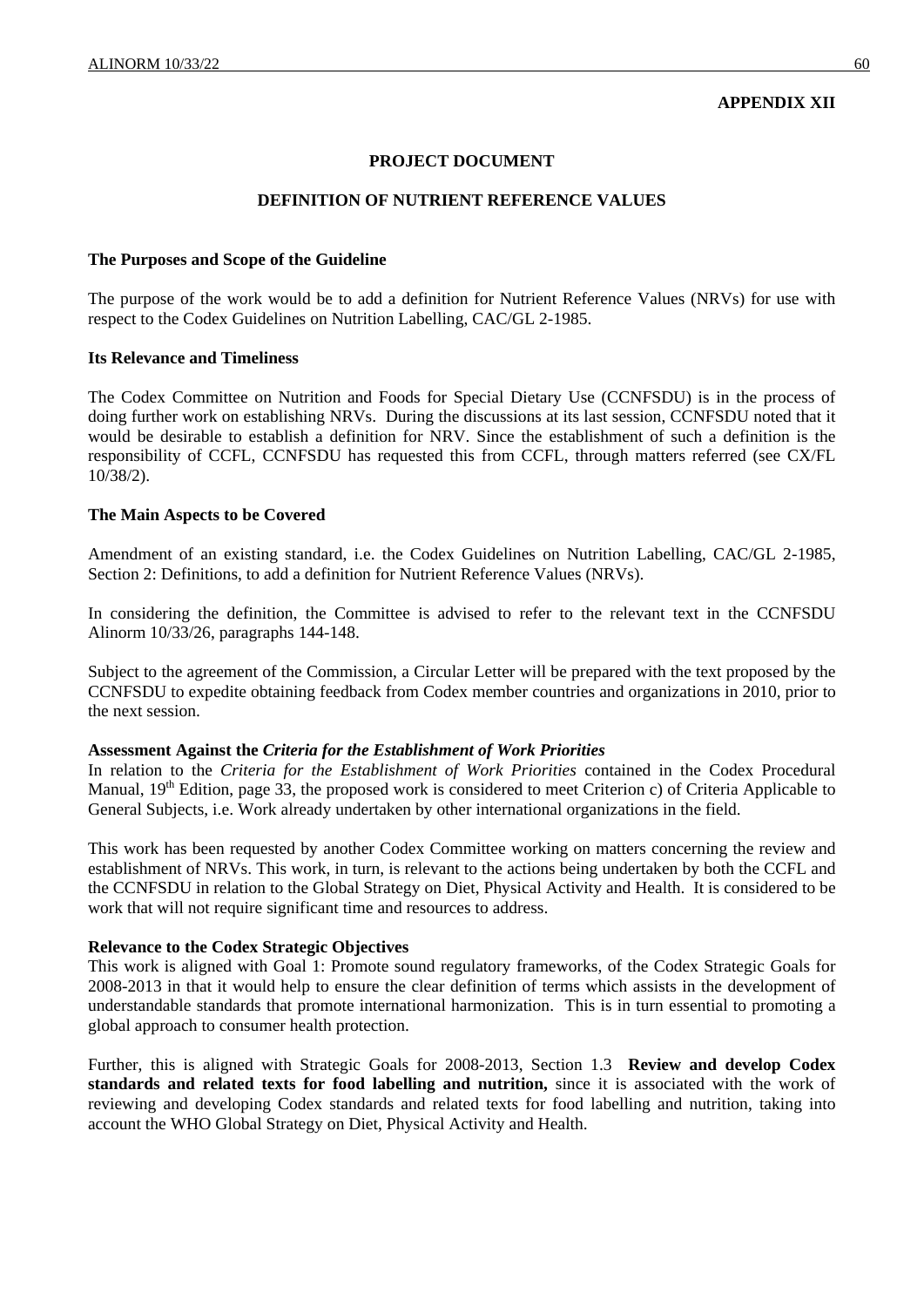**APPENDIX XII**

**PROJECT DOCUMENT**

**DEFINITION OF NUTRIENT REFERENCE VALUES**

**The Purposes and Scope of the Guideline**

The purpose of the work would be to add a definition for Nutrient Reference Values (NRVs) for use with respect to the Codex Guidelines on Nutrition Labelling, CAC/GL 2-1985.

**Its Relevance and Timeliness**

The Codex Committee on Nutrition and Foods for Special Dietary Use (CCNFSDU) is in the process of doing further work on establishing NRVs. During the discussions at its last session, CCNFSDU noted that it would be desirable to establish a definition for NRV. Since the establishment of such a definition is the responsibility of CCFL, CCNFSDU has requested this from CCFL, through matters referred (see CX/FL 10/38/2).

**The Main Aspects to be Covered**

Amendment of an existing standard, i.e. the Codex Guidelines on Nutrition Labelling, CAC/GL 2-1985, Section 2: Definitions, to add a definition for Nutrient Reference Values (NRVs).

In considering the definition, the Committee is advised to refer to the relevant text in the CCNFSDU Alinorm 10/33/26, paragraphs 144-148.

Subject to the agreement of the Commission, a Circular Letter will be prepared with the text proposed by the CCNFSDU to expedite obtaining feedback from Codex member countries and organizations in 2010, prior to the next session.

**Assessment Against the *Criteria for the Establishment of Work Priorities***

In relation to the *Criteria for the Establishment of Work Priorities* contained in the Codex Procedural Manual, 19th Edition, page 33, the proposed work is considered to meet Criterion c) of Criteria Applicable to General Subjects, i.e. Work already undertaken by other international organizations in the field.

This work has been requested by another Codex Committee working on matters concerning the review and establishment of NRVs. This work, in turn, is relevant to the actions being undertaken by both the CCFL and the CCNFSDU in relation to the Global Strategy on Diet, Physical Activity and Health. It is considered to be work that will not require significant time and resources to address.

**Relevance to the Codex Strategic Objectives**

This work is aligned with Goal 1: Promote sound regulatory frameworks, of the Codex Strategic Goals for 2008-2013 in that it would help to ensure the clear definition of terms which assists in the development of understandable standards that promote international harmonization. This is in turn essential to promoting a global approach to consumer health protection.

Further, this is aligned with Strategic Goals for 2008-2013, Section 1.3 **Review and develop Codex standards and related texts for food labelling and nutrition,** since it is associated with the work of reviewing and developing Codex standards and related texts for food labelling and nutrition, taking into account the WHO Global Strategy on Diet, Physical Activity and Health.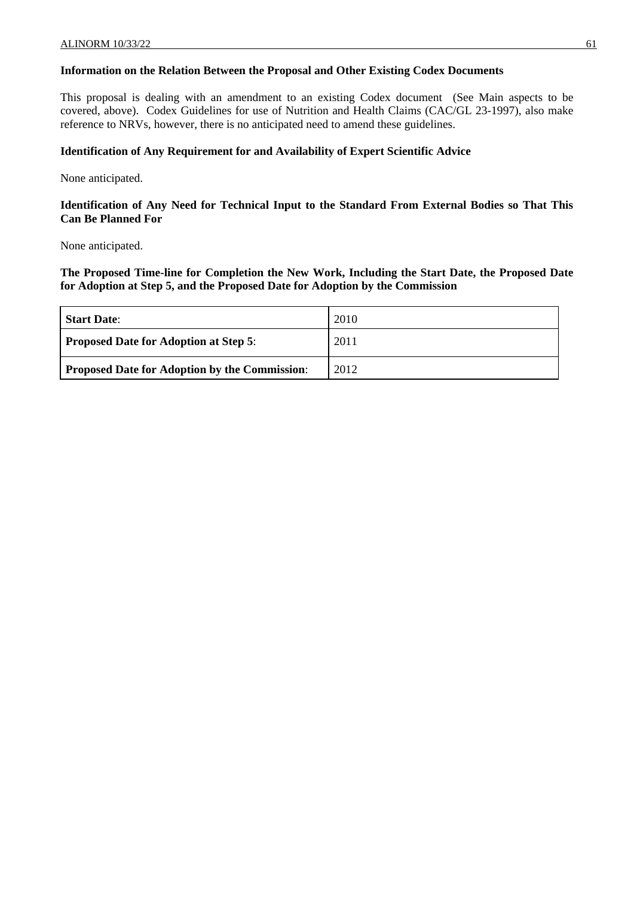**Information on the Relation Between the Proposal and Other Existing Codex Documents**

This proposal is dealing with an amendment to an existing Codex document (See Main aspects to be covered, above). Codex Guidelines for use of Nutrition and Health Claims (CAC/GL 23-1997), also make reference to NRVs, however, there is no anticipated need to amend these guidelines.

**Identification of Any Requirement for and Availability of Expert Scientific Advice**

None anticipated.

**Identification of Any Need for Technical Input to the Standard From External Bodies so That This Can Be Planned For**

None anticipated.

**The Proposed Time-line for Completion the New Work, Including the Start Date, the Proposed Date for Adoption at Step 5, and the Proposed Date for Adoption by the Commission**

| | |
|---|---|
| **Start Date**: | 2010 |
| **Proposed Date for Adoption at Step 5**: | 2011 |
| **Proposed Date for Adoption by the Commission**: | 2012 |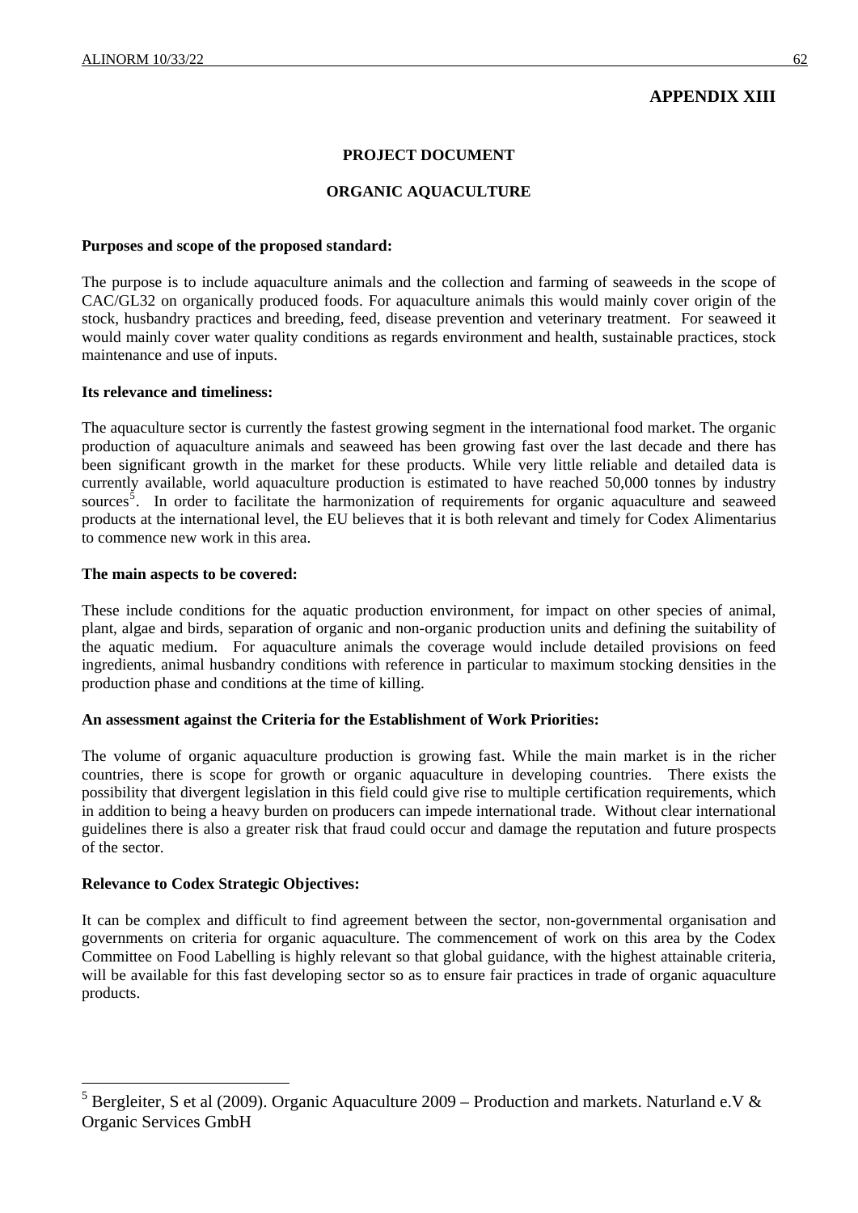## APPENDIX XIII

### PROJECT DOCUMENT

### ORGANIC AQUACULTURE

**Purposes and scope of the proposed standard:**

The purpose is to include aquaculture animals and the collection and farming of seaweeds in the scope of CAC/GL32 on organically produced foods. For aquaculture animals this would mainly cover origin of the stock, husbandry practices and breeding, feed, disease prevention and veterinary treatment. For seaweed it would mainly cover water quality conditions as regards environment and health, sustainable practices, stock maintenance and use of inputs.

**Its relevance and timeliness:**

The aquaculture sector is currently the fastest growing segment in the international food market. The organic production of aquaculture animals and seaweed has been growing fast over the last decade and there has been significant growth in the market for these products. While very little reliable and detailed data is currently available, world aquaculture production is estimated to have reached 50,000 tonnes by industry sources[5]. In order to facilitate the harmonization of requirements for organic aquaculture and seaweed products at the international level, the EU believes that it is both relevant and timely for Codex Alimentarius to commence new work in this area.

**The main aspects to be covered:**

These include conditions for the aquatic production environment, for impact on other species of animal, plant, algae and birds, separation of organic and non-organic production units and defining the suitability of the aquatic medium. For aquaculture animals the coverage would include detailed provisions on feed ingredients, animal husbandry conditions with reference in particular to maximum stocking densities in the production phase and conditions at the time of killing.

**An assessment against the Criteria for the Establishment of Work Priorities:**

The volume of organic aquaculture production is growing fast. While the main market is in the richer countries, there is scope for growth or organic aquaculture in developing countries. There exists the possibility that divergent legislation in this field could give rise to multiple certification requirements, which in addition to being a heavy burden on producers can impede international trade. Without clear international guidelines there is also a greater risk that fraud could occur and damage the reputation and future prospects of the sector.

**Relevance to Codex Strategic Objectives:**

It can be complex and difficult to find agreement between the sector, non-governmental organisation and governments on criteria for organic aquaculture. The commencement of work on this area by the Codex Committee on Food Labelling is highly relevant so that global guidance, with the highest attainable criteria, will be available for this fast developing sector so as to ensure fair practices in trade of organic aquaculture products.

---

[5] Bergleiter, S et al (2009). Organic Aquaculture 2009 – Production and markets. Naturland e.V & Organic Services GmbH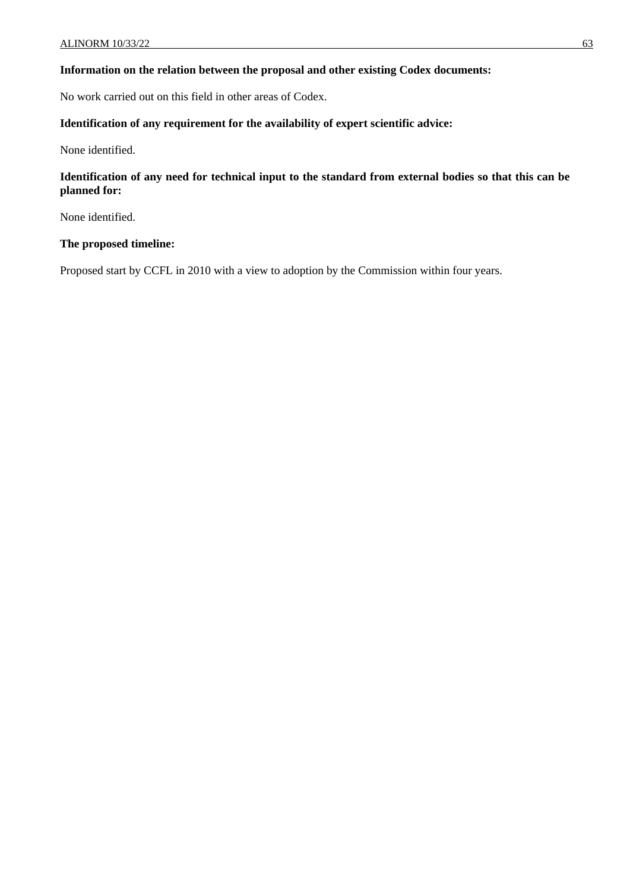**Information on the relation between the proposal and other existing Codex documents:**

No work carried out on this field in other areas of Codex.

**Identification of any requirement for the availability of expert scientific advice:**

None identified.

**Identification of any need for technical input to the standard from external bodies so that this can be planned for:**

None identified.

**The proposed timeline:**

Proposed start by CCFL in 2010 with a view to adoption by the Commission within four years.